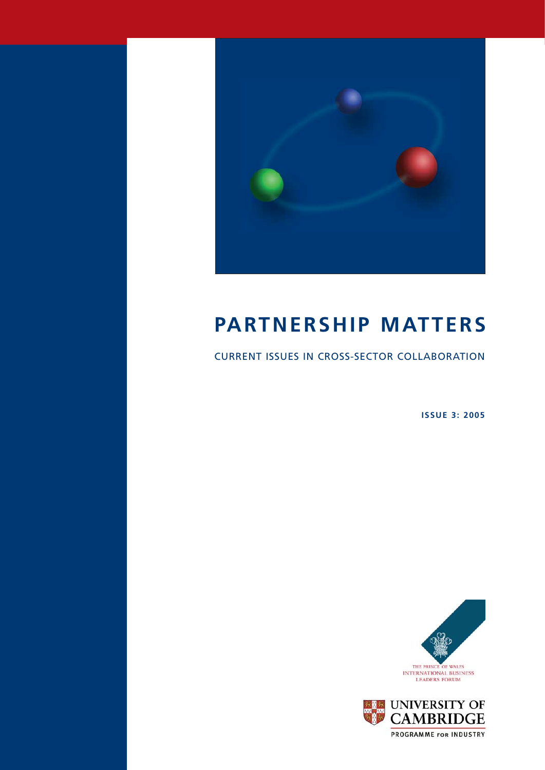# PARTNERSHIP MATTERS

CURRENT ISSUES IN CROSS-SECTOR COLLABORATION

**ISSUE 3: 2005**

THE PRINCE OF WALES INTERNATIONAL BUSINESS LEADERS FORUM

UNIVERSITY OF CAMBRIDGE

PROGRAMME FOR INDUSTRY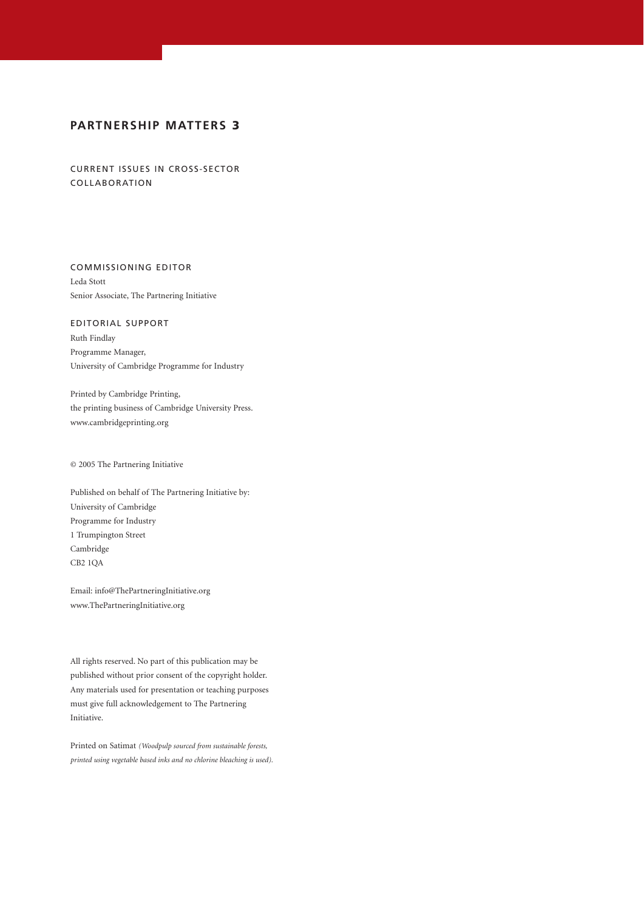## PARTNERSHIP MATTERS 3

CURRENT ISSUES IN CROSS-SECTOR COLLABORATION

COMMISSIONING EDITOR

Leda Stott
Senior Associate, The Partnering Initiative

EDITORIAL SUPPORT

Ruth Findlay
Programme Manager,
University of Cambridge Programme for Industry

Printed by Cambridge Printing,
the printing business of Cambridge University Press.
www.cambridgeprinting.org

© 2005 The Partnering Initiative

Published on behalf of The Partnering Initiative by:
University of Cambridge
Programme for Industry
1 Trumpington Street
Cambridge
CB2 1QA

Email: info@ThePartneringInitiative.org
www.ThePartneringInitiative.org

All rights reserved. No part of this publication may be published without prior consent of the copyright holder. Any materials used for presentation or teaching purposes must give full acknowledgement to The Partnering Initiative.

Printed on Satimat *(Woodpulp sourced from sustainable forests, printed using vegetable based inks and no chlorine bleaching is used).*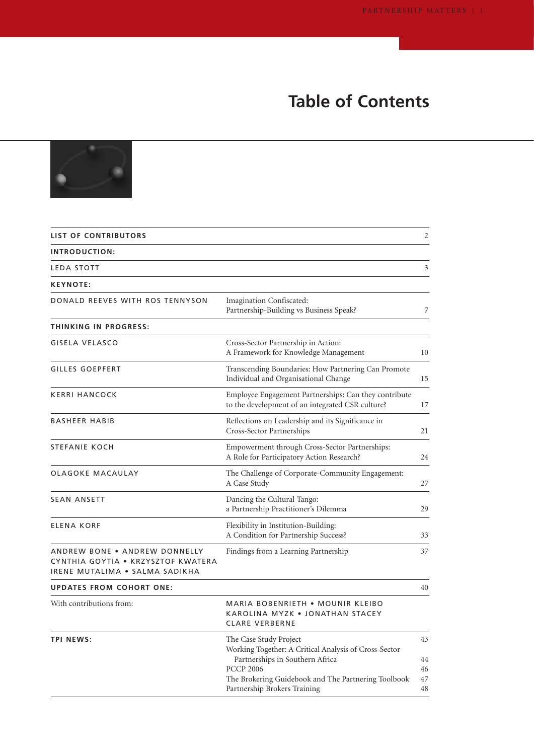# Table of Contents

| | | |
|---|---|---|
| **LIST OF CONTRIBUTORS** | | 2 |
| **INTRODUCTION:** | | |
| LEDA STOTT | | 3 |
| **KEYNOTE:** | | |
| DONALD REEVES WITH ROS TENNYSON | Imagination Confiscated: Partnership-Building vs Business Speak? | 7 |
| **THINKING IN PROGRESS:** | | |
| GISELA VELASCO | Cross-Sector Partnership in Action: A Framework for Knowledge Management | 10 |
| GILLES GOEPFERT | Transcending Boundaries: How Partnering Can Promote Individual and Organisational Change | 15 |
| KERRI HANCOCK | Employee Engagement Partnerships: Can they contribute to the development of an integrated CSR culture? | 17 |
| BASHEER HABIB | Reflections on Leadership and its Significance in Cross-Sector Partnerships | 21 |
| STEFANIE KOCH | Empowerment through Cross-Sector Partnerships: A Role for Participatory Action Research? | 24 |
| OLAGOKE MACAULAY | The Challenge of Corporate-Community Engagement: A Case Study | 27 |
| SEAN ANSETT | Dancing the Cultural Tango: a Partnership Practitioner's Dilemma | 29 |
| ELENA KORF | Flexibility in Institution-Building: A Condition for Partnership Success? | 33 |
| ANDREW BONE • ANDREW DONNELLY CYNTHIA GOYTIA • KRZYSZTOF KWATERA IRENE MUTALIMA • SALMA SADIKHA | Findings from a Learning Partnership | 37 |
| **UPDATES FROM COHORT ONE:** | | 40 |
| With contributions from: | MARIA BOBENRIETH • MOUNIR KLEIBO KAROLINA MYZK • JONATHAN STACEY CLARE VERBERNE | |
| **TPI NEWS:** | The Case Study Project | 43 |
| | Working Together: A Critical Analysis of Cross-Sector Partnerships in Southern Africa | 44 |
| | PCCP 2006 | 46 |
| | The Brokering Guidebook and The Partnering Toolbook | 47 |
| | Partnership Brokers Training | 48 |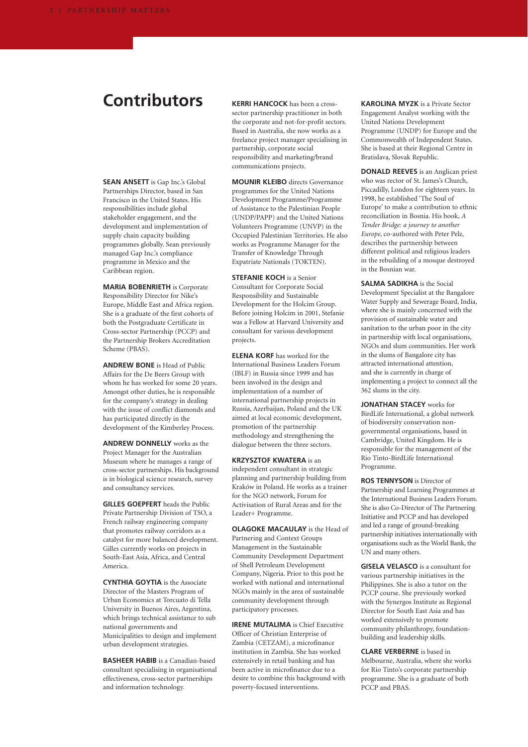# Contributors

**SEAN ANSETT** is Gap Inc.'s Global Partnerships Director, based in San Francisco in the United States. His responsibilities include global stakeholder engagement, and the development and implementation of supply chain capacity building programmes globally. Sean previously managed Gap Inc.'s compliance programme in Mexico and the Caribbean region.

**MARIA BOBENRIETH** is Corporate Responsibility Director for Nike's Europe, Middle East and Africa region. She is a graduate of the first cohorts of both the Postgraduate Certificate in Cross-sector Partnership (PCCP) and the Partnership Brokers Accreditation Scheme (PBAS).

**ANDREW BONE** is Head of Public Affairs for the De Beers Group with whom he has worked for some 20 years. Amongst other duties, he is responsible for the company's strategy in dealing with the issue of conflict diamonds and has participated directly in the development of the Kimberley Process.

**ANDREW DONNELLY** works as the Project Manager for the Australian Museum where he manages a range of cross-sector partnerships. His background is in biological science research, survey and consultancy services.

**GILLES GOEPFERT** heads the Public Private Partnership Division of TSO, a French railway engineering company that promotes railway corridors as a catalyst for more balanced development. Gilles currently works on projects in South-East Asia, Africa, and Central America.

**CYNTHIA GOYTIA** is the Associate Director of the Masters Program of Urban Economics at Torcuato di Tella University in Buenos Aires, Argentina, which brings technical assistance to sub national governments and Municipalities to design and implement urban development strategies.

**BASHEER HABIB** is a Canadian-based consultant specialising in organisational effectiveness, cross-sector partnerships and information technology.

**KERRI HANCOCK** has been a cross-sector partnership practitioner in both the corporate and not-for-profit sectors. Based in Australia, she now works as a freelance project manager specialising in partnership, corporate social responsibility and marketing/brand communications projects.

**MOUNIR KLEIBO** directs Governance programmes for the United Nations Development Programme/Programme of Assistance to the Palestinian People (UNDP/PAPP) and the United Nations Volunteers Programme (UNVP) in the Occupied Palestinian Territories. He also works as Programme Manager for the Transfer of Knowledge Through Expatriate Nationals (TOKTEN).

**STEFANIE KOCH** is a Senior Consultant for Corporate Social Responsibility and Sustainable Development for the Holcim Group. Before joining Holcim in 2001, Stefanie was a Fellow at Harvard University and consultant for various development projects.

**ELENA KORF** has worked for the International Business Leaders Forum (IBLF) in Russia since 1999 and has been involved in the design and implementation of a number of international partnership projects in Russia, Azerbaijan, Poland and the UK aimed at local economic development, promotion of the partnership methodology and strengthening the dialogue between the three sectors.

**KRZYSZTOF KWATERA** is an independent consultant in strategic planning and partnership building from Kraków in Poland. He works as a trainer for the NGO network, Forum for Activisation of Rural Areas and for the Leader+ Programme.

**OLAGOKE MACAULAY** is the Head of Partnering and Context Groups Management in the Sustainable Community Development Department of Shell Petroleum Development Company, Nigeria. Prior to this post he worked with national and international NGOs mainly in the area of sustainable community development through participatory processes.

**IRENE MUTALIMA** is Chief Executive Officer of Christian Enterprise of Zambia (CETZAM), a microfinance institution in Zambia. She has worked extensively in retail banking and has been active in microfinance due to a desire to combine this background with poverty-focused interventions.

**KAROLINA MYZK** is a Private Sector Engagement Analyst working with the United Nations Development Programme (UNDP) for Europe and the Commonwealth of Independent States. She is based at their Regional Centre in Bratislava, Slovak Republic.

**DONALD REEVES** is an Anglican priest who was rector of St. James's Church, Piccadilly, London for eighteen years. In 1998, he established 'The Soul of Europe' to make a contribution to ethnic reconciliation in Bosnia. His book, *A Tender Bridge: a journey to another Europe*, co-authored with Peter Pelz, describes the partnership between different political and religious leaders in the rebuilding of a mosque destroyed in the Bosnian war.

**SALMA SADIKHA** is the Social Development Specialist at the Bangalore Water Supply and Sewerage Board, India, where she is mainly concerned with the provision of sustainable water and sanitation to the urban poor in the city in partnership with local organisations, NGOs and slum communities. Her work in the slums of Bangalore city has attracted international attention, and she is currently in charge of implementing a project to connect all the 362 slums in the city.

**JONATHAN STACEY** works for BirdLife International, a global network of biodiversity conservation non-governmental organisations, based in Cambridge, United Kingdom. He is responsible for the management of the Rio Tinto-BirdLife International Programme.

**ROS TENNYSON** is Director of Partnership and Learning Programmes at the International Business Leaders Forum. She is also Co-Director of The Partnering Initiative and PCCP and has developed and led a range of ground-breaking partnership initiatives internationally with organisations such as the World Bank, the UN and many others.

**GISELA VELASCO** is a consultant for various partnership initiatives in the Philippines. She is also a tutor on the PCCP course. She previously worked with the Synergos Institute as Regional Director for South East Asia and has worked extensively to promote community philanthropy, foundation-building and leadership skills.

**CLARE VERBERNE** is based in Melbourne, Australia, where she works for Rio Tinto's corporate partnership programme. She is a graduate of both PCCP and PBAS.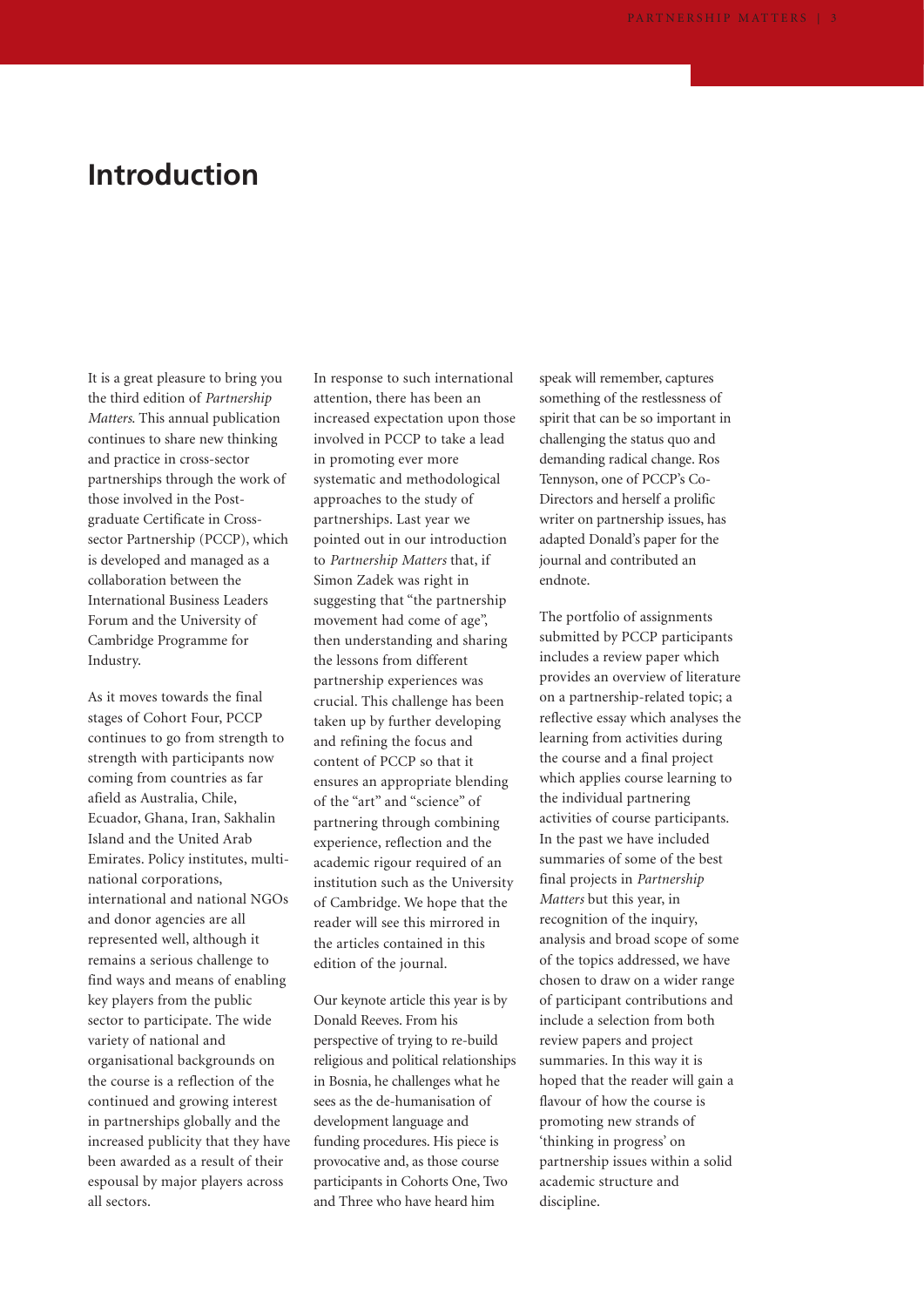# Introduction

It is a great pleasure to bring you the third edition of *Partnership Matters*. This annual publication continues to share new thinking and practice in cross-sector partnerships through the work of those involved in the Post-graduate Certificate in Cross-sector Partnership (PCCP), which is developed and managed as a collaboration between the International Business Leaders Forum and the University of Cambridge Programme for Industry.

As it moves towards the final stages of Cohort Four, PCCP continues to go from strength to strength with participants now coming from countries as far afield as Australia, Chile, Ecuador, Ghana, Iran, Sakhalin Island and the United Arab Emirates. Policy institutes, multi-national corporations, international and national NGOs and donor agencies are all represented well, although it remains a serious challenge to find ways and means of enabling key players from the public sector to participate. The wide variety of national and organisational backgrounds on the course is a reflection of the continued and growing interest in partnerships globally and the increased publicity that they have been awarded as a result of their espousal by major players across all sectors.

In response to such international attention, there has been an increased expectation upon those involved in PCCP to take a lead in promoting ever more systematic and methodological approaches to the study of partnerships. Last year we pointed out in our introduction to *Partnership Matters* that, if Simon Zadek was right in suggesting that "the partnership movement had come of age", then understanding and sharing the lessons from different partnership experiences was crucial. This challenge has been taken up by further developing and refining the focus and content of PCCP so that it ensures an appropriate blending of the "art" and "science" of partnering through combining experience, reflection and the academic rigour required of an institution such as the University of Cambridge. We hope that the reader will see this mirrored in the articles contained in this edition of the journal.

Our keynote article this year is by Donald Reeves. From his perspective of trying to re-build religious and political relationships in Bosnia, he challenges what he sees as the de-humanisation of development language and funding procedures. His piece is provocative and, as those course participants in Cohorts One, Two and Three who have heard him speak will remember, captures something of the restlessness of spirit that can be so important in challenging the status quo and demanding radical change. Ros Tennyson, one of PCCP's Co-Directors and herself a prolific writer on partnership issues, has adapted Donald's paper for the journal and contributed an endnote.

The portfolio of assignments submitted by PCCP participants includes a review paper which provides an overview of literature on a partnership-related topic; a reflective essay which analyses the learning from activities during the course and a final project which applies course learning to the individual partnering activities of course participants. In the past we have included summaries of some of the best final projects in *Partnership Matters* but this year, in recognition of the inquiry, analysis and broad scope of some of the topics addressed, we have chosen to draw on a wider range of participant contributions and include a selection from both review papers and project summaries. In this way it is hoped that the reader will gain a flavour of how the course is promoting new strands of 'thinking in progress' on partnership issues within a solid academic structure and discipline.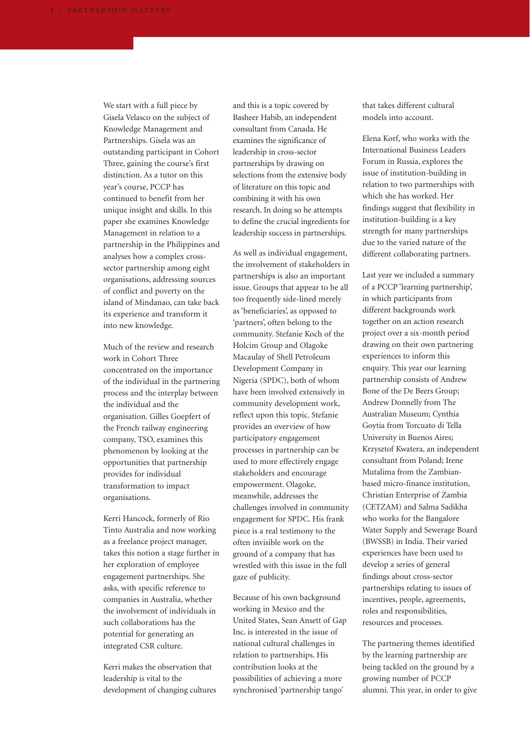We start with a full piece by Gisela Velasco on the subject of Knowledge Management and Partnerships. Gisela was an outstanding participant in Cohort Three, gaining the course's first distinction. As a tutor on this year's course, PCCP has continued to benefit from her unique insight and skills. In this paper she examines Knowledge Management in relation to a partnership in the Philippines and analyses how a complex cross-sector partnership among eight organisations, addressing sources of conflict and poverty on the island of Mindanao, can take back its experience and transform it into new knowledge.

Much of the review and research work in Cohort Three concentrated on the importance of the individual in the partnering process and the interplay between the individual and the organisation. Gilles Goepfert of the French railway engineering company, TSO, examines this phenomenon by looking at the opportunities that partnership provides for individual transformation to impact organisations.

Kerri Hancock, formerly of Rio Tinto Australia and now working as a freelance project manager, takes this notion a stage further in her exploration of employee engagement partnerships. She asks, with specific reference to companies in Australia, whether the involvement of individuals in such collaborations has the potential for generating an integrated CSR culture.

Kerri makes the observation that leadership is vital to the development of changing cultures and this is a topic covered by Basheer Habib, an independent consultant from Canada. He examines the significance of leadership in cross-sector partnerships by drawing on selections from the extensive body of literature on this topic and combining it with his own research. In doing so he attempts to define the crucial ingredients for leadership success in partnerships.

As well as individual engagement, the involvement of stakeholders in partnerships is also an important issue. Groups that appear to be all too frequently side-lined merely as 'beneficiaries', as opposed to 'partners', often belong to the community. Stefanie Koch of the Holcim Group and Olagoke Macaulay of Shell Petroleum Development Company in Nigeria (SPDC), both of whom have been involved extensively in community development work, reflect upon this topic. Stefanie provides an overview of how participatory engagement processes in partnership can be used to more effectively engage stakeholders and encourage empowerment. Olagoke, meanwhile, addresses the challenges involved in community engagement for SPDC. His frank piece is a real testimony to the often invisible work on the ground of a company that has wrestled with this issue in the full gaze of publicity.

Because of his own background working in Mexico and the United States, Sean Ansett of Gap Inc. is interested in the issue of national cultural challenges in relation to partnerships. His contribution looks at the possibilities of achieving a more synchronised 'partnership tango' that takes different cultural models into account.

Elena Korf, who works with the International Business Leaders Forum in Russia, explores the issue of institution-building in relation to two partnerships with which she has worked. Her findings suggest that flexibility in institution-building is a key strength for many partnerships due to the varied nature of the different collaborating partners.

Last year we included a summary of a PCCP 'learning partnership', in which participants from different backgrounds work together on an action research project over a six-month period drawing on their own partnering experiences to inform this enquiry. This year our learning partnership consists of Andrew Bone of the De Beers Group; Andrew Donnelly from The Australian Museum; Cynthia Goytia from Torcuato di Tella University in Buenos Aires; Krzysztof Kwatera, an independent consultant from Poland; Irene Mutalima from the Zambian-based micro-finance institution, Christian Enterprise of Zambia (CETZAM) and Salma Sadikha who works for the Bangalore Water Supply and Sewerage Board (BWSSB) in India. Their varied experiences have been used to develop a series of general findings about cross-sector partnerships relating to issues of incentives, people, agreements, roles and responsibilities, resources and processes.

The partnering themes identified by the learning partnership are being tackled on the ground by a growing number of PCCP alumni. This year, in order to give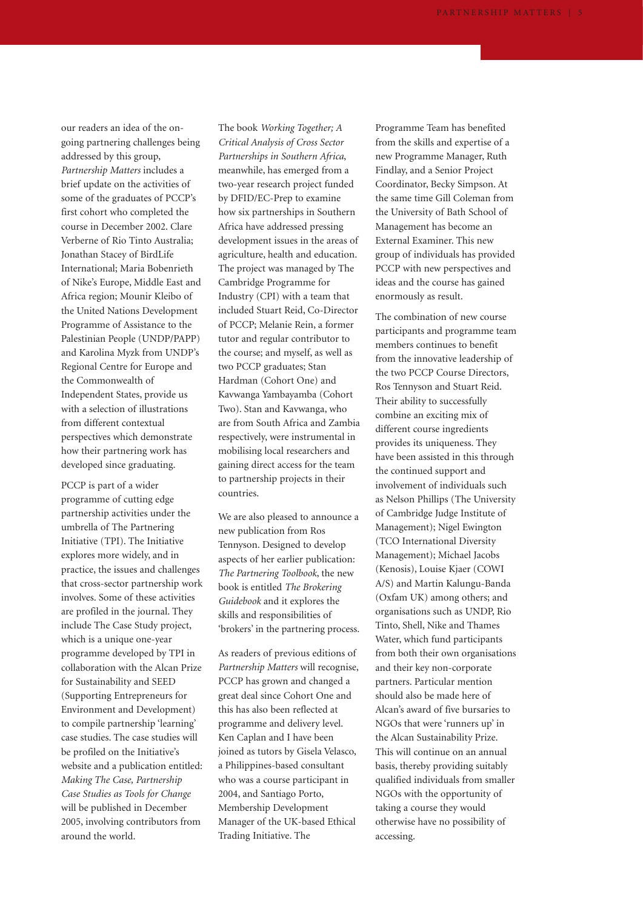our readers an idea of the on-going partnering challenges being addressed by this group, *Partnership Matters* includes a brief update on the activities of some of the graduates of PCCP's first cohort who completed the course in December 2002. Clare Verberne of Rio Tinto Australia; Jonathan Stacey of BirdLife International; Maria Bobenrieth of Nike's Europe, Middle East and Africa region; Mounir Kleibo of the United Nations Development Programme of Assistance to the Palestinian People (UNDP/PAPP) and Karolina Myzk from UNDP's Regional Centre for Europe and the Commonwealth of Independent States, provide us with a selection of illustrations from different contextual perspectives which demonstrate how their partnering work has developed since graduating.

PCCP is part of a wider programme of cutting edge partnership activities under the umbrella of The Partnering Initiative (TPI). The Initiative explores more widely, and in practice, the issues and challenges that cross-sector partnership work involves. Some of these activities are profiled in the journal. They include The Case Study project, which is a unique one-year programme developed by TPI in collaboration with the Alcan Prize for Sustainability and SEED (Supporting Entrepreneurs for Environment and Development) to compile partnership 'learning' case studies. The case studies will be profiled on the Initiative's website and a publication entitled: *Making The Case, Partnership Case Studies as Tools for Change* will be published in December 2005, involving contributors from around the world.

The book *Working Together; A Critical Analysis of Cross Sector Partnerships in Southern Africa*, meanwhile, has emerged from a two-year research project funded by DFID/EC-Prep to examine how six partnerships in Southern Africa have addressed pressing development issues in the areas of agriculture, health and education. The project was managed by The Cambridge Programme for Industry (CPI) with a team that included Stuart Reid, Co-Director of PCCP; Melanie Rein, a former tutor and regular contributor to the course; and myself, as well as two PCCP graduates; Stan Hardman (Cohort One) and Kavwanga Yambayamba (Cohort Two). Stan and Kavwanga, who are from South Africa and Zambia respectively, were instrumental in mobilising local researchers and gaining direct access for the team to partnership projects in their countries.

We are also pleased to announce a new publication from Ros Tennyson. Designed to develop aspects of her earlier publication: *The Partnering Toolbook*, the new book is entitled *The Brokering Guidebook* and it explores the skills and responsibilities of 'brokers' in the partnering process.

As readers of previous editions of *Partnership Matters* will recognise, PCCP has grown and changed a great deal since Cohort One and this has also been reflected at programme and delivery level. Ken Caplan and I have been joined as tutors by Gisela Velasco, a Philippines-based consultant who was a course participant in 2004, and Santiago Porto, Membership Development Manager of the UK-based Ethical Trading Initiative. The Programme Team has benefited from the skills and expertise of a new Programme Manager, Ruth Findlay, and a Senior Project Coordinator, Becky Simpson. At the same time Gill Coleman from the University of Bath School of Management has become an External Examiner. This new group of individuals has provided PCCP with new perspectives and ideas and the course has gained enormously as result.

The combination of new course participants and programme team members continues to benefit from the innovative leadership of the two PCCP Course Directors, Ros Tennyson and Stuart Reid. Their ability to successfully combine an exciting mix of different course ingredients provides its uniqueness. They have been assisted in this through the continued support and involvement of individuals such as Nelson Phillips (The University of Cambridge Judge Institute of Management); Nigel Ewington (TCO International Diversity Management); Michael Jacobs (Kenosis), Louise Kjaer (COWI A/S) and Martin Kalungu-Banda (Oxfam UK) among others; and organisations such as UNDP, Rio Tinto, Shell, Nike and Thames Water, which fund participants from both their own organisations and their key non-corporate partners. Particular mention should also be made here of Alcan's award of five bursaries to NGOs that were 'runners up' in the Alcan Sustainability Prize. This will continue on an annual basis, thereby providing suitably qualified individuals from smaller NGOs with the opportunity of taking a course they would otherwise have no possibility of accessing.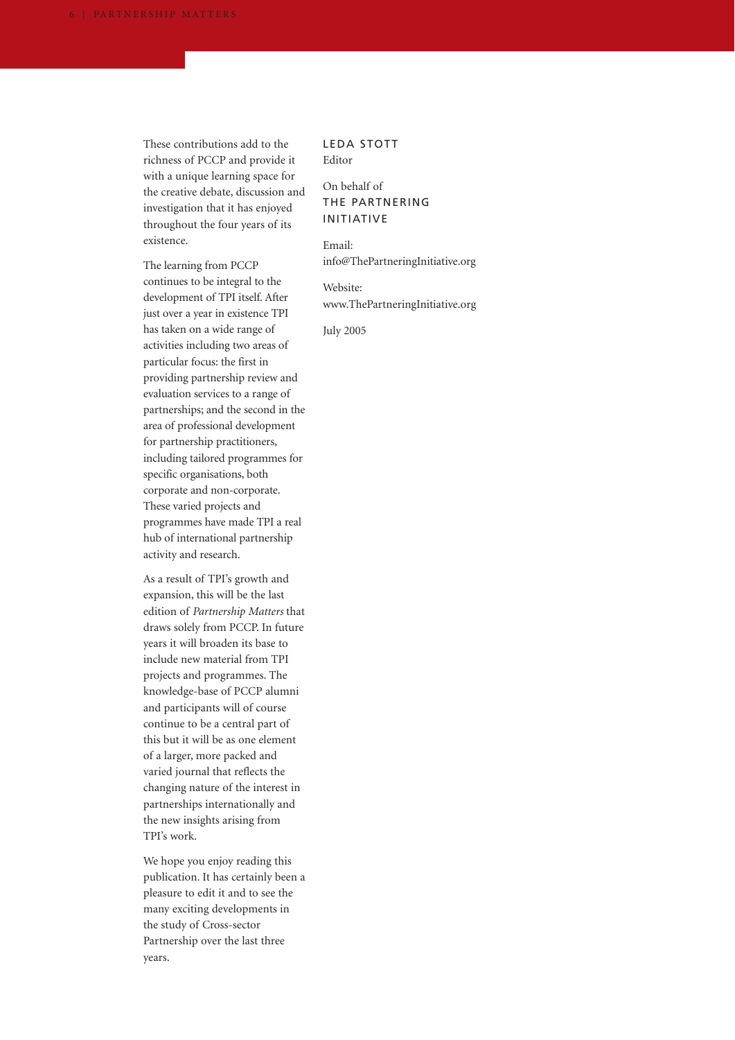These contributions add to the richness of PCCP and provide it with a unique learning space for the creative debate, discussion and investigation that it has enjoyed throughout the four years of its existence.

The learning from PCCP continues to be integral to the development of TPI itself. After just over a year in existence TPI has taken on a wide range of activities including two areas of particular focus: the first in providing partnership review and evaluation services to a range of partnerships; and the second in the area of professional development for partnership practitioners, including tailored programmes for specific organisations, both corporate and non-corporate. These varied projects and programmes have made TPI a real hub of international partnership activity and research.

As a result of TPI's growth and expansion, this will be the last edition of *Partnership Matters* that draws solely from PCCP. In future years it will broaden its base to include new material from TPI projects and programmes. The knowledge-base of PCCP alumni and participants will of course continue to be a central part of this but it will be as one element of a larger, more packed and varied journal that reflects the changing nature of the interest in partnerships internationally and the new insights arising from TPI's work.

We hope you enjoy reading this publication. It has certainly been a pleasure to edit it and to see the many exciting developments in the study of Cross-sector Partnership over the last three years.

LEDA STOTT
Editor

On behalf of
THE PARTNERING INITIATIVE

Email:
info@ThePartneringInitiative.org

Website:
www.ThePartneringInitiative.org

July 2005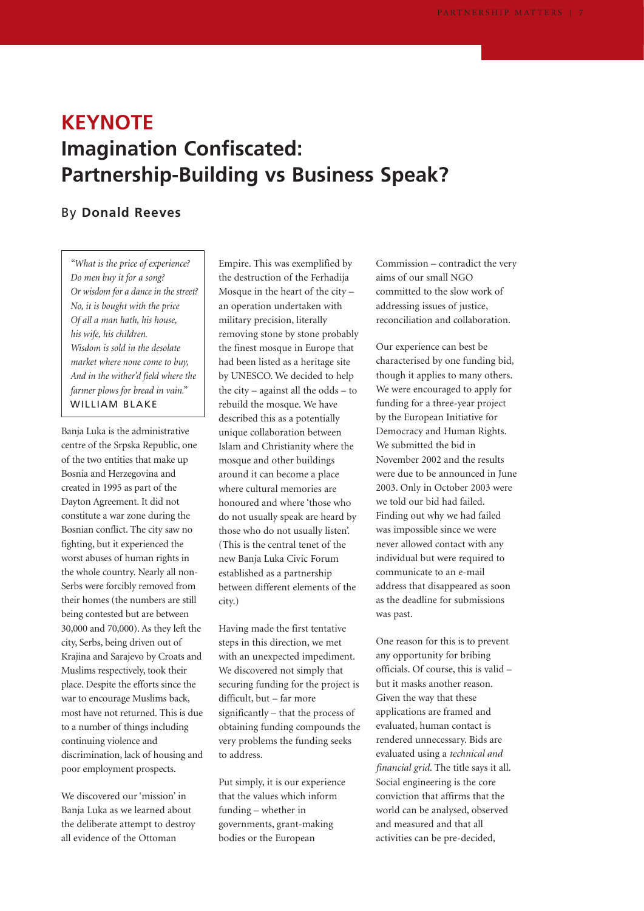# KEYNOTE

# Imagination Confiscated: Partnership-Building vs Business Speak?

By **Donald Reeves**

> *"What is the price of experience?*
> *Do men buy it for a song?*
> *Or wisdom for a dance in the street?*
> *No, it is bought with the price*
> *Of all a man hath, his house,*
> *his wife, his children.*
> *Wisdom is sold in the desolate*
> *market where none come to buy,*
> *And in the wither'd field where the*
> *farmer plows for bread in vain."*
> WILLIAM BLAKE

Banja Luka is the administrative centre of the Srpska Republic, one of the two entities that make up Bosnia and Herzegovina and created in 1995 as part of the Dayton Agreement. It did not constitute a war zone during the Bosnian conflict. The city saw no fighting, but it experienced the worst abuses of human rights in the whole country. Nearly all non-Serbs were forcibly removed from their homes (the numbers are still being contested but are between 30,000 and 70,000). As they left the city, Serbs, being driven out of Krajina and Sarajevo by Croats and Muslims respectively, took their place. Despite the efforts since the war to encourage Muslims back, most have not returned. This is due to a number of things including continuing violence and discrimination, lack of housing and poor employment prospects.

We discovered our 'mission' in Banja Luka as we learned about the deliberate attempt to destroy all evidence of the Ottoman Empire. This was exemplified by the destruction of the Ferhadija Mosque in the heart of the city – an operation undertaken with military precision, literally removing stone by stone probably the finest mosque in Europe that had been listed as a heritage site by UNESCO. We decided to help the city – against all the odds – to rebuild the mosque. We have described this as a potentially unique collaboration between Islam and Christianity where the mosque and other buildings around it can become a place where cultural memories are honoured and where 'those who do not usually speak are heard by those who do not usually listen'. (This is the central tenet of the new Banja Luka Civic Forum established as a partnership between different elements of the city.)

Having made the first tentative steps in this direction, we met with an unexpected impediment. We discovered not simply that securing funding for the project is difficult, but – far more significantly – that the process of obtaining funding compounds the very problems the funding seeks to address.

Put simply, it is our experience that the values which inform funding – whether in governments, grant-making bodies or the European Commission – contradict the very aims of our small NGO committed to the slow work of addressing issues of justice, reconciliation and collaboration.

Our experience can best be characterised by one funding bid, though it applies to many others. We were encouraged to apply for funding for a three-year project by the European Initiative for Democracy and Human Rights. We submitted the bid in November 2002 and the results were due to be announced in June 2003. Only in October 2003 were we told our bid had failed. Finding out why we had failed was impossible since we were never allowed contact with any individual but were required to communicate to an e-mail address that disappeared as soon as the deadline for submissions was past.

One reason for this is to prevent any opportunity for bribing officials. Of course, this is valid – but it masks another reason. Given the way that these applications are framed and evaluated, human contact is rendered unnecessary. Bids are evaluated using a *technical and financial grid.* The title says it all. Social engineering is the core conviction that affirms that the world can be analysed, observed and measured and that all activities can be pre-decided,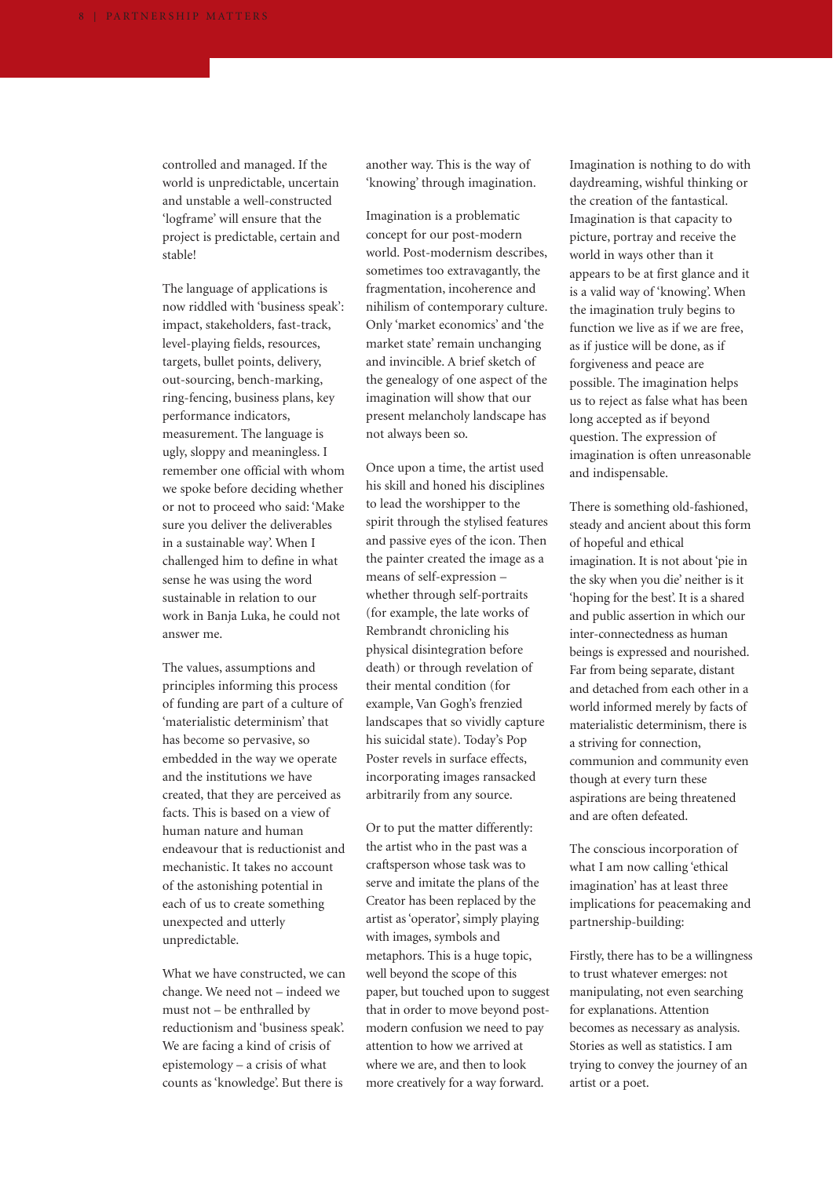controlled and managed. If the world is unpredictable, uncertain and unstable a well-constructed 'logframe' will ensure that the project is predictable, certain and stable!

The language of applications is now riddled with 'business speak': impact, stakeholders, fast-track, level-playing fields, resources, targets, bullet points, delivery, out-sourcing, bench-marking, ring-fencing, business plans, key performance indicators, measurement. The language is ugly, sloppy and meaningless. I remember one official with whom we spoke before deciding whether or not to proceed who said: 'Make sure you deliver the deliverables in a sustainable way'. When I challenged him to define in what sense he was using the word sustainable in relation to our work in Banja Luka, he could not answer me.

The values, assumptions and principles informing this process of funding are part of a culture of 'materialistic determinism' that has become so pervasive, so embedded in the way we operate and the institutions we have created, that they are perceived as facts. This is based on a view of human nature and human endeavour that is reductionist and mechanistic. It takes no account of the astonishing potential in each of us to create something unexpected and utterly unpredictable.

What we have constructed, we can change. We need not – indeed we must not – be enthralled by reductionism and 'business speak'. We are facing a kind of crisis of epistemology – a crisis of what counts as 'knowledge'. But there is another way. This is the way of 'knowing' through imagination.

Imagination is a problematic concept for our post-modern world. Post-modernism describes, sometimes too extravagantly, the fragmentation, incoherence and nihilism of contemporary culture. Only 'market economics' and 'the market state' remain unchanging and invincible. A brief sketch of the genealogy of one aspect of the imagination will show that our present melancholy landscape has not always been so.

Once upon a time, the artist used his skill and honed his disciplines to lead the worshipper to the spirit through the stylised features and passive eyes of the icon. Then the painter created the image as a means of self-expression – whether through self-portraits (for example, the late works of Rembrandt chronicling his physical disintegration before death) or through revelation of their mental condition (for example, Van Gogh's frenzied landscapes that so vividly capture his suicidal state). Today's Pop Poster revels in surface effects, incorporating images ransacked arbitrarily from any source.

Or to put the matter differently: the artist who in the past was a craftsperson whose task was to serve and imitate the plans of the Creator has been replaced by the artist as 'operator', simply playing with images, symbols and metaphors. This is a huge topic, well beyond the scope of this paper, but touched upon to suggest that in order to move beyond post-modern confusion we need to pay attention to how we arrived at where we are, and then to look more creatively for a way forward.

Imagination is nothing to do with daydreaming, wishful thinking or the creation of the fantastical. Imagination is that capacity to picture, portray and receive the world in ways other than it appears to be at first glance and it is a valid way of 'knowing'. When the imagination truly begins to function we live as if we are free, as if justice will be done, as if forgiveness and peace are possible. The imagination helps us to reject as false what has been long accepted as if beyond question. The expression of imagination is often unreasonable and indispensable.

There is something old-fashioned, steady and ancient about this form of hopeful and ethical imagination. It is not about 'pie in the sky when you die' neither is it 'hoping for the best'. It is a shared and public assertion in which our inter-connectedness as human beings is expressed and nourished. Far from being separate, distant and detached from each other in a world informed merely by facts of materialistic determinism, there is a striving for connection, communion and community even though at every turn these aspirations are being threatened and are often defeated.

The conscious incorporation of what I am now calling 'ethical imagination' has at least three implications for peacemaking and partnership-building:

Firstly, there has to be a willingness to trust whatever emerges: not manipulating, not even searching for explanations. Attention becomes as necessary as analysis. Stories as well as statistics. I am trying to convey the journey of an artist or a poet.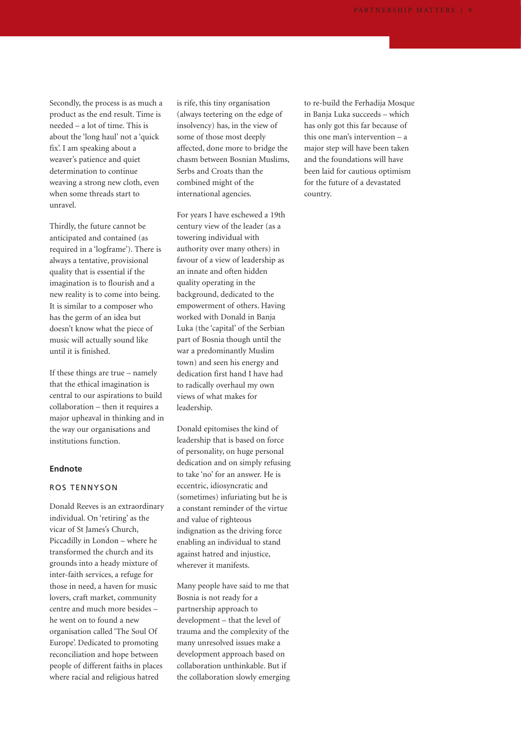Secondly, the process is as much a product as the end result. Time is needed – a lot of time. This is about the 'long haul' not a 'quick fix'. I am speaking about a weaver's patience and quiet determination to continue weaving a strong new cloth, even when some threads start to unravel.

Thirdly, the future cannot be anticipated and contained (as required in a 'logframe'). There is always a tentative, provisional quality that is essential if the imagination is to flourish and a new reality is to come into being. It is similar to a composer who has the germ of an idea but doesn't know what the piece of music will actually sound like until it is finished.

If these things are true – namely that the ethical imagination is central to our aspirations to build collaboration – then it requires a major upheaval in thinking and in the way our organisations and institutions function.

#### Endnote

ROS TENNYSON

Donald Reeves is an extraordinary individual. On 'retiring' as the vicar of St James's Church, Piccadilly in London – where he transformed the church and its grounds into a heady mixture of inter-faith services, a refuge for those in need, a haven for music lovers, craft market, community centre and much more besides – he went on to found a new organisation called 'The Soul Of Europe'. Dedicated to promoting reconciliation and hope between people of different faiths in places where racial and religious hatred is rife, this tiny organisation (always teetering on the edge of insolvency) has, in the view of some of those most deeply affected, done more to bridge the chasm between Bosnian Muslims, Serbs and Croats than the combined might of the international agencies.

For years I have eschewed a 19th century view of the leader (as a towering individual with authority over many others) in favour of a view of leadership as an innate and often hidden quality operating in the background, dedicated to the empowerment of others. Having worked with Donald in Banja Luka (the 'capital' of the Serbian part of Bosnia though until the war a predominantly Muslim town) and seen his energy and dedication first hand I have had to radically overhaul my own views of what makes for leadership.

Donald epitomises the kind of leadership that is based on force of personality, on huge personal dedication and on simply refusing to take 'no' for an answer. He is eccentric, idiosyncratic and (sometimes) infuriating but he is a constant reminder of the virtue and value of righteous indignation as the driving force enabling an individual to stand against hatred and injustice, wherever it manifests.

Many people have said to me that Bosnia is not ready for a partnership approach to development – that the level of trauma and the complexity of the many unresolved issues make a development approach based on collaboration unthinkable. But if the collaboration slowly emerging to re-build the Ferhadija Mosque in Banja Luka succeeds – which has only got this far because of this one man's intervention – a major step will have been taken and the foundations will have been laid for cautious optimism for the future of a devastated country.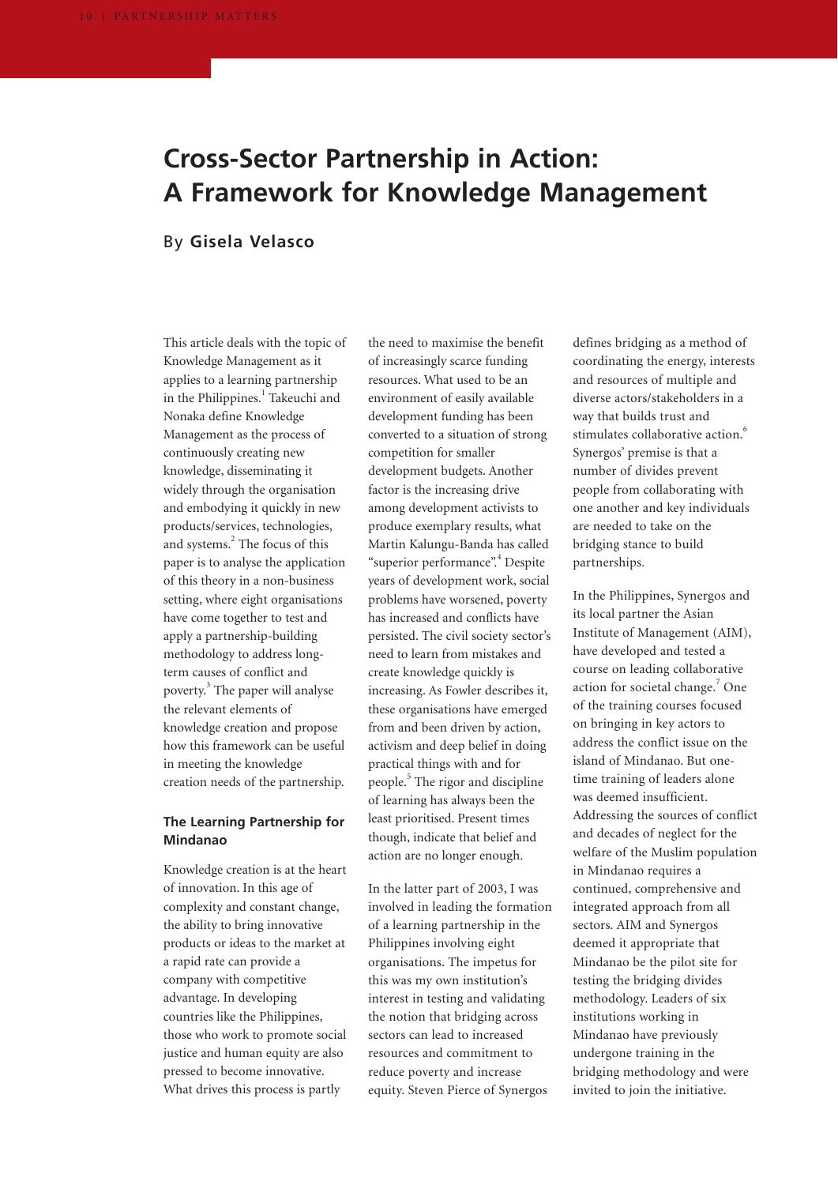# Cross-Sector Partnership in Action: A Framework for Knowledge Management

By **Gisela Velasco**

This article deals with the topic of Knowledge Management as it applies to a learning partnership in the Philippines.[1] Takeuchi and Nonaka define Knowledge Management as the process of continuously creating new knowledge, disseminating it widely through the organisation and embodying it quickly in new products/services, technologies, and systems.[2] The focus of this paper is to analyse the application of this theory in a non-business setting, where eight organisations have come together to test and apply a partnership-building methodology to address long-term causes of conflict and poverty.[3] The paper will analyse the relevant elements of knowledge creation and propose how this framework can be useful in meeting the knowledge creation needs of the partnership.

### The Learning Partnership for Mindanao

Knowledge creation is at the heart of innovation. In this age of complexity and constant change, the ability to bring innovative products or ideas to the market at a rapid rate can provide a company with competitive advantage. In developing countries like the Philippines, those who work to promote social justice and human equity are also pressed to become innovative. What drives this process is partly the need to maximise the benefit of increasingly scarce funding resources. What used to be an environment of easily available development funding has been converted to a situation of strong competition for smaller development budgets. Another factor is the increasing drive among development activists to produce exemplary results, what Martin Kalungu-Banda has called "superior performance".[4] Despite years of development work, social problems have worsened, poverty has increased and conflicts have persisted. The civil society sector's need to learn from mistakes and create knowledge quickly is increasing. As Fowler describes it, these organisations have emerged from and been driven by action, activism and deep belief in doing practical things with and for people.[5] The rigor and discipline of learning has always been the least prioritised. Present times though, indicate that belief and action are no longer enough.

In the latter part of 2003, I was involved in leading the formation of a learning partnership in the Philippines involving eight organisations. The impetus for this was my own institution's interest in testing and validating the notion that bridging across sectors can lead to increased resources and commitment to reduce poverty and increase equity. Steven Pierce of Synergos defines bridging as a method of coordinating the energy, interests and resources of multiple and diverse actors/stakeholders in a way that builds trust and stimulates collaborative action.[6] Synergos' premise is that a number of divides prevent people from collaborating with one another and key individuals are needed to take on the bridging stance to build partnerships.

In the Philippines, Synergos and its local partner the Asian Institute of Management (AIM), have developed and tested a course on leading collaborative action for societal change.[7] One of the training courses focused on bringing in key actors to address the conflict issue on the island of Mindanao. But one-time training of leaders alone was deemed insufficient. Addressing the sources of conflict and decades of neglect for the welfare of the Muslim population in Mindanao requires a continued, comprehensive and integrated approach from all sectors. AIM and Synergos deemed it appropriate that Mindanao be the pilot site for testing the bridging divides methodology. Leaders of six institutions working in Mindanao have previously undergone training in the bridging methodology and were invited to join the initiative.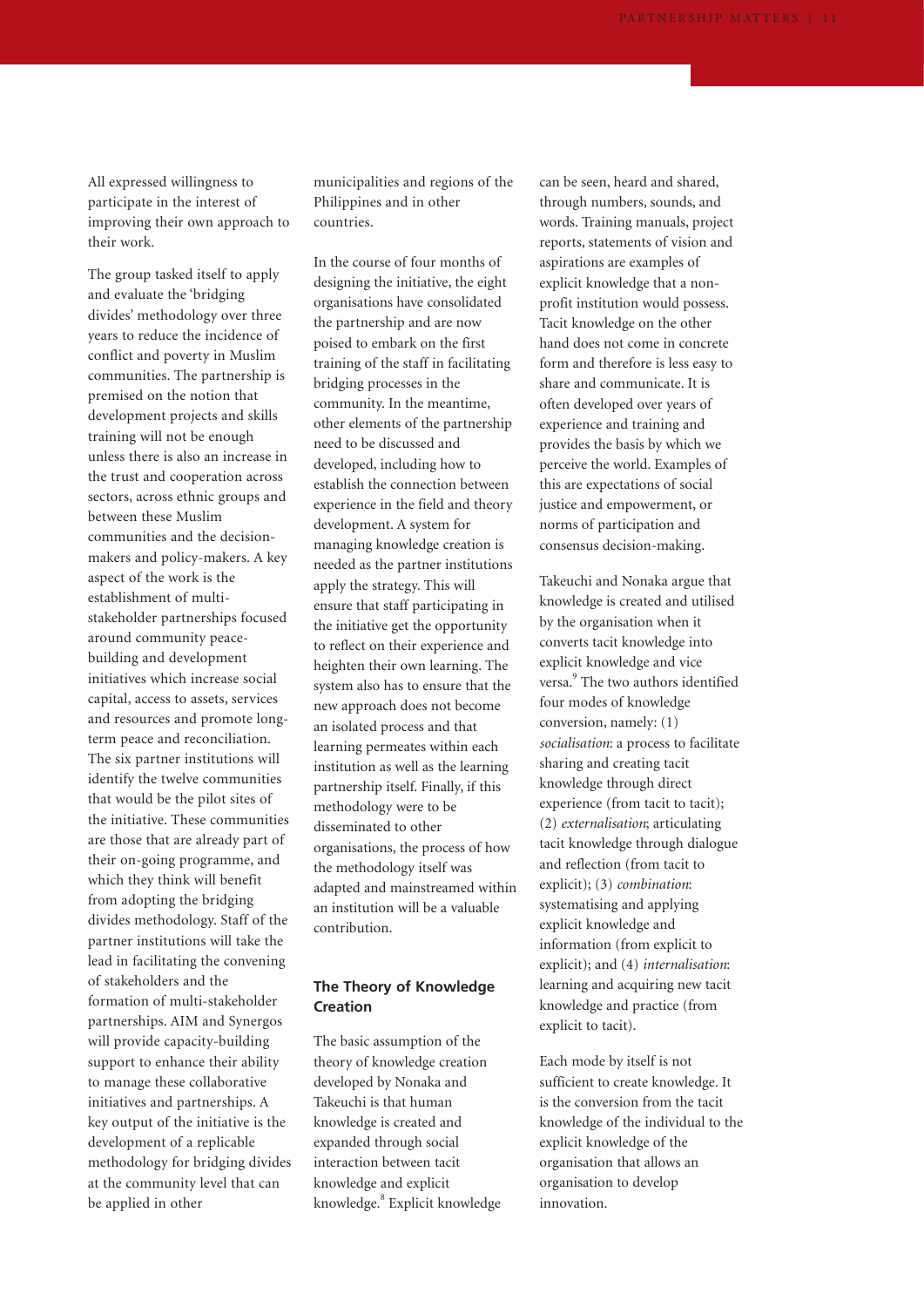All expressed willingness to participate in the interest of improving their own approach to their work.

The group tasked itself to apply and evaluate the 'bridging divides' methodology over three years to reduce the incidence of conflict and poverty in Muslim communities. The partnership is premised on the notion that development projects and skills training will not be enough unless there is also an increase in the trust and cooperation across sectors, across ethnic groups and between these Muslim communities and the decision-makers and policy-makers. A key aspect of the work is the establishment of multi-stakeholder partnerships focused around community peace-building and development initiatives which increase social capital, access to assets, services and resources and promote long-term peace and reconciliation. The six partner institutions will identify the twelve communities that would be the pilot sites of the initiative. These communities are those that are already part of their on-going programme, and which they think will benefit from adopting the bridging divides methodology. Staff of the partner institutions will take the lead in facilitating the convening of stakeholders and the formation of multi-stakeholder partnerships. AIM and Synergos will provide capacity-building support to enhance their ability to manage these collaborative initiatives and partnerships. A key output of the initiative is the development of a replicable methodology for bridging divides at the community level that can be applied in other municipalities and regions of the Philippines and in other countries.

In the course of four months of designing the initiative, the eight organisations have consolidated the partnership and are now poised to embark on the first training of the staff in facilitating bridging processes in the community. In the meantime, other elements of the partnership need to be discussed and developed, including how to establish the connection between experience in the field and theory development. A system for managing knowledge creation is needed as the partner institutions apply the strategy. This will ensure that staff participating in the initiative get the opportunity to reflect on their experience and heighten their own learning. The system also has to ensure that the new approach does not become an isolated process and that learning permeates within each institution as well as the learning partnership itself. Finally, if this methodology were to be disseminated to other organisations, the process of how the methodology itself was adapted and mainstreamed within an institution will be a valuable contribution.

### The Theory of Knowledge Creation

The basic assumption of the theory of knowledge creation developed by Nonaka and Takeuchi is that human knowledge is created and expanded through social interaction between tacit knowledge and explicit knowledge.[8] Explicit knowledge can be seen, heard and shared, through numbers, sounds, and words. Training manuals, project reports, statements of vision and aspirations are examples of explicit knowledge that a non-profit institution would possess. Tacit knowledge on the other hand does not come in concrete form and therefore is less easy to share and communicate. It is often developed over years of experience and training and provides the basis by which we perceive the world. Examples of this are expectations of social justice and empowerment, or norms of participation and consensus decision-making.

Takeuchi and Nonaka argue that knowledge is created and utilised by the organisation when it converts tacit knowledge into explicit knowledge and vice versa.[9] The two authors identified four modes of knowledge conversion, namely: (1) *socialisation*: a process to facilitate sharing and creating tacit knowledge through direct experience (from tacit to tacit); (2) *externalisation*; articulating tacit knowledge through dialogue and reflection (from tacit to explicit); (3) *combination*: systematising and applying explicit knowledge and information (from explicit to explicit); and (4) *internalisation*: learning and acquiring new tacit knowledge and practice (from explicit to tacit).

Each mode by itself is not sufficient to create knowledge. It is the conversion from the tacit knowledge of the individual to the explicit knowledge of the organisation that allows an organisation to develop innovation.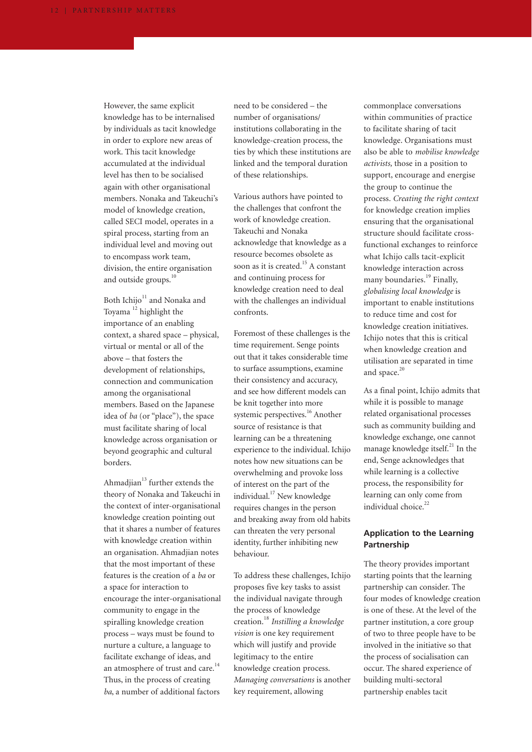However, the same explicit knowledge has to be internalised by individuals as tacit knowledge in order to explore new areas of work. This tacit knowledge accumulated at the individual level has then to be socialised again with other organisational members. Nonaka and Takeuchi's model of knowledge creation, called SECI model, operates in a spiral process, starting from an individual level and moving out to encompass work team, division, the entire organisation and outside groups.[10]

Both Ichijo[11] and Nonaka and Toyama [12] highlight the importance of an enabling context, a shared space – physical, virtual or mental or all of the above – that fosters the development of relationships, connection and communication among the organisational members. Based on the Japanese idea of *ba* (or "place"), the space must facilitate sharing of local knowledge across organisation or beyond geographic and cultural borders.

Ahmadjian[13] further extends the theory of Nonaka and Takeuchi in the context of inter-organisational knowledge creation pointing out that it shares a number of features with knowledge creation within an organisation. Ahmadjian notes that the most important of these features is the creation of a *ba* or a space for interaction to encourage the inter-organisational community to engage in the spiralling knowledge creation process – ways must be found to nurture a culture, a language to facilitate exchange of ideas, and an atmosphere of trust and care.[14] Thus, in the process of creating *ba*, a number of additional factors need to be considered – the number of organisations/institutions collaborating in the knowledge-creation process, the ties by which these institutions are linked and the temporal duration of these relationships.

Various authors have pointed to the challenges that confront the work of knowledge creation. Takeuchi and Nonaka acknowledge that knowledge as a resource becomes obsolete as soon as it is created.[15] A constant and continuing process for knowledge creation need to deal with the challenges an individual confronts.

Foremost of these challenges is the time requirement. Senge points out that it takes considerable time to surface assumptions, examine their consistency and accuracy, and see how different models can be knit together into more systemic perspectives.[16] Another source of resistance is that learning can be a threatening experience to the individual. Ichijo notes how new situations can be overwhelming and provoke loss of interest on the part of the individual.[17] New knowledge requires changes in the person and breaking away from old habits can threaten the very personal identity, further inhibiting new behaviour.

To address these challenges, Ichijo proposes five key tasks to assist the individual navigate through the process of knowledge creation.[18] *Instilling a knowledge vision* is one key requirement which will justify and provide legitimacy to the entire knowledge creation process. *Managing conversations* is another key requirement, allowing commonplace conversations within communities of practice to facilitate sharing of tacit knowledge. Organisations must also be able to *mobilise knowledge activists,* those in a position to support, encourage and energise the group to continue the process. *Creating the right context* for knowledge creation implies ensuring that the organisational structure should facilitate cross-functional exchanges to reinforce what Ichijo calls tacit-explicit knowledge interaction across many boundaries.[19] Finally, *globalising local knowledge* is important to enable institutions to reduce time and cost for knowledge creation initiatives. Ichijo notes that this is critical when knowledge creation and utilisation are separated in time and space.[20]

As a final point, Ichijo admits that while it is possible to manage related organisational processes such as community building and knowledge exchange, one cannot manage knowledge itself.[21] In the end, Senge acknowledges that while learning is a collective process, the responsibility for learning can only come from individual choice.[22]

## Application to the Learning Partnership

The theory provides important starting points that the learning partnership can consider. The four modes of knowledge creation is one of these. At the level of the partner institution, a core group of two to three people have to be involved in the initiative so that the process of socialisation can occur. The shared experience of building multi-sectoral partnership enables tacit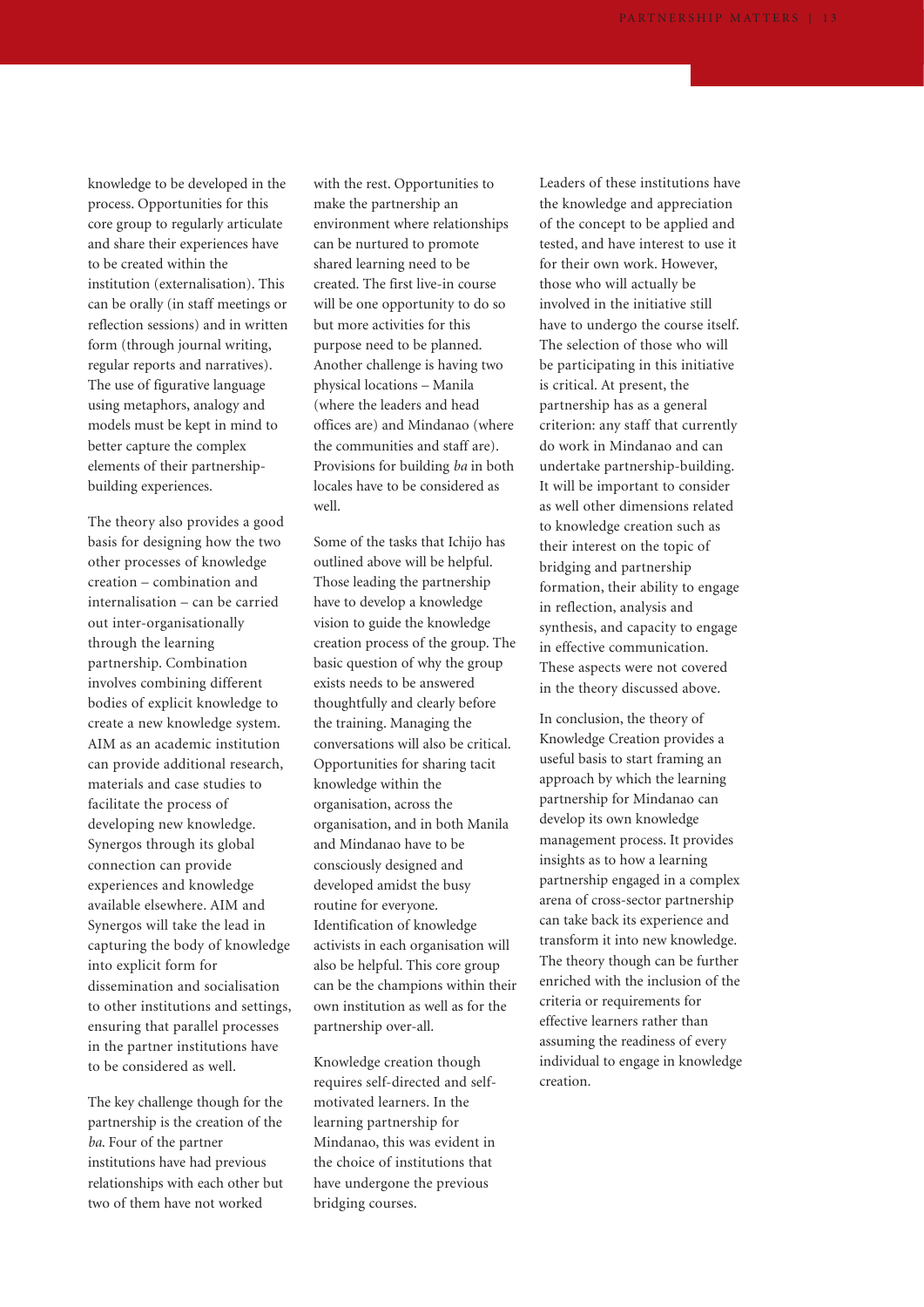knowledge to be developed in the process. Opportunities for this core group to regularly articulate and share their experiences have to be created within the institution (externalisation). This can be orally (in staff meetings or reflection sessions) and in written form (through journal writing, regular reports and narratives). The use of figurative language using metaphors, analogy and models must be kept in mind to better capture the complex elements of their partnership-building experiences.

The theory also provides a good basis for designing how the two other processes of knowledge creation – combination and internalisation – can be carried out inter-organisationally through the learning partnership. Combination involves combining different bodies of explicit knowledge to create a new knowledge system. AIM as an academic institution can provide additional research, materials and case studies to facilitate the process of developing new knowledge. Synergos through its global connection can provide experiences and knowledge available elsewhere. AIM and Synergos will take the lead in capturing the body of knowledge into explicit form for dissemination and socialisation to other institutions and settings, ensuring that parallel processes in the partner institutions have to be considered as well.

The key challenge though for the partnership is the creation of the *ba*. Four of the partner institutions have had previous relationships with each other but two of them have not worked with the rest. Opportunities to make the partnership an environment where relationships can be nurtured to promote shared learning need to be created. The first live-in course will be one opportunity to do so but more activities for this purpose need to be planned. Another challenge is having two physical locations – Manila (where the leaders and head offices are) and Mindanao (where the communities and staff are). Provisions for building *ba* in both locales have to be considered as well.

Some of the tasks that Ichijo has outlined above will be helpful. Those leading the partnership have to develop a knowledge vision to guide the knowledge creation process of the group. The basic question of why the group exists needs to be answered thoughtfully and clearly before the training. Managing the conversations will also be critical. Opportunities for sharing tacit knowledge within the organisation, across the organisation, and in both Manila and Mindanao have to be consciously designed and developed amidst the busy routine for everyone. Identification of knowledge activists in each organisation will also be helpful. This core group can be the champions within their own institution as well as for the partnership over-all.

Knowledge creation though requires self-directed and self-motivated learners. In the learning partnership for Mindanao, this was evident in the choice of institutions that have undergone the previous bridging courses. Leaders of these institutions have the knowledge and appreciation of the concept to be applied and tested, and have interest to use it for their own work. However, those who will actually be involved in the initiative still have to undergo the course itself. The selection of those who will be participating in this initiative is critical. At present, the partnership has as a general criterion: any staff that currently do work in Mindanao and can undertake partnership-building. It will be important to consider as well other dimensions related to knowledge creation such as their interest on the topic of bridging and partnership formation, their ability to engage in reflection, analysis and synthesis, and capacity to engage in effective communication. These aspects were not covered in the theory discussed above.

In conclusion, the theory of Knowledge Creation provides a useful basis to start framing an approach by which the learning partnership for Mindanao can develop its own knowledge management process. It provides insights as to how a learning partnership engaged in a complex arena of cross-sector partnership can take back its experience and transform it into new knowledge. The theory though can be further enriched with the inclusion of the criteria or requirements for effective learners rather than assuming the readiness of every individual to engage in knowledge creation.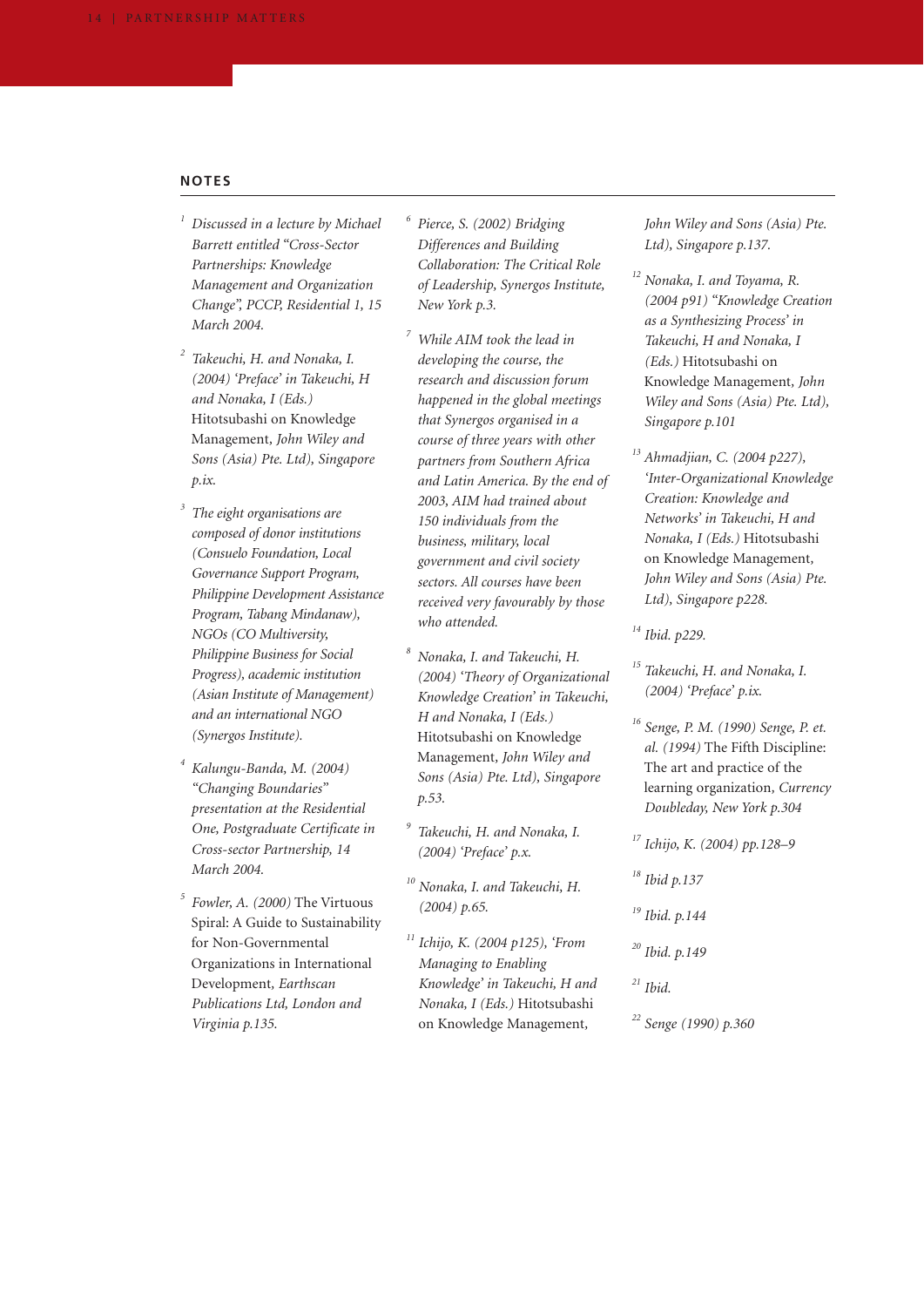## NOTES

[1] *Discussed in a lecture by Michael Barrett entitled "Cross-Sector Partnerships: Knowledge Management and Organization Change", PCCP, Residential 1, 15 March 2004.*

[2] *Takeuchi, H. and Nonaka, I. (2004) 'Preface' in Takeuchi, H and Nonaka, I (Eds.)* Hitotsubashi on Knowledge Management, *John Wiley and Sons (Asia) Pte. Ltd), Singapore p.ix.*

[3] *The eight organisations are composed of donor institutions (Consuelo Foundation, Local Governance Support Program, Philippine Development Assistance Program, Tabang Mindanaw), NGOs (CO Multiversity, Philippine Business for Social Progress), academic institution (Asian Institute of Management) and an international NGO (Synergos Institute).*

[4] *Kalungu-Banda, M. (2004) "Changing Boundaries" presentation at the Residential One, Postgraduate Certificate in Cross-sector Partnership, 14 March 2004.*

[5] *Fowler, A. (2000)* The Virtuous Spiral: A Guide to Sustainability for Non-Governmental Organizations in International Development, *Earthscan Publications Ltd, London and Virginia p.135.*

[6] *Pierce, S. (2002) Bridging Differences and Building Collaboration: The Critical Role of Leadership, Synergos Institute, New York p.3.*

[7] *While AIM took the lead in developing the course, the research and discussion forum happened in the global meetings that Synergos organised in a course of three years with other partners from Southern Africa and Latin America. By the end of 2003, AIM had trained about 150 individuals from the business, military, local government and civil society sectors. All courses have been received very favourably by those who attended.*

[8] *Nonaka, I. and Takeuchi, H. (2004) 'Theory of Organizational Knowledge Creation' in Takeuchi, H and Nonaka, I (Eds.)* Hitotsubashi on Knowledge Management, *John Wiley and Sons (Asia) Pte. Ltd), Singapore p.53.*

[9] *Takeuchi, H. and Nonaka, I. (2004) 'Preface' p.x.*

[10] *Nonaka, I. and Takeuchi, H. (2004) p.65.*

[11] *Ichijo, K. (2004 p125), 'From Managing to Enabling Knowledge' in Takeuchi, H and Nonaka, I (Eds.)* Hitotsubashi on Knowledge Management, *John Wiley and Sons (Asia) Pte. Ltd), Singapore p.137.*

[12] *Nonaka, I. and Toyama, R. (2004 p91) "Knowledge Creation as a Synthesizing Process' in Takeuchi, H and Nonaka, I (Eds.)* Hitotsubashi on Knowledge Management, *John Wiley and Sons (Asia) Pte. Ltd), Singapore p.101*

[13] *Ahmadjian, C. (2004 p227), 'Inter-Organizational Knowledge Creation: Knowledge and Networks' in Takeuchi, H and Nonaka, I (Eds.)* Hitotsubashi on Knowledge Management, *John Wiley and Sons (Asia) Pte. Ltd), Singapore p228.*

[14] *Ibid. p229.*

[15] *Takeuchi, H. and Nonaka, I. (2004) 'Preface' p.ix.*

[16] *Senge, P. M. (1990) Senge, P. et. al. (1994)* The Fifth Discipline: The art and practice of the learning organization, *Currency Doubleday, New York p.304*

[17] *Ichijo, K. (2004) pp.128–9*

[18] *Ibid p.137*

[19] *Ibid. p.144*

[20] *Ibid. p.149*

[21] *Ibid.*

[22] *Senge (1990) p.360*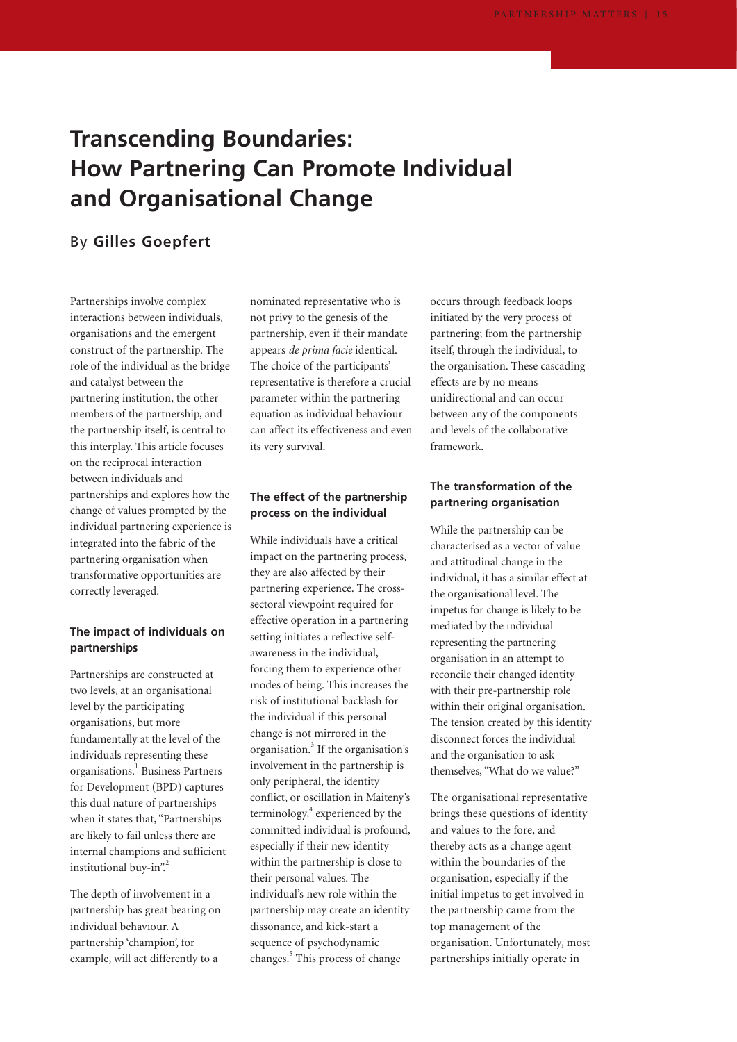# Transcending Boundaries: How Partnering Can Promote Individual and Organisational Change

By **Gilles Goepfert**

Partnerships involve complex interactions between individuals, organisations and the emergent construct of the partnership. The role of the individual as the bridge and catalyst between the partnering institution, the other members of the partnership, and the partnership itself, is central to this interplay. This article focuses on the reciprocal interaction between individuals and partnerships and explores how the change of values prompted by the individual partnering experience is integrated into the fabric of the partnering organisation when transformative opportunities are correctly leveraged.

### The impact of individuals on partnerships

Partnerships are constructed at two levels, at an organisational level by the participating organisations, but more fundamentally at the level of the individuals representing these organisations.[1] Business Partners for Development (BPD) captures this dual nature of partnerships when it states that, "Partnerships are likely to fail unless there are internal champions and sufficient institutional buy-in".[2]

The depth of involvement in a partnership has great bearing on individual behaviour. A partnership 'champion', for example, will act differently to a nominated representative who is not privy to the genesis of the partnership, even if their mandate appears *de prima facie* identical. The choice of the participants' representative is therefore a crucial parameter within the partnering equation as individual behaviour can affect its effectiveness and even its very survival.

### The effect of the partnership process on the individual

While individuals have a critical impact on the partnering process, they are also affected by their partnering experience. The cross-sectoral viewpoint required for effective operation in a partnering setting initiates a reflective self-awareness in the individual, forcing them to experience other modes of being. This increases the risk of institutional backlash for the individual if this personal change is not mirrored in the organisation.[3] If the organisation's involvement in the partnership is only peripheral, the identity conflict, or oscillation in Maiteny's terminology,[4] experienced by the committed individual is profound, especially if their new identity within the partnership is close to their personal values. The individual's new role within the partnership may create an identity dissonance, and kick-start a sequence of psychodynamic changes.[5] This process of change occurs through feedback loops initiated by the very process of partnering; from the partnership itself, through the individual, to the organisation. These cascading effects are by no means unidirectional and can occur between any of the components and levels of the collaborative framework.

### The transformation of the partnering organisation

While the partnership can be characterised as a vector of value and attitudinal change in the individual, it has a similar effect at the organisational level. The impetus for change is likely to be mediated by the individual representing the partnering organisation in an attempt to reconcile their changed identity with their pre-partnership role within their original organisation. The tension created by this identity disconnect forces the individual and the organisation to ask themselves, "What do we value?"

The organisational representative brings these questions of identity and values to the fore, and thereby acts as a change agent within the boundaries of the organisation, especially if the initial impetus to get involved in the partnership came from the top management of the organisation. Unfortunately, most partnerships initially operate in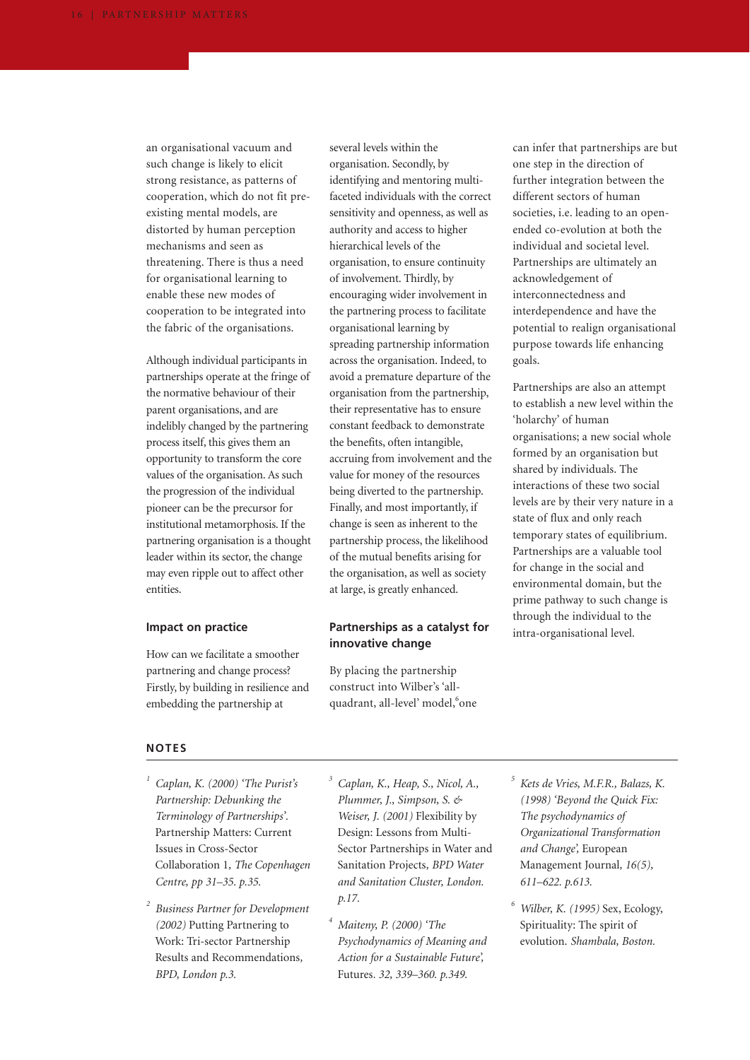an organisational vacuum and such change is likely to elicit strong resistance, as patterns of cooperation, which do not fit pre-existing mental models, are distorted by human perception mechanisms and seen as threatening. There is thus a need for organisational learning to enable these new modes of cooperation to be integrated into the fabric of the organisations.

Although individual participants in partnerships operate at the fringe of the normative behaviour of their parent organisations, and are indelibly changed by the partnering process itself, this gives them an opportunity to transform the core values of the organisation. As such the progression of the individual pioneer can be the precursor for institutional metamorphosis. If the partnering organisation is a thought leader within its sector, the change may even ripple out to affect other entities.

### Impact on practice

How can we facilitate a smoother partnering and change process? Firstly, by building in resilience and embedding the partnership at several levels within the organisation. Secondly, by identifying and mentoring multi-faceted individuals with the correct sensitivity and openness, as well as authority and access to higher hierarchical levels of the organisation, to ensure continuity of involvement. Thirdly, by encouraging wider involvement in the partnering process to facilitate organisational learning by spreading partnership information across the organisation. Indeed, to avoid a premature departure of the organisation from the partnership, their representative has to ensure constant feedback to demonstrate the benefits, often intangible, accruing from involvement and the value for money of the resources being diverted to the partnership. Finally, and most importantly, if change is seen as inherent to the partnership process, the likelihood of the mutual benefits arising for the organisation, as well as society at large, is greatly enhanced.

### Partnerships as a catalyst for innovative change

By placing the partnership construct into Wilber's 'all-quadrant, all-level' model,[6] one can infer that partnerships are but one step in the direction of further integration between the different sectors of human societies, i.e. leading to an open-ended co-evolution at both the individual and societal level. Partnerships are ultimately an acknowledgement of interconnectedness and interdependence and have the potential to realign organisational purpose towards life enhancing goals.

Partnerships are also an attempt to establish a new level within the 'holarchy' of human organisations; a new social whole formed by an organisation but shared by individuals. The interactions of these two social levels are by their very nature in a state of flux and only reach temporary states of equilibrium. Partnerships are a valuable tool for change in the social and environmental domain, but the prime pathway to such change is through the individual to the intra-organisational level.

## NOTES

1. *Caplan, K. (2000) 'The Purist's Partnership: Debunking the Terminology of Partnerships'.* Partnership Matters: Current Issues in Cross-Sector Collaboration 1, *The Copenhagen Centre, pp 31–35. p.35.*
2. *Business Partner for Development (2002)* Putting Partnering to Work: Tri-sector Partnership Results and Recommendations, *BPD, London p.3.*
3. *Caplan, K., Heap, S., Nicol, A., Plummer, J., Simpson, S. & Weiser, J. (2001)* Flexibility by Design: Lessons from Multi-Sector Partnerships in Water and Sanitation Projects, *BPD Water and Sanitation Cluster, London. p.17.*
4. *Maiteny, P. (2000) 'The Psychodynamics of Meaning and Action for a Sustainable Future',* Futures. *32, 339–360. p.349.*
5. *Kets de Vries, M.F.R., Balazs, K. (1998) 'Beyond the Quick Fix: The psychodynamics of Organizational Transformation and Change',* European Management Journal, *16(5), 611–622. p.613.*
6. *Wilber, K. (1995)* Sex, Ecology, Spirituality: The spirit of evolution. *Shambala, Boston.*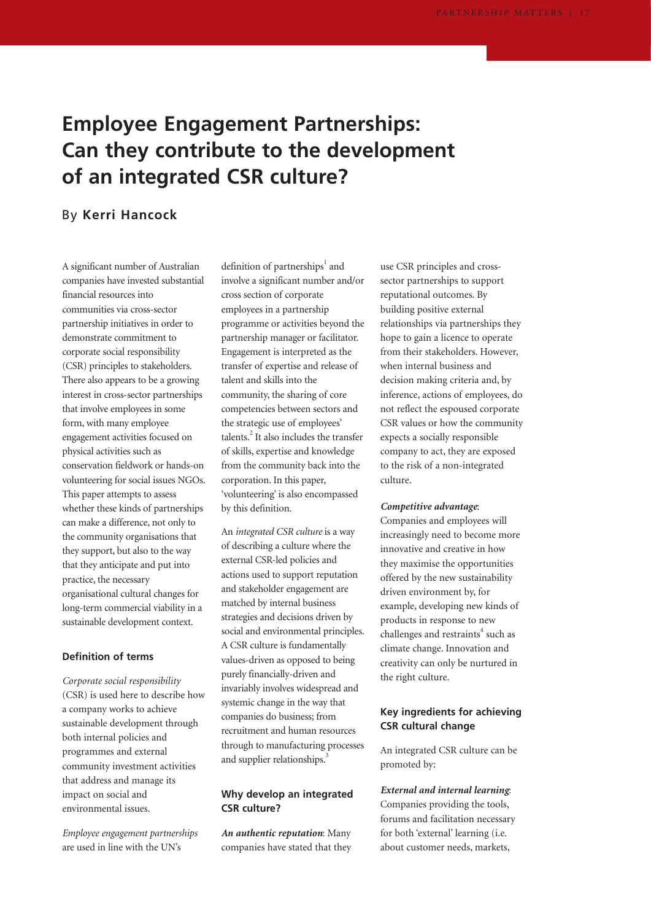# Employee Engagement Partnerships: Can they contribute to the development of an integrated CSR culture?

By **Kerri Hancock**

A significant number of Australian companies have invested substantial financial resources into communities via cross-sector partnership initiatives in order to demonstrate commitment to corporate social responsibility (CSR) principles to stakeholders. There also appears to be a growing interest in cross-sector partnerships that involve employees in some form, with many employee engagement activities focused on physical activities such as conservation fieldwork or hands-on volunteering for social issues NGOs. This paper attempts to assess whether these kinds of partnerships can make a difference, not only to the community organisations that they support, but also to the way that they anticipate and put into practice, the necessary organisational cultural changes for long-term commercial viability in a sustainable development context.

### Definition of terms

*Corporate social responsibility* (CSR) is used here to describe how a company works to achieve sustainable development through both internal policies and programmes and external community investment activities that address and manage its impact on social and environmental issues.

*Employee engagement partnerships* are used in line with the UN's definition of partnerships[1] and involve a significant number and/or cross section of corporate employees in a partnership programme or activities beyond the partnership manager or facilitator. Engagement is interpreted as the transfer of expertise and release of talent and skills into the community, the sharing of core competencies between sectors and the strategic use of employees' talents.[2] It also includes the transfer of skills, expertise and knowledge from the community back into the corporation. In this paper, 'volunteering' is also encompassed by this definition.

An *integrated CSR culture* is a way of describing a culture where the external CSR-led policies and actions used to support reputation and stakeholder engagement are matched by internal business strategies and decisions driven by social and environmental principles. A CSR culture is fundamentally values-driven as opposed to being purely financially-driven and invariably involves widespread and systemic change in the way that companies do business; from recruitment and human resources through to manufacturing processes and supplier relationships.[3]

### Why develop an integrated CSR culture?

***An authentic reputation***: Many companies have stated that they use CSR principles and cross-sector partnerships to support reputational outcomes. By building positive external relationships via partnerships they hope to gain a licence to operate from their stakeholders. However, when internal business and decision making criteria and, by inference, actions of employees, do not reflect the espoused corporate CSR values or how the community expects a socially responsible company to act, they are exposed to the risk of a non-integrated culture.

***Competitive advantage***: Companies and employees will increasingly need to become more innovative and creative in how they maximise the opportunities offered by the new sustainability driven environment by, for example, developing new kinds of products in response to new challenges and restraints[4] such as climate change. Innovation and creativity can only be nurtured in the right culture.

### Key ingredients for achieving CSR cultural change

An integrated CSR culture can be promoted by:

***External and internal learning***: Companies providing the tools, forums and facilitation necessary for both 'external' learning (i.e. about customer needs, markets,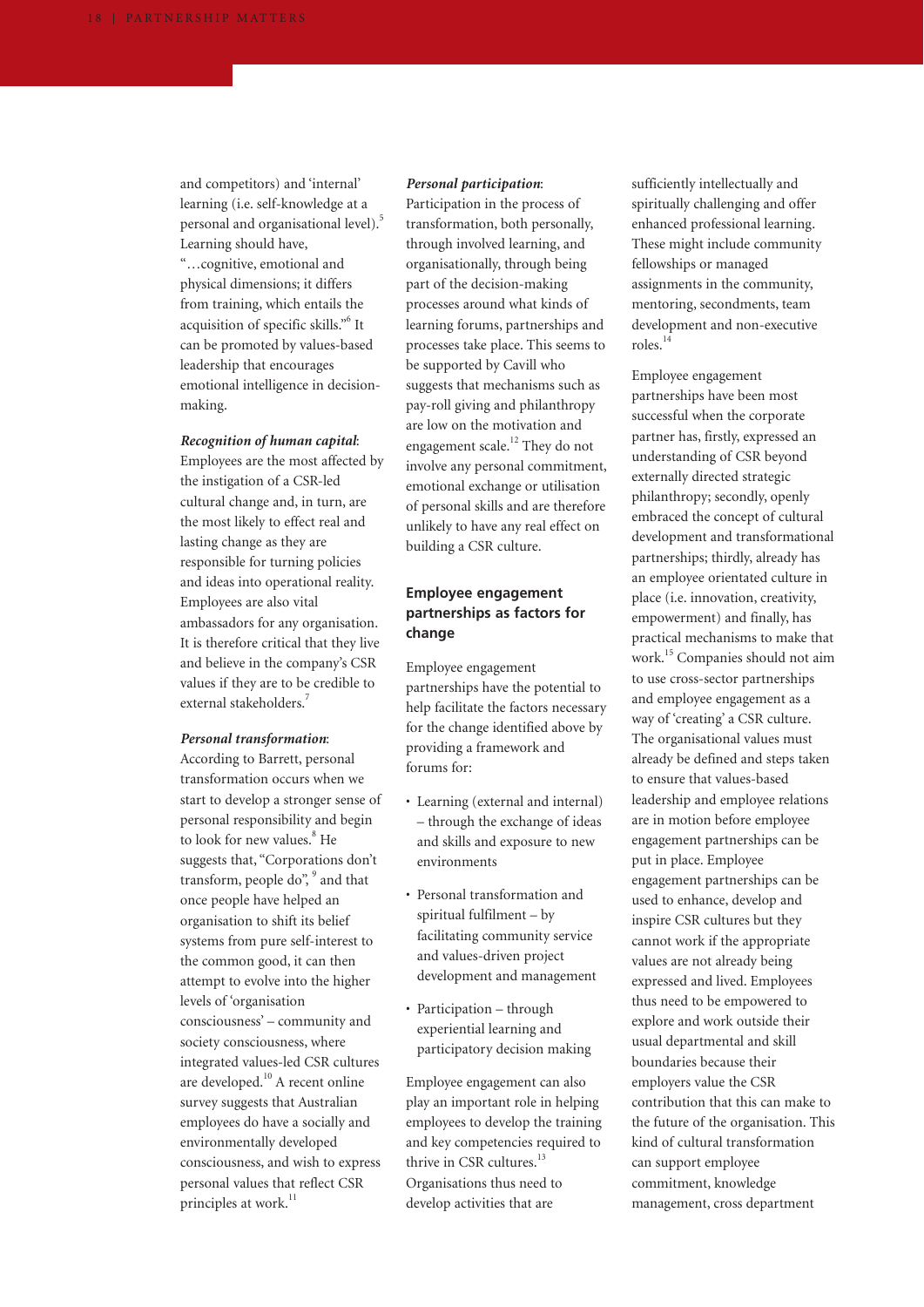and competitors) and 'internal' learning (i.e. self-knowledge at a personal and organisational level).[5] Learning should have, "…cognitive, emotional and physical dimensions; it differs from training, which entails the acquisition of specific skills."[6] It can be promoted by values-based leadership that encourages emotional intelligence in decision-making.

***Recognition of human capital***: Employees are the most affected by the instigation of a CSR-led cultural change and, in turn, are the most likely to effect real and lasting change as they are responsible for turning policies and ideas into operational reality. Employees are also vital ambassadors for any organisation. It is therefore critical that they live and believe in the company's CSR values if they are to be credible to external stakeholders.[7]

***Personal transformation***: According to Barrett, personal transformation occurs when we start to develop a stronger sense of personal responsibility and begin to look for new values.[8] He suggests that, "Corporations don't transform, people do",[9] and that once people have helped an organisation to shift its belief systems from pure self-interest to the common good, it can then attempt to evolve into the higher levels of 'organisation consciousness' – community and society consciousness, where integrated values-led CSR cultures are developed.[10] A recent online survey suggests that Australian employees do have a socially and environmentally developed consciousness, and wish to express personal values that reflect CSR principles at work.[11]

***Personal participation***: Participation in the process of transformation, both personally, through involved learning, and organisationally, through being part of the decision-making processes around what kinds of learning forums, partnerships and processes take place. This seems to be supported by Cavill who suggests that mechanisms such as pay-roll giving and philanthropy are low on the motivation and engagement scale.[12] They do not involve any personal commitment, emotional exchange or utilisation of personal skills and are therefore unlikely to have any real effect on building a CSR culture.

## Employee engagement partnerships as factors for change

Employee engagement partnerships have the potential to help facilitate the factors necessary for the change identified above by providing a framework and forums for:

- Learning (external and internal) – through the exchange of ideas and skills and exposure to new environments
- Personal transformation and spiritual fulfilment – by facilitating community service and values-driven project development and management
- Participation – through experiential learning and participatory decision making

Employee engagement can also play an important role in helping employees to develop the training and key competencies required to thrive in CSR cultures.[13] Organisations thus need to develop activities that are sufficiently intellectually and spiritually challenging and offer enhanced professional learning. These might include community fellowships or managed assignments in the community, mentoring, secondments, team development and non-executive roles.[14]

Employee engagement partnerships have been most successful when the corporate partner has, firstly, expressed an understanding of CSR beyond externally directed strategic philanthropy; secondly, openly embraced the concept of cultural development and transformational partnerships; thirdly, already has an employee orientated culture in place (i.e. innovation, creativity, empowerment) and finally, has practical mechanisms to make that work.[15] Companies should not aim to use cross-sector partnerships and employee engagement as a way of 'creating' a CSR culture. The organisational values must already be defined and steps taken to ensure that values-based leadership and employee relations are in motion before employee engagement partnerships can be put in place. Employee engagement partnerships can be used to enhance, develop and inspire CSR cultures but they cannot work if the appropriate values are not already being expressed and lived. Employees thus need to be empowered to explore and work outside their usual departmental and skill boundaries because their employers value the CSR contribution that this can make to the future of the organisation. This kind of cultural transformation can support employee commitment, knowledge management, cross department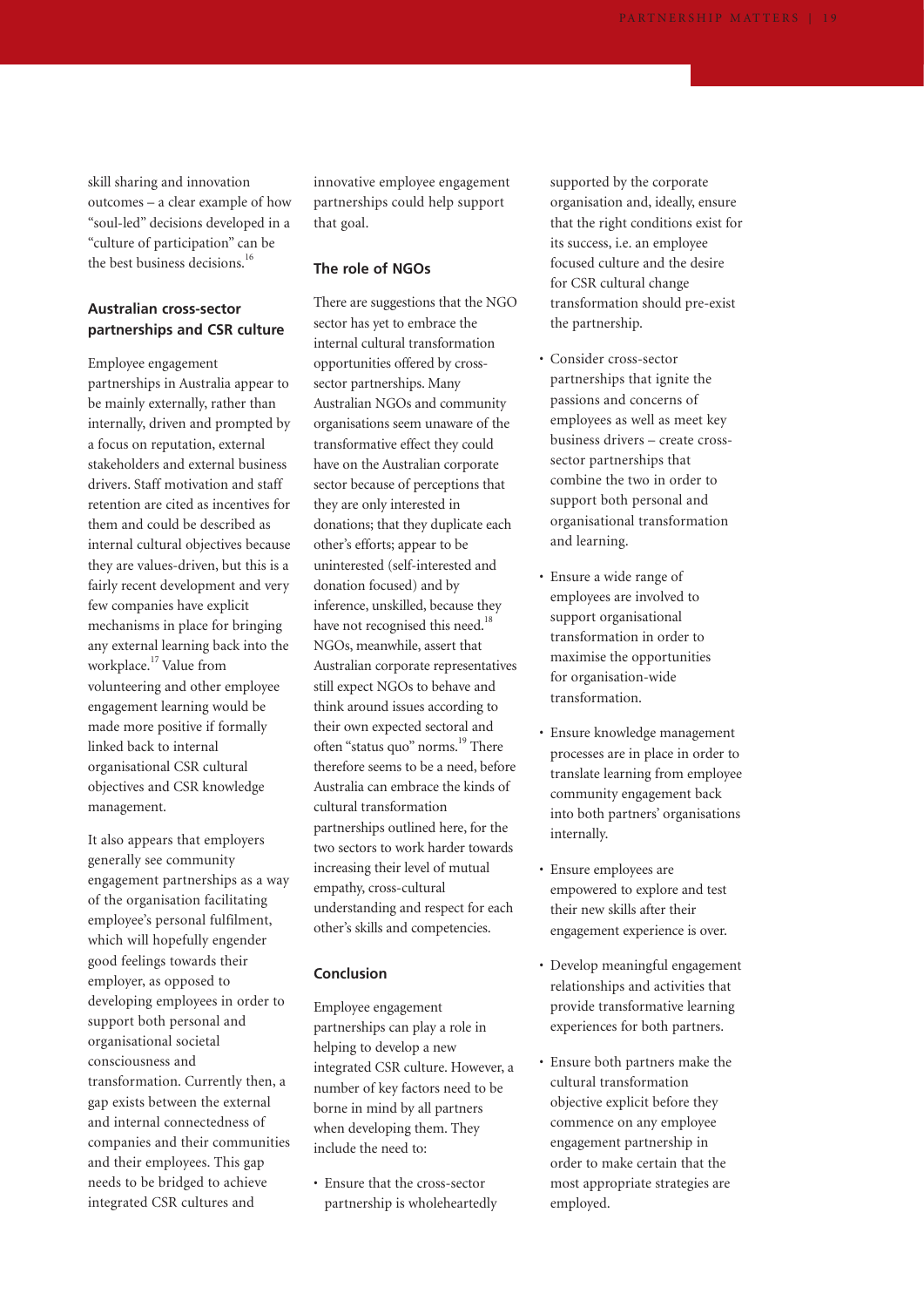skill sharing and innovation outcomes – a clear example of how "soul-led" decisions developed in a "culture of participation" can be the best business decisions.[16]

### Australian cross-sector partnerships and CSR culture

Employee engagement partnerships in Australia appear to be mainly externally, rather than internally, driven and prompted by a focus on reputation, external stakeholders and external business drivers. Staff motivation and staff retention are cited as incentives for them and could be described as internal cultural objectives because they are values-driven, but this is a fairly recent development and very few companies have explicit mechanisms in place for bringing any external learning back into the workplace.[17] Value from volunteering and other employee engagement learning would be made more positive if formally linked back to internal organisational CSR cultural objectives and CSR knowledge management.

It also appears that employers generally see community engagement partnerships as a way of the organisation facilitating employee's personal fulfilment, which will hopefully engender good feelings towards their employer, as opposed to developing employees in order to support both personal and organisational societal consciousness and transformation. Currently then, a gap exists between the external and internal connectedness of companies and their communities and their employees. This gap needs to be bridged to achieve integrated CSR cultures and innovative employee engagement partnerships could help support that goal.

### The role of NGOs

There are suggestions that the NGO sector has yet to embrace the internal cultural transformation opportunities offered by cross-sector partnerships. Many Australian NGOs and community organisations seem unaware of the transformative effect they could have on the Australian corporate sector because of perceptions that they are only interested in donations; that they duplicate each other's efforts; appear to be uninterested (self-interested and donation focused) and by inference, unskilled, because they have not recognised this need.[18] NGOs, meanwhile, assert that Australian corporate representatives still expect NGOs to behave and think around issues according to their own expected sectoral and often "status quo" norms.[19] There therefore seems to be a need, before Australia can embrace the kinds of cultural transformation partnerships outlined here, for the two sectors to work harder towards increasing their level of mutual empathy, cross-cultural understanding and respect for each other's skills and competencies.

### Conclusion

Employee engagement partnerships can play a role in helping to develop a new integrated CSR culture. However, a number of key factors need to be borne in mind by all partners when developing them. They include the need to:

- Ensure that the cross-sector partnership is wholeheartedly supported by the corporate organisation and, ideally, ensure that the right conditions exist for its success, i.e. an employee focused culture and the desire for CSR cultural change transformation should pre-exist the partnership.
- Consider cross-sector partnerships that ignite the passions and concerns of employees as well as meet key business drivers – create cross-sector partnerships that combine the two in order to support both personal and organisational transformation and learning.
- Ensure a wide range of employees are involved to support organisational transformation in order to maximise the opportunities for organisation-wide transformation.
- Ensure knowledge management processes are in place in order to translate learning from employee community engagement back into both partners' organisations internally.
- Ensure employees are empowered to explore and test their new skills after their engagement experience is over.
- Develop meaningful engagement relationships and activities that provide transformative learning experiences for both partners.
- Ensure both partners make the cultural transformation objective explicit before they commence on any employee engagement partnership in order to make certain that the most appropriate strategies are employed.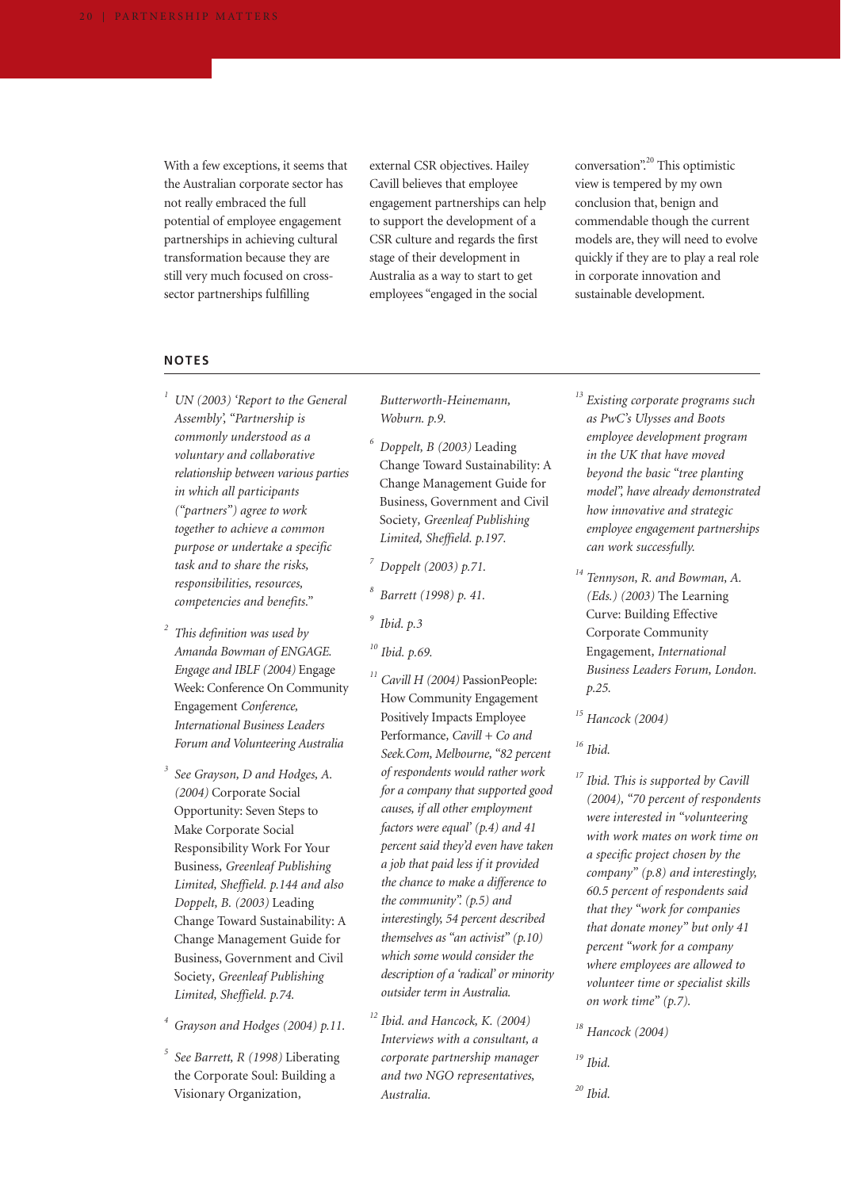With a few exceptions, it seems that the Australian corporate sector has not really embraced the full potential of employee engagement partnerships in achieving cultural transformation because they are still very much focused on cross-sector partnerships fulfilling external CSR objectives. Hailey Cavill believes that employee engagement partnerships can help to support the development of a CSR culture and regards the first stage of their development in Australia as a way to start to get employees "engaged in the social conversation".[20] This optimistic view is tempered by my own conclusion that, benign and commendable though the current models are, they will need to evolve quickly if they are to play a real role in corporate innovation and sustainable development.

## NOTES

1. *UN (2003) 'Report to the General Assembly', "Partnership is commonly understood as a voluntary and collaborative relationship between various parties in which all participants ("partners") agree to work together to achieve a common purpose or undertake a specific task and to share the risks, responsibilities, resources, competencies and benefits."*

2. *This definition was used by Amanda Bowman of ENGAGE. Engage and IBLF (2004)* Engage Week: Conference On Community Engagement *Conference, International Business Leaders Forum and Volunteering Australia*

3. *See Grayson, D and Hodges, A. (2004)* Corporate Social Opportunity: Seven Steps to Make Corporate Social Responsibility Work For Your Business, *Greenleaf Publishing Limited, Sheffield. p.144 and also Doppelt, B. (2003)* Leading Change Toward Sustainability: A Change Management Guide for Business, Government and Civil Society, *Greenleaf Publishing Limited, Sheffield. p.74.*

4. *Grayson and Hodges (2004) p.11.*

5. *See Barrett, R (1998)* Liberating the Corporate Soul: Building a Visionary Organization, *Butterworth-Heinemann, Woburn. p.9.*

6. *Doppelt, B (2003)* Leading Change Toward Sustainability: A Change Management Guide for Business, Government and Civil Society, *Greenleaf Publishing Limited, Sheffield. p.197.*

7. *Doppelt (2003) p.71.*

8. *Barrett (1998) p. 41.*

9. *Ibid. p.3*

10. *Ibid. p.69.*

11. *Cavill H (2004)* PassionPeople: How Community Engagement Positively Impacts Employee Performance, *Cavill + Co and Seek.Com, Melbourne, "82 percent of respondents would rather work for a company that supported good causes, if all other employment factors were equal' (p.4) and 41 percent said they'd even have taken a job that paid less if it provided the chance to make a difference to the community". (p.5) and interestingly, 54 percent described themselves as "an activist" (p.10) which some would consider the description of a 'radical' or minority outsider term in Australia.*

12. *Ibid. and Hancock, K. (2004) Interviews with a consultant, a corporate partnership manager and two NGO representatives, Australia.*

13. *Existing corporate programs such as PwC's Ulysses and Boots employee development program in the UK that have moved beyond the basic "tree planting model", have already demonstrated how innovative and strategic employee engagement partnerships can work successfully.*

14. *Tennyson, R. and Bowman, A. (Eds.) (2003)* The Learning Curve: Building Effective Corporate Community Engagement, *International Business Leaders Forum, London. p.25.*

15. *Hancock (2004)*

16. *Ibid.*

17. *Ibid. This is supported by Cavill (2004), "70 percent of respondents were interested in "volunteering with work mates on work time on a specific project chosen by the company" (p.8) and interestingly, 60.5 percent of respondents said that they "work for companies that donate money" but only 41 percent "work for a company where employees are allowed to volunteer time or specialist skills on work time" (p.7).*

18. *Hancock (2004)*

19. *Ibid.*

20. *Ibid.*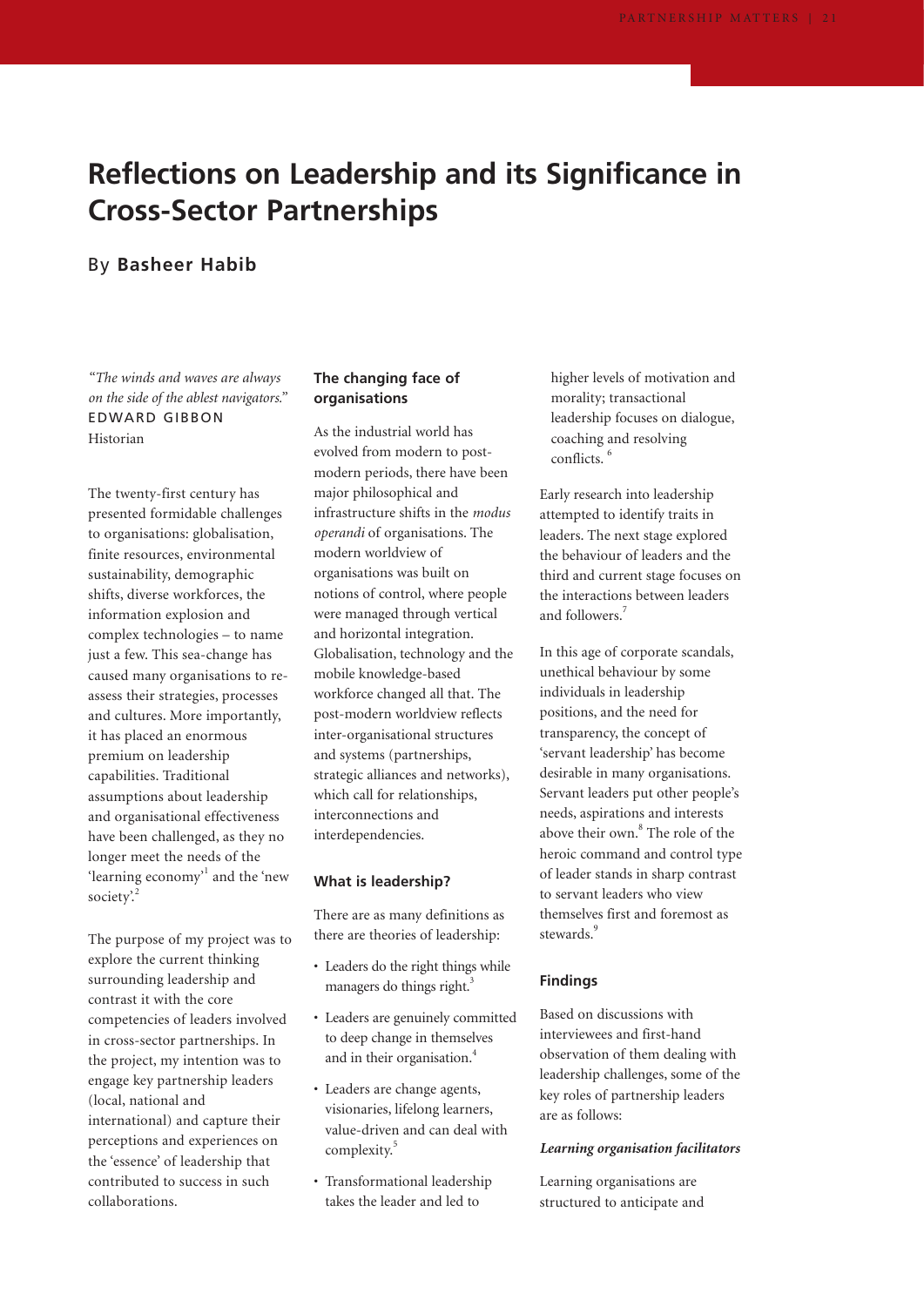# Reflections on Leadership and its Significance in Cross-Sector Partnerships

By **Basheer Habib**

*"The winds and waves are always on the side of the ablest navigators."*
EDWARD GIBBON
Historian

The twenty-first century has presented formidable challenges to organisations: globalisation, finite resources, environmental sustainability, demographic shifts, diverse workforces, the information explosion and complex technologies – to name just a few. This sea-change has caused many organisations to re-assess their strategies, processes and cultures. More importantly, it has placed an enormous premium on leadership capabilities. Traditional assumptions about leadership and organisational effectiveness have been challenged, as they no longer meet the needs of the 'learning economy'[1] and the 'new society'.[2]

The purpose of my project was to explore the current thinking surrounding leadership and contrast it with the core competencies of leaders involved in cross-sector partnerships. In the project, my intention was to engage key partnership leaders (local, national and international) and capture their perceptions and experiences on the 'essence' of leadership that contributed to success in such collaborations.

### The changing face of organisations

As the industrial world has evolved from modern to post-modern periods, there have been major philosophical and infrastructure shifts in the *modus operandi* of organisations. The modern worldview of organisations was built on notions of control, where people were managed through vertical and horizontal integration. Globalisation, technology and the mobile knowledge-based workforce changed all that. The post-modern worldview reflects inter-organisational structures and systems (partnerships, strategic alliances and networks), which call for relationships, interconnections and interdependencies.

### What is leadership?

There are as many definitions as there are theories of leadership:

- Leaders do the right things while managers do things right.[3]
- Leaders are genuinely committed to deep change in themselves and in their organisation.[4]
- Leaders are change agents, visionaries, lifelong learners, value-driven and can deal with complexity.[5]
- Transformational leadership takes the leader and led to higher levels of motivation and morality; transactional leadership focuses on dialogue, coaching and resolving conflicts.[6]

Early research into leadership attempted to identify traits in leaders. The next stage explored the behaviour of leaders and the third and current stage focuses on the interactions between leaders and followers.[7]

In this age of corporate scandals, unethical behaviour by some individuals in leadership positions, and the need for transparency, the concept of 'servant leadership' has become desirable in many organisations. Servant leaders put other people's needs, aspirations and interests above their own.[8] The role of the heroic command and control type of leader stands in sharp contrast to servant leaders who view themselves first and foremost as stewards.[9]

### Findings

Based on discussions with interviewees and first-hand observation of them dealing with leadership challenges, some of the key roles of partnership leaders are as follows:

***Learning organisation facilitators***

Learning organisations are structured to anticipate and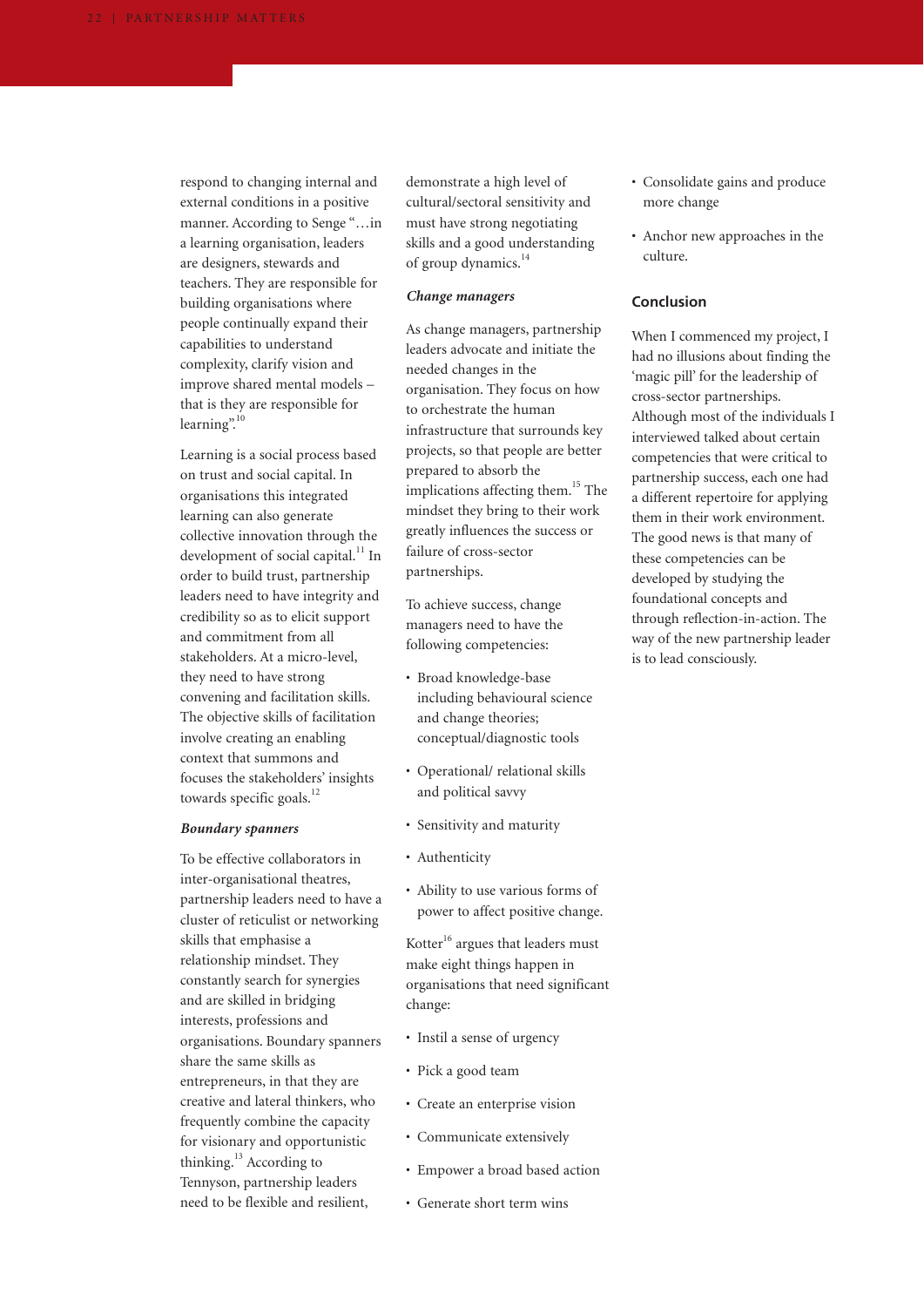respond to changing internal and external conditions in a positive manner. According to Senge "…in a learning organisation, leaders are designers, stewards and teachers. They are responsible for building organisations where people continually expand their capabilities to understand complexity, clarify vision and improve shared mental models – that is they are responsible for learning".[10]

Learning is a social process based on trust and social capital. In organisations this integrated learning can also generate collective innovation through the development of social capital.[11] In order to build trust, partnership leaders need to have integrity and credibility so as to elicit support and commitment from all stakeholders. At a micro-level, they need to have strong convening and facilitation skills. The objective skills of facilitation involve creating an enabling context that summons and focuses the stakeholders' insights towards specific goals.[12]

***Boundary spanners***

To be effective collaborators in inter-organisational theatres, partnership leaders need to have a cluster of reticulist or networking skills that emphasise a relationship mindset. They constantly search for synergies and are skilled in bridging interests, professions and organisations. Boundary spanners share the same skills as entrepreneurs, in that they are creative and lateral thinkers, who frequently combine the capacity for visionary and opportunistic thinking.[13] According to Tennyson, partnership leaders need to be flexible and resilient, demonstrate a high level of cultural/sectoral sensitivity and must have strong negotiating skills and a good understanding of group dynamics.[14]

***Change managers***

As change managers, partnership leaders advocate and initiate the needed changes in the organisation. They focus on how to orchestrate the human infrastructure that surrounds key projects, so that people are better prepared to absorb the implications affecting them.[15] The mindset they bring to their work greatly influences the success or failure of cross-sector partnerships.

To achieve success, change managers need to have the following competencies:

- Broad knowledge-base including behavioural science and change theories; conceptual/diagnostic tools
- Operational/ relational skills and political savvy
- Sensitivity and maturity
- Authenticity
- Ability to use various forms of power to affect positive change.

Kotter[16] argues that leaders must make eight things happen in organisations that need significant change:

- Instil a sense of urgency
- Pick a good team
- Create an enterprise vision
- Communicate extensively
- Empower a broad based action
- Generate short term wins
- Consolidate gains and produce more change
- Anchor new approaches in the culture.

## Conclusion

When I commenced my project, I had no illusions about finding the 'magic pill' for the leadership of cross-sector partnerships. Although most of the individuals I interviewed talked about certain competencies that were critical to partnership success, each one had a different repertoire for applying them in their work environment. The good news is that many of these competencies can be developed by studying the foundational concepts and through reflection-in-action. The way of the new partnership leader is to lead consciously.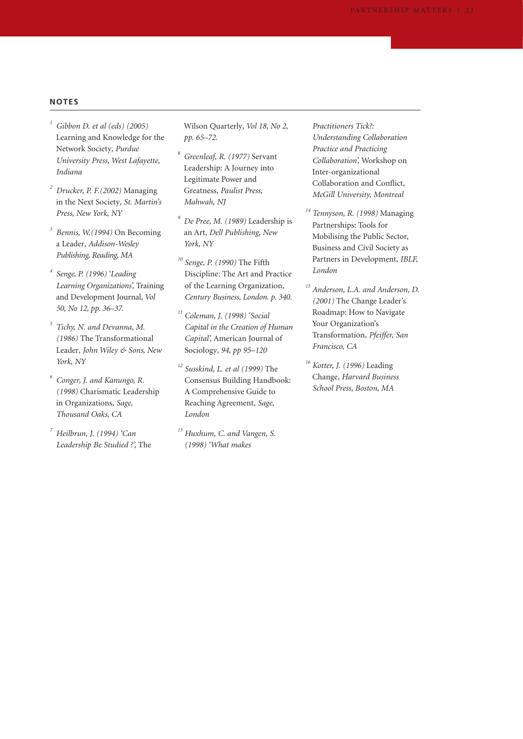## NOTES

[1] *Gibbon D. et al (eds) (2005)* Learning and Knowledge for the Network Society, *Purdue University Press, West Lafayette, Indiana*

[2] *Drucker, P. F.(2002)* Managing in the Next Society, *St. Martin's Press, New York, NY*

[3] *Bennis, W.(1994)* On Becoming a Leader, *Addison-Wesley Publishing, Reading, MA*

[4] *Senge, P. (1996) 'Leading Learning Organizations',* Training and Development Journal, *Vol 50, No 12, pp. 36–37.*

[5] *Tichy, N. and Devanna, M. (1986)* The Transformational Leader, *John Wiley & Sons, New York, NY*

[6] *Conger, J. and Kanungo, R. (1998)* Charismatic Leadership in Organizations, *Sage, Thousand Oaks, CA*

[7] *Heilbrun, J. (1994) 'Can Leadership Be Studied ?',* The Wilson Quarterly, *Vol 18, No 2, pp. 65–72.*

[8] *Greenleaf, R. (1977)* Servant Leadership: A Journey into Legitimate Power and Greatness, *Paulist Press, Mahwah, NJ*

[9] *De Pree, M. (1989)* Leadership is an Art, *Dell Publishing, New York, NY*

[10] *Senge, P. (1990)* The Fifth Discipline: The Art and Practice of the Learning Organization, *Century Business, London. p. 340.*

[11] *Coleman, J. (1998) 'Social Capital in the Creation of Human Capital',* American Journal of Sociology, *94, pp 95–120*

[12] *Susskind, L. et al (1999)* The Consensus Building Handbook: A Comprehensive Guide to Reaching Agreement, *Sage, London*

[13] *Huxhum, C. and Vangen, S. (1998) 'What makes Practitioners Tick?: Understanding Collaboration Practice and Practicing Collaboration',* Workshop on Inter-organizational Collaboration and Conflict, *McGill University, Montreal*

[14] *Tennyson, R. (1998)* Managing Partnerships: Tools for Mobilising the Public Sector, Business and Civil Society as Partners in Development, *IBLF, London*

[15] *Anderson, L.A. and Anderson, D. (2001)* The Change Leader's Roadmap: How to Navigate Your Organization's Transformation, *Pfeiffer, San Francisco, CA*

[16] *Kotter, J. (1996)* Leading Change, *Harvard Business School Press, Boston, MA*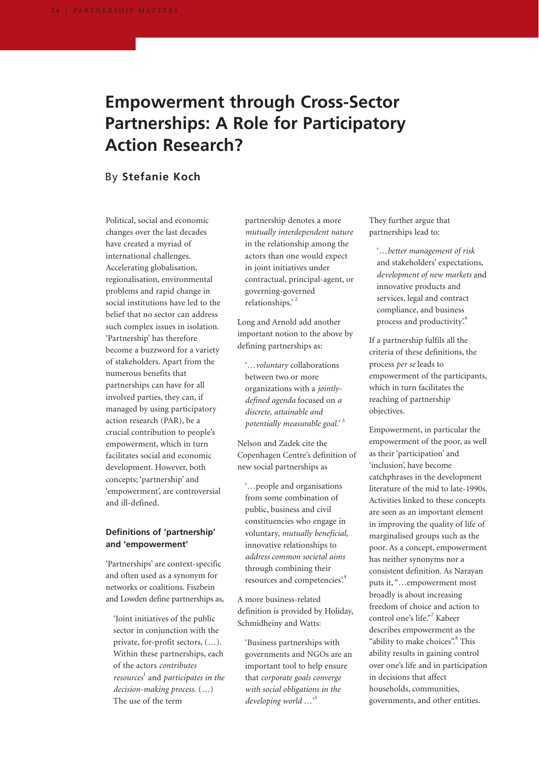# Empowerment through Cross-Sector Partnerships: A Role for Participatory Action Research?

By **Stefanie Koch**

Political, social and economic changes over the last decades have created a myriad of international challenges. Accelerating globalisation, regionalisation, environmental problems and rapid change in social institutions have led to the belief that no sector can address such complex issues in isolation. 'Partnership' has therefore become a buzzword for a variety of stakeholders. Apart from the numerous benefits that partnerships can have for all involved parties, they can, if managed by using participatory action research (PAR), be a crucial contribution to people's empowerment, which in turn facilitates social and economic development. However, both concepts; 'partnership' and 'empowerment', are controversial and ill-defined.

### Definitions of 'partnership' and 'empowerment'

'Partnerships' are context-specific and often used as a synonym for networks or coalitions. Fiszbein and Lowden define partnerships as,

> 'Joint initiatives of the public sector in conjunction with the private, for-profit sectors, (…). Within these partnerships, each of the actors *contributes resources*[1] and *participates in the decision-making process.* (…) The use of the term partnership denotes a more *mutually interdependent nature* in the relationship among the actors than one would expect in joint initiatives under contractual, principal-agent, or governing-governed relationships.' [2]

Long and Arnold add another important notion to the above by defining partnerships as:

> '…*voluntary* collaborations between two or more organizations with a *jointly-defined agenda* focused on *a discrete, attainable and potentially measurable goal.*' [3]

Nelson and Zadek cite the Copenhagen Centre's definition of new social partnerships as

> '…people and organisations from some combination of public, business and civil constituencies who engage in voluntary, *mutually beneficial*, innovative relationships to *address common societal aims* through combining their resources and competencies'.[4]

A more business-related definition is provided by Holiday, Schmidheiny and Watts:

> 'Business partnerships with governments and NGOs are an important tool to help ensure that *corporate goals converge with social obligations in the developing world* …'[5]

They further argue that partnerships lead to:

> '…*better management of risk* and stakeholders' expectations, *development of new markets* and innovative products and services, legal and contract compliance, and business process and productivity'.[6]

If a partnership fulfils all the criteria of these definitions, the process *per se* leads to empowerment of the participants, which in turn facilitates the reaching of partnership objectives.

Empowerment, in particular the empowerment of the poor, as well as their 'participation' and 'inclusion', have become catchphrases in the development literature of the mid to late-1990s. Activities linked to these concepts are seen as an important element in improving the quality of life of marginalised groups such as the poor. As a concept, empowerment has neither synonyms nor a consistent definition. As Narayan puts it, "…empowerment most broadly is about increasing freedom of choice and action to control one's life."[7] Kabeer describes empowerment as the "ability to make choices".[8] This ability results in gaining control over one's life and in participation in decisions that affect households, communities, governments, and other entities.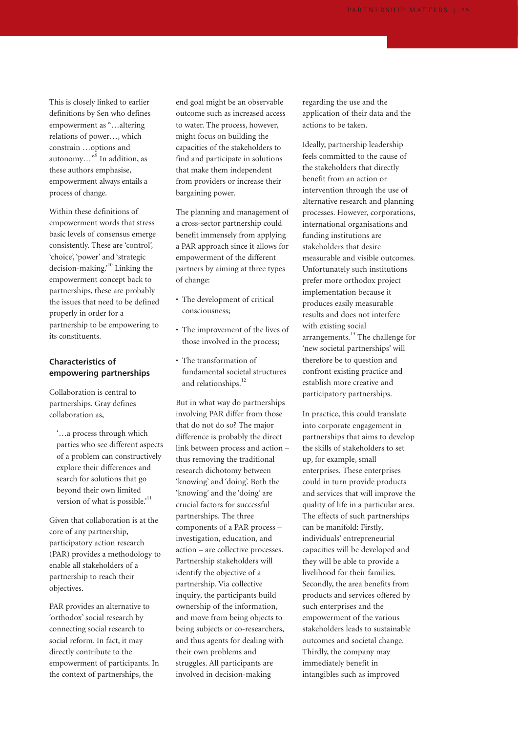This is closely linked to earlier definitions by Sen who defines empowerment as "…altering relations of power…, which constrain …options and autonomy…"[9] In addition, as these authors emphasise, empowerment always entails a process of change.

Within these definitions of empowerment words that stress basic levels of consensus emerge consistently. These are 'control', 'choice', 'power' and 'strategic decision-making.'[10] Linking the empowerment concept back to partnerships, these are probably the issues that need to be defined properly in order for a partnership to be empowering to its constituents.

### Characteristics of empowering partnerships

Collaboration is central to partnerships. Gray defines collaboration as,

> '…a process through which parties who see different aspects of a problem can constructively explore their differences and search for solutions that go beyond their own limited version of what is possible.'[11]

Given that collaboration is at the core of any partnership, participatory action research (PAR) provides a methodology to enable all stakeholders of a partnership to reach their objectives.

PAR provides an alternative to 'orthodox' social research by connecting social research to social reform. In fact, it may directly contribute to the empowerment of participants. In the context of partnerships, the end goal might be an observable outcome such as increased access to water. The process, however, might focus on building the capacities of the stakeholders to find and participate in solutions that make them independent from providers or increase their bargaining power.

The planning and management of a cross-sector partnership could benefit immensely from applying a PAR approach since it allows for empowerment of the different partners by aiming at three types of change:

- The development of critical consciousness;
- The improvement of the lives of those involved in the process;
- The transformation of fundamental societal structures and relationships.[12]

But in what way do partnerships involving PAR differ from those that do not do so? The major difference is probably the direct link between process and action – thus removing the traditional research dichotomy between 'knowing' and 'doing'. Both the 'knowing' and the 'doing' are crucial factors for successful partnerships. The three components of a PAR process – investigation, education, and action – are collective processes. Partnership stakeholders will identify the objective of a partnership. Via collective inquiry, the participants build ownership of the information, and move from being objects to being subjects or co-researchers, and thus agents for dealing with their own problems and struggles. All participants are involved in decision-making regarding the use and the application of their data and the actions to be taken.

Ideally, partnership leadership feels committed to the cause of the stakeholders that directly benefit from an action or intervention through the use of alternative research and planning processes. However, corporations, international organisations and funding institutions are stakeholders that desire measurable and visible outcomes. Unfortunately such institutions prefer more orthodox project implementation because it produces easily measurable results and does not interfere with existing social arrangements.[13] The challenge for 'new societal partnerships' will therefore be to question and confront existing practice and establish more creative and participatory partnerships.

In practice, this could translate into corporate engagement in partnerships that aims to develop the skills of stakeholders to set up, for example, small enterprises. These enterprises could in turn provide products and services that will improve the quality of life in a particular area. The effects of such partnerships can be manifold: Firstly, individuals' entrepreneurial capacities will be developed and they will be able to provide a livelihood for their families. Secondly, the area benefits from products and services offered by such enterprises and the empowerment of the various stakeholders leads to sustainable outcomes and societal change. Thirdly, the company may immediately benefit in intangibles such as improved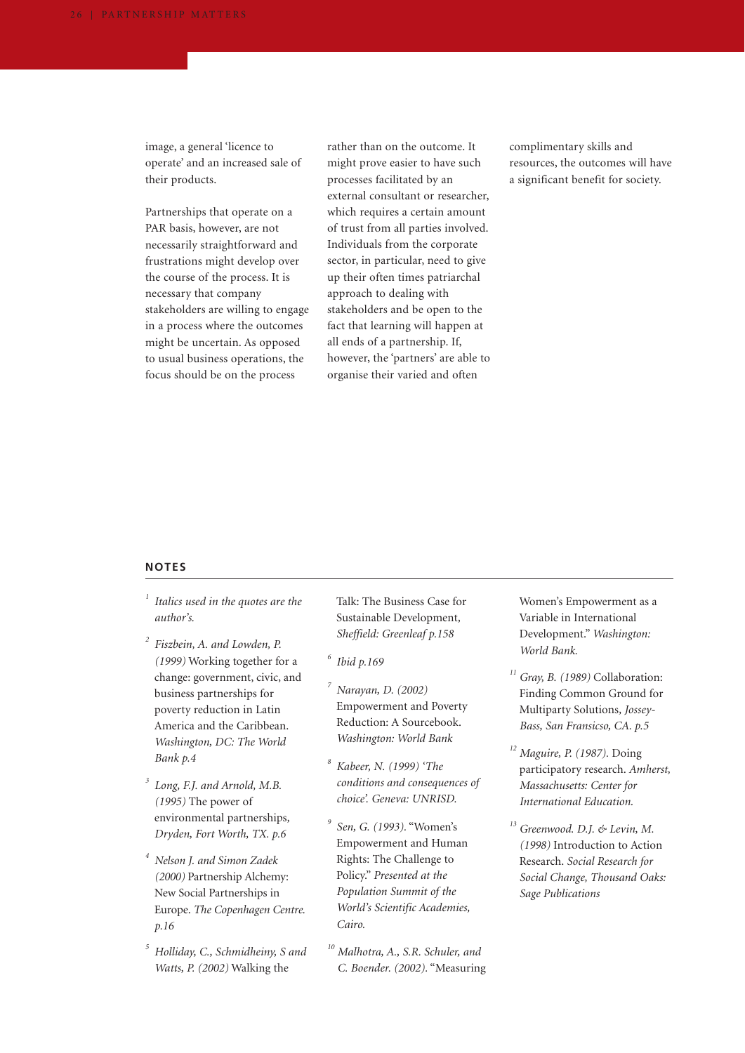image, a general 'licence to operate' and an increased sale of their products.

Partnerships that operate on a PAR basis, however, are not necessarily straightforward and frustrations might develop over the course of the process. It is necessary that company stakeholders are willing to engage in a process where the outcomes might be uncertain. As opposed to usual business operations, the focus should be on the process rather than on the outcome. It might prove easier to have such processes facilitated by an external consultant or researcher, which requires a certain amount of trust from all parties involved. Individuals from the corporate sector, in particular, need to give up their often times patriarchal approach to dealing with stakeholders and be open to the fact that learning will happen at all ends of a partnership. If, however, the 'partners' are able to organise their varied and often complimentary skills and resources, the outcomes will have a significant benefit for society.

## NOTES

[1] *Italics used in the quotes are the author's.*

[2] *Fiszbein, A. and Lowden, P. (1999)* Working together for a change: government, civic, and business partnerships for poverty reduction in Latin America and the Caribbean. *Washington, DC: The World Bank p.4*

[3] *Long, F.J. and Arnold, M.B. (1995)* The power of environmental partnerships, *Dryden, Fort Worth, TX. p.6*

[4] *Nelson J. and Simon Zadek (2000)* Partnership Alchemy: New Social Partnerships in Europe. *The Copenhagen Centre. p.16*

[5] *Holliday, C., Schmidheiny, S and Watts, P. (2002)* Walking the Talk: The Business Case for Sustainable Development, *Sheffield: Greenleaf p.158*

[6] *Ibid p.169*

[7] *Narayan, D. (2002)* Empowerment and Poverty Reduction: A Sourcebook. *Washington: World Bank*

[8] *Kabeer, N. (1999) 'The conditions and consequences of choice'. Geneva: UNRISD.*

[9] *Sen, G. (1993).* "Women's Empowerment and Human Rights: The Challenge to Policy." *Presented at the Population Summit of the World's Scientific Academies, Cairo.*

[10] *Malhotra, A., S.R. Schuler, and C. Boender. (2002).* "Measuring Women's Empowerment as a Variable in International Development." *Washington: World Bank.*

[11] *Gray, B. (1989)* Collaboration: Finding Common Ground for Multiparty Solutions, *Jossey-Bass, San Fransisco, CA. p.5*

[12] *Maguire, P. (1987).* Doing participatory research. *Amherst, Massachusetts: Center for International Education.*

[13] *Greenwood. D.J. & Levin, M. (1998)* Introduction to Action Research. *Social Research for Social Change, Thousand Oaks: Sage Publications*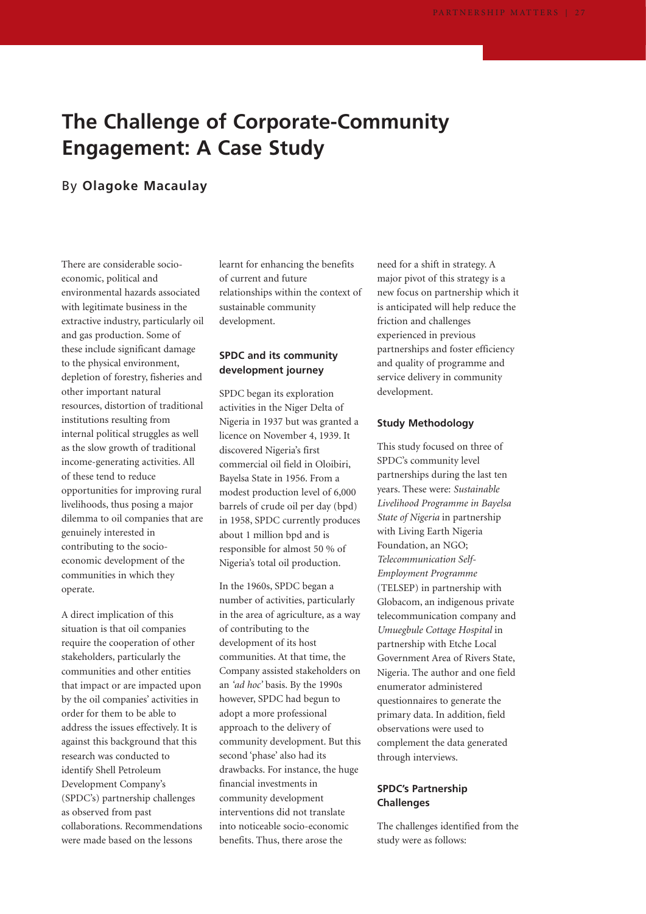# The Challenge of Corporate-Community Engagement: A Case Study

By **Olagoke Macaulay**

There are considerable socio-economic, political and environmental hazards associated with legitimate business in the extractive industry, particularly oil and gas production. Some of these include significant damage to the physical environment, depletion of forestry, fisheries and other important natural resources, distortion of traditional institutions resulting from internal political struggles as well as the slow growth of traditional income-generating activities. All of these tend to reduce opportunities for improving rural livelihoods, thus posing a major dilemma to oil companies that are genuinely interested in contributing to the socio-economic development of the communities in which they operate.

A direct implication of this situation is that oil companies require the cooperation of other stakeholders, particularly the communities and other entities that impact or are impacted upon by the oil companies' activities in order for them to be able to address the issues effectively. It is against this background that this research was conducted to identify Shell Petroleum Development Company's (SPDC's) partnership challenges as observed from past collaborations. Recommendations were made based on the lessons learnt for enhancing the benefits of current and future relationships within the context of sustainable community development.

### SPDC and its community development journey

SPDC began its exploration activities in the Niger Delta of Nigeria in 1937 but was granted a licence on November 4, 1939. It discovered Nigeria's first commercial oil field in Oloibiri, Bayelsa State in 1956. From a modest production level of 6,000 barrels of crude oil per day (bpd) in 1958, SPDC currently produces about 1 million bpd and is responsible for almost 50 % of Nigeria's total oil production.

In the 1960s, SPDC began a number of activities, particularly in the area of agriculture, as a way of contributing to the development of its host communities. At that time, the Company assisted stakeholders on an *'ad hoc'* basis. By the 1990s however, SPDC had begun to adopt a more professional approach to the delivery of community development. But this second 'phase' also had its drawbacks. For instance, the huge financial investments in community development interventions did not translate into noticeable socio-economic benefits. Thus, there arose the need for a shift in strategy. A major pivot of this strategy is a new focus on partnership which it is anticipated will help reduce the friction and challenges experienced in previous partnerships and foster efficiency and quality of programme and service delivery in community development.

### Study Methodology

This study focused on three of SPDC's community level partnerships during the last ten years. These were: *Sustainable Livelihood Programme in Bayelsa State of Nigeria* in partnership with Living Earth Nigeria Foundation, an NGO; *Telecommunication Self-Employment Programme* (TELSEP) in partnership with Globacom, an indigenous private telecommunication company and *Umuegbule Cottage Hospital* in partnership with Etche Local Government Area of Rivers State, Nigeria. The author and one field enumerator administered questionnaires to generate the primary data. In addition, field observations were used to complement the data generated through interviews.

### SPDC's Partnership Challenges

The challenges identified from the study were as follows: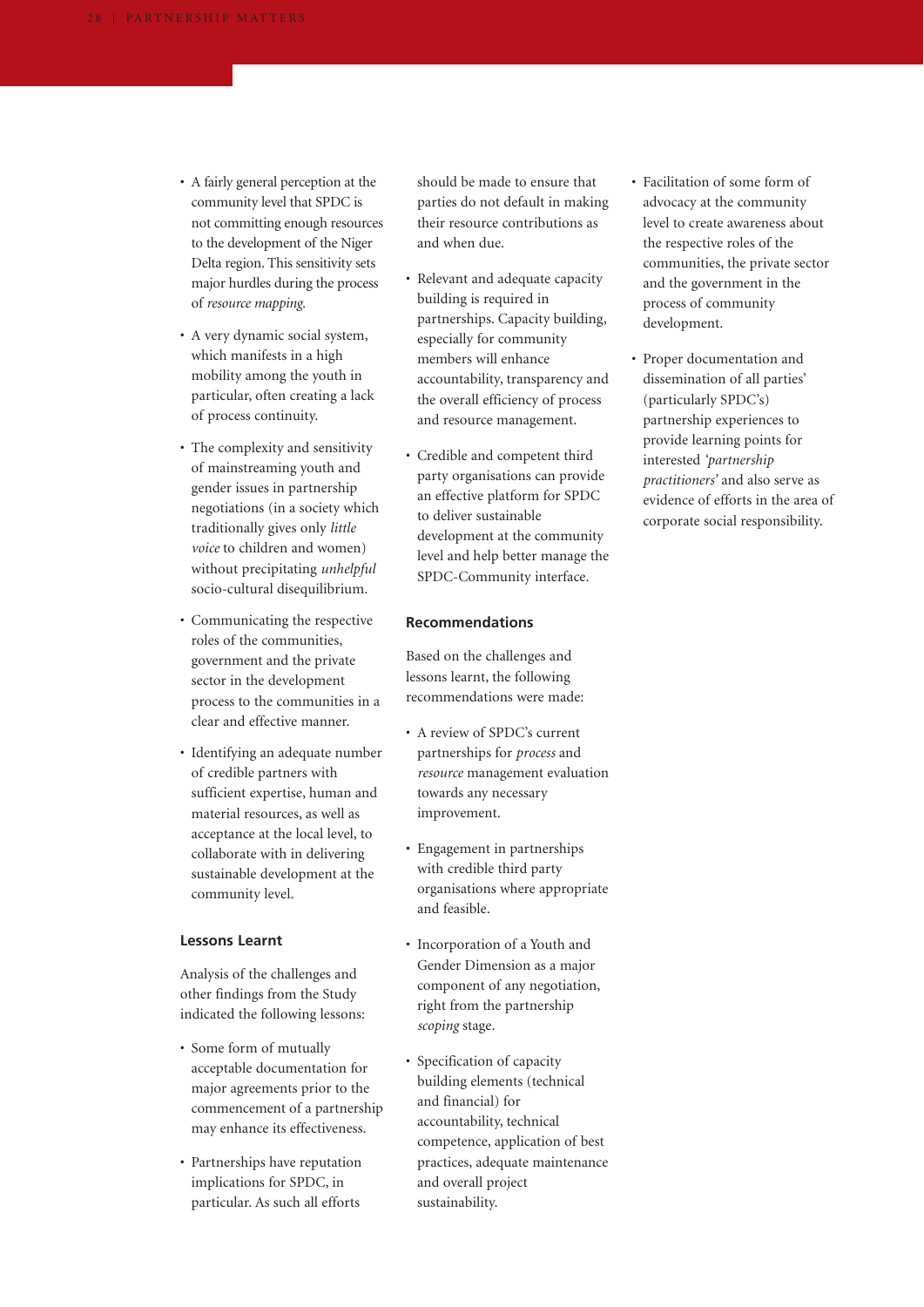- A fairly general perception at the community level that SPDC is not committing enough resources to the development of the Niger Delta region. This sensitivity sets major hurdles during the process of *resource mapping.*
- A very dynamic social system, which manifests in a high mobility among the youth in particular, often creating a lack of process continuity.
- The complexity and sensitivity of mainstreaming youth and gender issues in partnership negotiations (in a society which traditionally gives only *little voice* to children and women) without precipitating *unhelpful* socio-cultural disequilibrium.
- Communicating the respective roles of the communities, government and the private sector in the development process to the communities in a clear and effective manner.
- Identifying an adequate number of credible partners with sufficient expertise, human and material resources, as well as acceptance at the local level, to collaborate with in delivering sustainable development at the community level.

#### Lessons Learnt

Analysis of the challenges and other findings from the Study indicated the following lessons:

- Some form of mutually acceptable documentation for major agreements prior to the commencement of a partnership may enhance its effectiveness.
- Partnerships have reputation implications for SPDC, in particular. As such all efforts should be made to ensure that parties do not default in making their resource contributions as and when due.
- Relevant and adequate capacity building is required in partnerships. Capacity building, especially for community members will enhance accountability, transparency and the overall efficiency of process and resource management.
- Credible and competent third party organisations can provide an effective platform for SPDC to deliver sustainable development at the community level and help better manage the SPDC-Community interface.

#### Recommendations

Based on the challenges and lessons learnt, the following recommendations were made:

- A review of SPDC's current partnerships for *process* and *resource* management evaluation towards any necessary improvement.
- Engagement in partnerships with credible third party organisations where appropriate and feasible.
- Incorporation of a Youth and Gender Dimension as a major component of any negotiation, right from the partnership *scoping* stage.
- Specification of capacity building elements (technical and financial) for accountability, technical competence, application of best practices, adequate maintenance and overall project sustainability.
- Facilitation of some form of advocacy at the community level to create awareness about the respective roles of the communities, the private sector and the government in the process of community development.
- Proper documentation and dissemination of all parties' (particularly SPDC's) partnership experiences to provide learning points for interested *'partnership practitioners'* and also serve as evidence of efforts in the area of corporate social responsibility.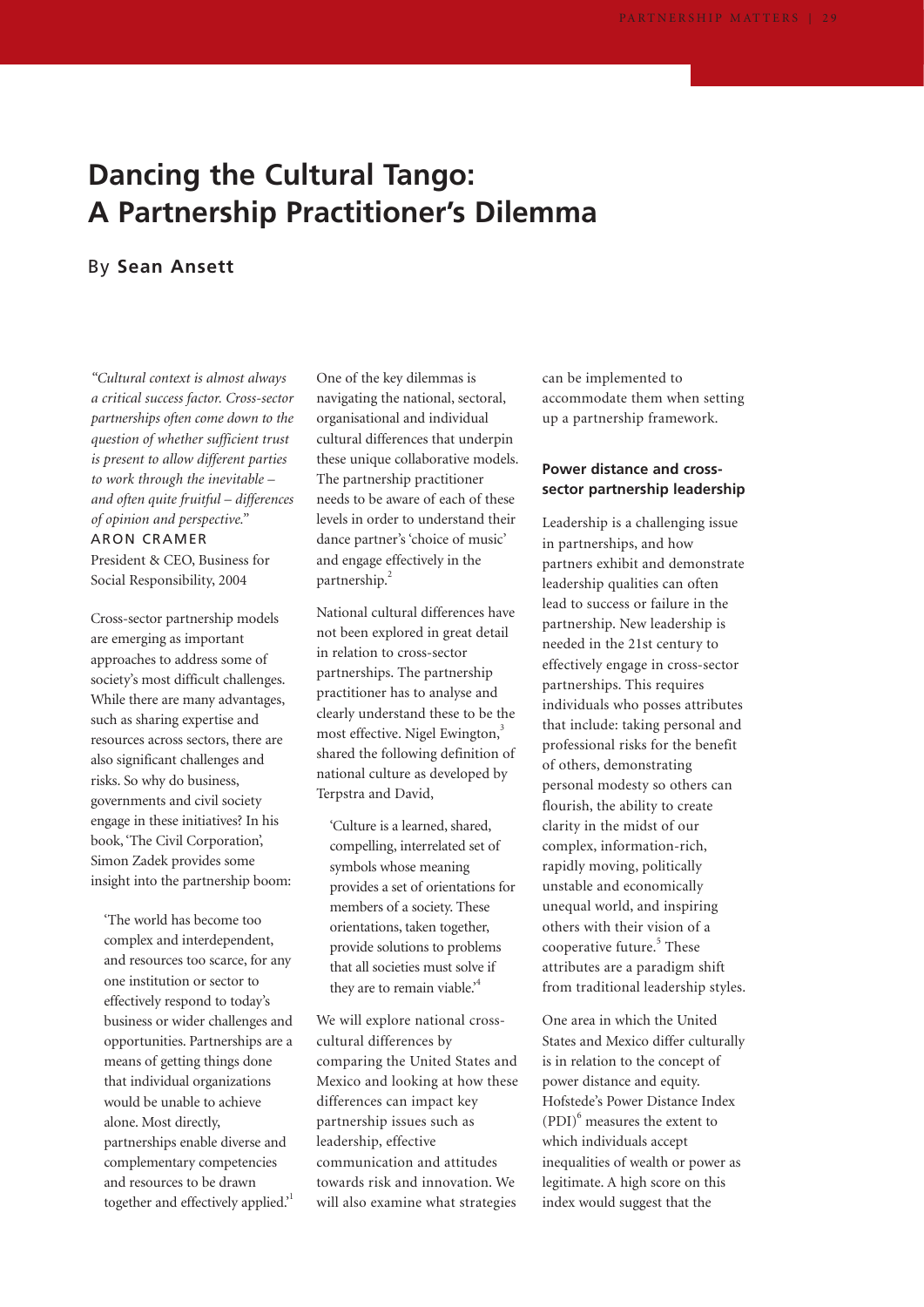# Dancing the Cultural Tango: A Partnership Practitioner's Dilemma

By **Sean Ansett**

*"Cultural context is almost always a critical success factor. Cross-sector partnerships often come down to the question of whether sufficient trust is present to allow different parties to work through the inevitable – and often quite fruitful – differences of opinion and perspective."*
ARON CRAMER
President & CEO, Business for Social Responsibility, 2004

Cross-sector partnership models are emerging as important approaches to address some of society's most difficult challenges. While there are many advantages, such as sharing expertise and resources across sectors, there are also significant challenges and risks. So why do business, governments and civil society engage in these initiatives? In his book, 'The Civil Corporation', Simon Zadek provides some insight into the partnership boom:

> 'The world has become too complex and interdependent, and resources too scarce, for any one institution or sector to effectively respond to today's business or wider challenges and opportunities. Partnerships are a means of getting things done that individual organizations would be unable to achieve alone. Most directly, partnerships enable diverse and complementary competencies and resources to be drawn together and effectively applied.'[1]

One of the key dilemmas is navigating the national, sectoral, organisational and individual cultural differences that underpin these unique collaborative models. The partnership practitioner needs to be aware of each of these levels in order to understand their dance partner's 'choice of music' and engage effectively in the partnership.[2]

National cultural differences have not been explored in great detail in relation to cross-sector partnerships. The partnership practitioner has to analyse and clearly understand these to be the most effective. Nigel Ewington,[3] shared the following definition of national culture as developed by Terpstra and David,

> 'Culture is a learned, shared, compelling, interrelated set of symbols whose meaning provides a set of orientations for members of a society. These orientations, taken together, provide solutions to problems that all societies must solve if they are to remain viable.'[4]

We will explore national cross-cultural differences by comparing the United States and Mexico and looking at how these differences can impact key partnership issues such as leadership, effective communication and attitudes towards risk and innovation. We will also examine what strategies can be implemented to accommodate them when setting up a partnership framework.

### Power distance and cross-sector partnership leadership

Leadership is a challenging issue in partnerships, and how partners exhibit and demonstrate leadership qualities can often lead to success or failure in the partnership. New leadership is needed in the 21st century to effectively engage in cross-sector partnerships. This requires individuals who posses attributes that include: taking personal and professional risks for the benefit of others, demonstrating personal modesty so others can flourish, the ability to create clarity in the midst of our complex, information-rich, rapidly moving, politically unstable and economically unequal world, and inspiring others with their vision of a cooperative future.[5] These attributes are a paradigm shift from traditional leadership styles.

One area in which the United States and Mexico differ culturally is in relation to the concept of power distance and equity. Hofstede's Power Distance Index (PDI)[6] measures the extent to which individuals accept inequalities of wealth or power as legitimate. A high score on this index would suggest that the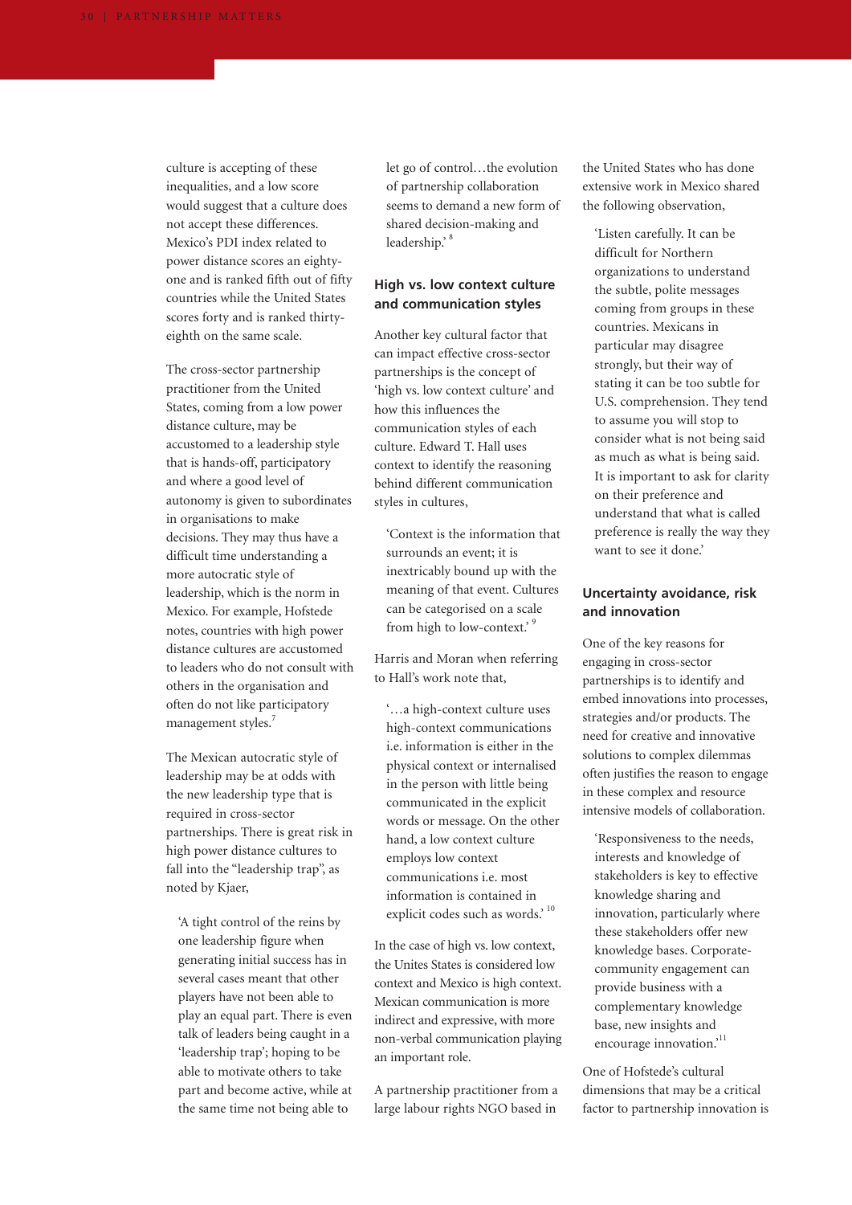culture is accepting of these inequalities, and a low score would suggest that a culture does not accept these differences. Mexico's PDI index related to power distance scores an eighty-one and is ranked fifth out of fifty countries while the United States scores forty and is ranked thirty-eighth on the same scale.

The cross-sector partnership practitioner from the United States, coming from a low power distance culture, may be accustomed to a leadership style that is hands-off, participatory and where a good level of autonomy is given to subordinates in organisations to make decisions. They may thus have a difficult time understanding a more autocratic style of leadership, which is the norm in Mexico. For example, Hofstede notes, countries with high power distance cultures are accustomed to leaders who do not consult with others in the organisation and often do not like participatory management styles.[7]

The Mexican autocratic style of leadership may be at odds with the new leadership type that is required in cross-sector partnerships. There is great risk in high power distance cultures to fall into the "leadership trap", as noted by Kjaer,

> 'A tight control of the reins by one leadership figure when generating initial success has in several cases meant that other players have not been able to play an equal part. There is even talk of leaders being caught in a 'leadership trap'; hoping to be able to motivate others to take part and become active, while at the same time not being able to let go of control…the evolution of partnership collaboration seems to demand a new form of shared decision-making and leadership.'[8]

## High vs. low context culture and communication styles

Another key cultural factor that can impact effective cross-sector partnerships is the concept of 'high vs. low context culture' and how this influences the communication styles of each culture. Edward T. Hall uses context to identify the reasoning behind different communication styles in cultures,

> 'Context is the information that surrounds an event; it is inextricably bound up with the meaning of that event. Cultures can be categorised on a scale from high to low-context.'[9]

Harris and Moran when referring to Hall's work note that,

> '…a high-context culture uses high-context communications i.e. information is either in the physical context or internalised in the person with little being communicated in the explicit words or message. On the other hand, a low context culture employs low context communications i.e. most information is contained in explicit codes such as words.'[10]

In the case of high vs. low context, the Unites States is considered low context and Mexico is high context. Mexican communication is more indirect and expressive, with more non-verbal communication playing an important role.

A partnership practitioner from a large labour rights NGO based in the United States who has done extensive work in Mexico shared the following observation,

> 'Listen carefully. It can be difficult for Northern organizations to understand the subtle, polite messages coming from groups in these countries. Mexicans in particular may disagree strongly, but their way of stating it can be too subtle for U.S. comprehension. They tend to assume you will stop to consider what is not being said as much as what is being said. It is important to ask for clarity on their preference and understand that what is called preference is really the way they want to see it done.'

## Uncertainty avoidance, risk and innovation

One of the key reasons for engaging in cross-sector partnerships is to identify and embed innovations into processes, strategies and/or products. The need for creative and innovative solutions to complex dilemmas often justifies the reason to engage in these complex and resource intensive models of collaboration.

> 'Responsiveness to the needs, interests and knowledge of stakeholders is key to effective knowledge sharing and innovation, particularly where these stakeholders offer new knowledge bases. Corporate-community engagement can provide business with a complementary knowledge base, new insights and encourage innovation.'[11]

One of Hofstede's cultural dimensions that may be a critical factor to partnership innovation is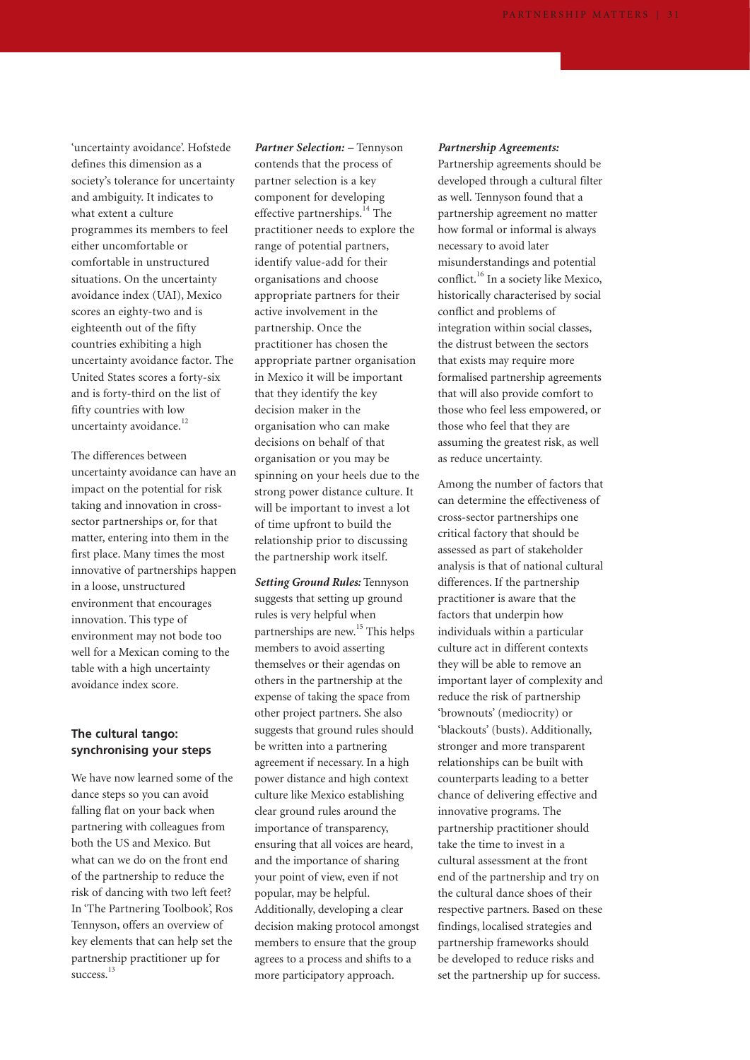'uncertainty avoidance'. Hofstede defines this dimension as a society's tolerance for uncertainty and ambiguity. It indicates to what extent a culture programmes its members to feel either uncomfortable or comfortable in unstructured situations. On the uncertainty avoidance index (UAI), Mexico scores an eighty-two and is eighteenth out of the fifty countries exhibiting a high uncertainty avoidance factor. The United States scores a forty-six and is forty-third on the list of fifty countries with low uncertainty avoidance.[12]

The differences between uncertainty avoidance can have an impact on the potential for risk taking and innovation in cross-sector partnerships or, for that matter, entering into them in the first place. Many times the most innovative of partnerships happen in a loose, unstructured environment that encourages innovation. This type of environment may not bode too well for a Mexican coming to the table with a high uncertainty avoidance index score.

## The cultural tango: synchronising your steps

We have now learned some of the dance steps so you can avoid falling flat on your back when partnering with colleagues from both the US and Mexico. But what can we do on the front end of the partnership to reduce the risk of dancing with two left feet? In 'The Partnering Toolbook', Ros Tennyson, offers an overview of key elements that can help set the partnership practitioner up for success.[13]

***Partner Selection:*** – Tennyson contends that the process of partner selection is a key component for developing effective partnerships.[14] The practitioner needs to explore the range of potential partners, identify value-add for their organisations and choose appropriate partners for their active involvement in the partnership. Once the practitioner has chosen the appropriate partner organisation in Mexico it will be important that they identify the key decision maker in the organisation who can make decisions on behalf of that organisation or you may be spinning on your heels due to the strong power distance culture. It will be important to invest a lot of time upfront to build the relationship prior to discussing the partnership work itself.

***Setting Ground Rules:*** Tennyson suggests that setting up ground rules is very helpful when partnerships are new.[15] This helps members to avoid asserting themselves or their agendas on others in the partnership at the expense of taking the space from other project partners. She also suggests that ground rules should be written into a partnering agreement if necessary. In a high power distance and high context culture like Mexico establishing clear ground rules around the importance of transparency, ensuring that all voices are heard, and the importance of sharing your point of view, even if not popular, may be helpful. Additionally, developing a clear decision making protocol amongst members to ensure that the group agrees to a process and shifts to a more participatory approach.

***Partnership Agreements:*** Partnership agreements should be developed through a cultural filter as well. Tennyson found that a partnership agreement no matter how formal or informal is always necessary to avoid later misunderstandings and potential conflict.[16] In a society like Mexico, historically characterised by social conflict and problems of integration within social classes, the distrust between the sectors that exists may require more formalised partnership agreements that will also provide comfort to those who feel less empowered, or those who feel that they are assuming the greatest risk, as well as reduce uncertainty.

Among the number of factors that can determine the effectiveness of cross-sector partnerships one critical factory that should be assessed as part of stakeholder analysis is that of national cultural differences. If the partnership practitioner is aware that the factors that underpin how individuals within a particular culture act in different contexts they will be able to remove an important layer of complexity and reduce the risk of partnership 'brownouts' (mediocrity) or 'blackouts' (busts). Additionally, stronger and more transparent relationships can be built with counterparts leading to a better chance of delivering effective and innovative programs. The partnership practitioner should take the time to invest in a cultural assessment at the front end of the partnership and try on the cultural dance shoes of their respective partners. Based on these findings, localised strategies and partnership frameworks should be developed to reduce risks and set the partnership up for success.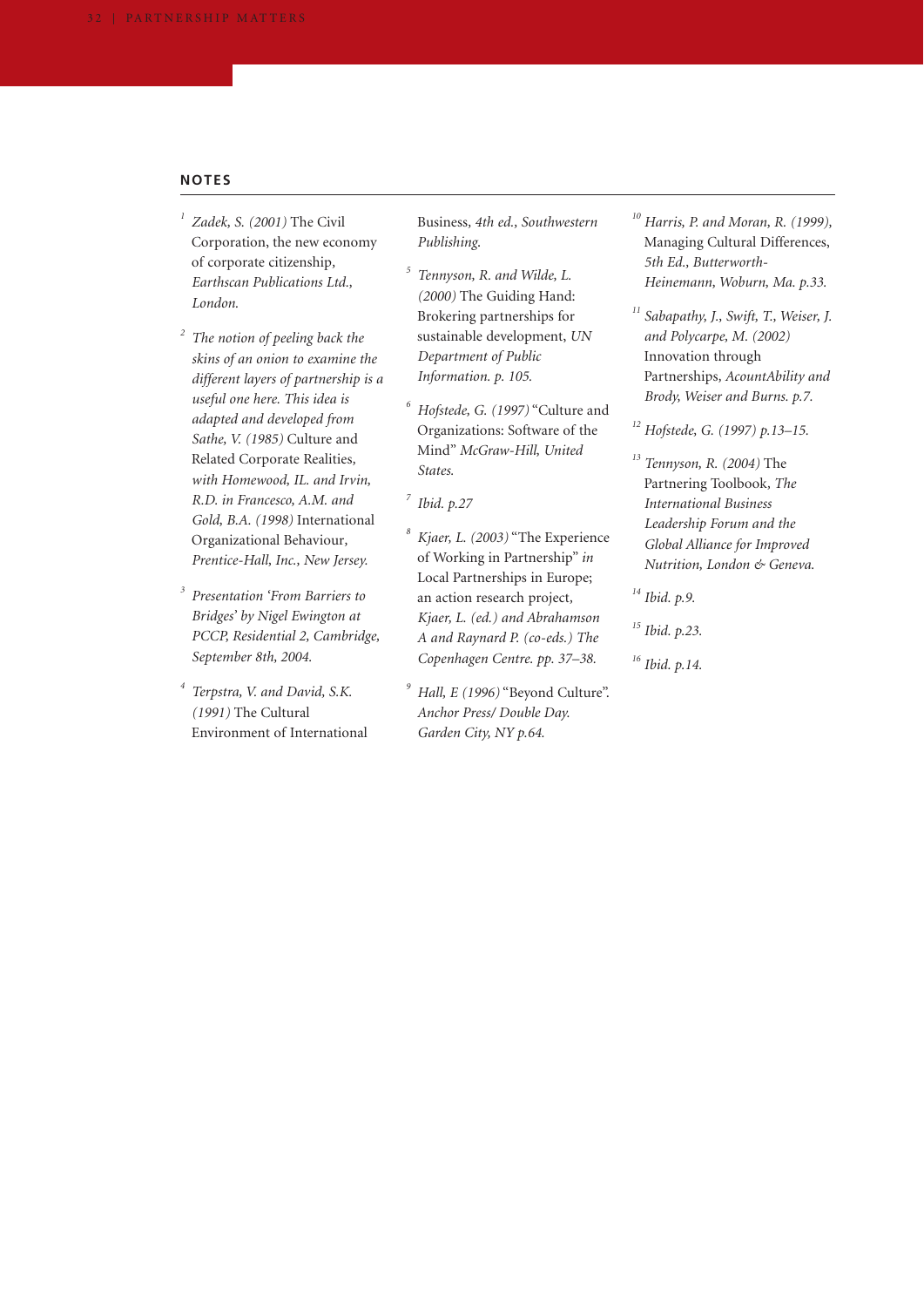## NOTES

[1] *Zadek, S. (2001)* The Civil Corporation, the new economy of corporate citizenship, *Earthscan Publications Ltd., London.*

[2] *The notion of peeling back the skins of an onion to examine the different layers of partnership is a useful one here. This idea is adapted and developed from Sathe, V. (1985)* Culture and Related Corporate Realities, *with Homewood, IL. and Irvin, R.D. in Francesco, A.M. and Gold, B.A. (1998)* International Organizational Behaviour, *Prentice-Hall, Inc., New Jersey.*

[3] *Presentation 'From Barriers to Bridges' by Nigel Ewington at PCCP, Residential 2, Cambridge, September 8th, 2004.*

[4] *Terpstra, V. and David, S.K. (1991)* The Cultural Environment of International Business, *4th ed., Southwestern Publishing.*

[5] *Tennyson, R. and Wilde, L. (2000)* The Guiding Hand: Brokering partnerships for sustainable development, *UN Department of Public Information. p. 105.*

[6] *Hofstede, G. (1997)* "Culture and Organizations: Software of the Mind" *McGraw-Hill, United States.*

[7] *Ibid. p.27*

[8] *Kjaer, L. (2003)* "The Experience of Working in Partnership" *in* Local Partnerships in Europe; an action research project, *Kjaer, L. (ed.) and Abrahamson A and Raynard P. (co-eds.) The Copenhagen Centre. pp. 37–38.*

[9] *Hall, E (1996)* "Beyond Culture". *Anchor Press/ Double Day. Garden City, NY p.64.*

[10] *Harris, P. and Moran, R. (1999),* Managing Cultural Differences, *5th Ed., Butterworth-Heinemann, Woburn, Ma. p.33.*

[11] *Sabapathy, J., Swift, T., Weiser, J. and Polycarpe, M. (2002)* Innovation through Partnerships, *AcountAbility and Brody, Weiser and Burns. p.7.*

[12] *Hofstede, G. (1997) p.13–15.*

[13] *Tennyson, R. (2004)* The Partnering Toolbook, *The International Business Leadership Forum and the Global Alliance for Improved Nutrition, London & Geneva.*

[14] *Ibid. p.9.*

[15] *Ibid. p.23.*

[16] *Ibid. p.14.*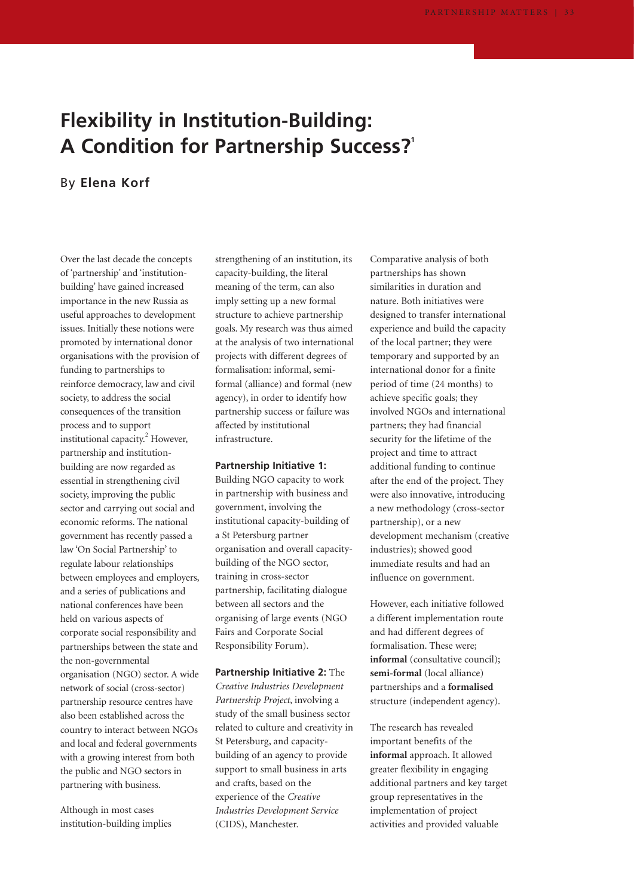# Flexibility in Institution-Building: A Condition for Partnership Success?[1]

By **Elena Korf**

Over the last decade the concepts of 'partnership' and 'institution-building' have gained increased importance in the new Russia as useful approaches to development issues. Initially these notions were promoted by international donor organisations with the provision of funding to partnerships to reinforce democracy, law and civil society, to address the social consequences of the transition process and to support institutional capacity.[2] However, partnership and institution-building are now regarded as essential in strengthening civil society, improving the public sector and carrying out social and economic reforms. The national government has recently passed a law 'On Social Partnership' to regulate labour relationships between employees and employers, and a series of publications and national conferences have been held on various aspects of corporate social responsibility and partnerships between the state and the non-governmental organisation (NGO) sector. A wide network of social (cross-sector) partnership resource centres have also been established across the country to interact between NGOs and local and federal governments with a growing interest from both the public and NGO sectors in partnering with business.

Although in most cases institution-building implies strengthening of an institution, its capacity-building, the literal meaning of the term, can also imply setting up a new formal structure to achieve partnership goals. My research was thus aimed at the analysis of two international projects with different degrees of formalisation: informal, semi-formal (alliance) and formal (new agency), in order to identify how partnership success or failure was affected by institutional infrastructure.

**Partnership Initiative 1:** Building NGO capacity to work in partnership with business and government, involving the institutional capacity-building of a St Petersburg partner organisation and overall capacity-building of the NGO sector, training in cross-sector partnership, facilitating dialogue between all sectors and the organising of large events (NGO Fairs and Corporate Social Responsibility Forum).

**Partnership Initiative 2:** The *Creative Industries Development Partnership Project*, involving a study of the small business sector related to culture and creativity in St Petersburg, and capacity-building of an agency to provide support to small business in arts and crafts, based on the experience of the *Creative Industries Development Service* (CIDS), Manchester.

Comparative analysis of both partnerships has shown similarities in duration and nature. Both initiatives were designed to transfer international experience and build the capacity of the local partner; they were temporary and supported by an international donor for a finite period of time (24 months) to achieve specific goals; they involved NGOs and international partners; they had financial security for the lifetime of the project and time to attract additional funding to continue after the end of the project. They were also innovative, introducing a new methodology (cross-sector partnership), or a new development mechanism (creative industries); showed good immediate results and had an influence on government.

However, each initiative followed a different implementation route and had different degrees of formalisation. These were; **informal** (consultative council); **semi-formal** (local alliance) partnerships and a **formalised** structure (independent agency).

The research has revealed important benefits of the **informal** approach. It allowed greater flexibility in engaging additional partners and key target group representatives in the implementation of project activities and provided valuable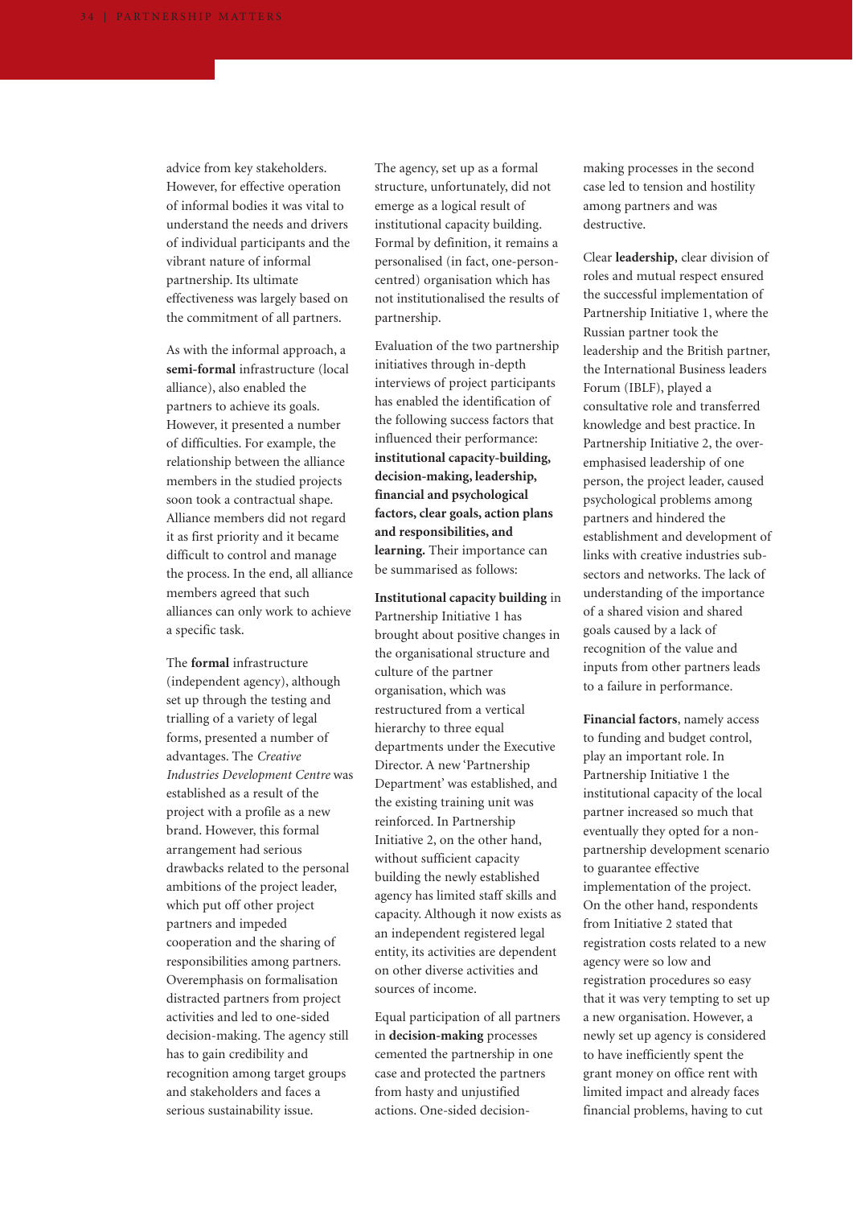advice from key stakeholders. However, for effective operation of informal bodies it was vital to understand the needs and drivers of individual participants and the vibrant nature of informal partnership. Its ultimate effectiveness was largely based on the commitment of all partners.

As with the informal approach, a **semi-formal** infrastructure (local alliance), also enabled the partners to achieve its goals. However, it presented a number of difficulties. For example, the relationship between the alliance members in the studied projects soon took a contractual shape. Alliance members did not regard it as first priority and it became difficult to control and manage the process. In the end, all alliance members agreed that such alliances can only work to achieve a specific task.

The **formal** infrastructure (independent agency), although set up through the testing and trialling of a variety of legal forms, presented a number of advantages. The *Creative Industries Development Centre* was established as a result of the project with a profile as a new brand. However, this formal arrangement had serious drawbacks related to the personal ambitions of the project leader, which put off other project partners and impeded cooperation and the sharing of responsibilities among partners. Overemphasis on formalisation distracted partners from project activities and led to one-sided decision-making. The agency still has to gain credibility and recognition among target groups and stakeholders and faces a serious sustainability issue.

The agency, set up as a formal structure, unfortunately, did not emerge as a logical result of institutional capacity building. Formal by definition, it remains a personalised (in fact, one-person-centred) organisation which has not institutionalised the results of partnership.

Evaluation of the two partnership initiatives through in-depth interviews of project participants has enabled the identification of the following success factors that influenced their performance: **institutional capacity-building, decision-making, leadership, financial and psychological factors, clear goals, action plans and responsibilities, and learning.** Their importance can be summarised as follows:

**Institutional capacity building** in Partnership Initiative 1 has brought about positive changes in the organisational structure and culture of the partner organisation, which was restructured from a vertical hierarchy to three equal departments under the Executive Director. A new 'Partnership Department' was established, and the existing training unit was reinforced. In Partnership Initiative 2, on the other hand, without sufficient capacity building the newly established agency has limited staff skills and capacity. Although it now exists as an independent registered legal entity, its activities are dependent on other diverse activities and sources of income.

Equal participation of all partners in **decision-making** processes cemented the partnership in one case and protected the partners from hasty and unjustified actions. One-sided decision-making processes in the second case led to tension and hostility among partners and was destructive.

Clear **leadership,** clear division of roles and mutual respect ensured the successful implementation of Partnership Initiative 1, where the Russian partner took the leadership and the British partner, the International Business leaders Forum (IBLF), played a consultative role and transferred knowledge and best practice. In Partnership Initiative 2, the over-emphasised leadership of one person, the project leader, caused psychological problems among partners and hindered the establishment and development of links with creative industries sub-sectors and networks. The lack of understanding of the importance of a shared vision and shared goals caused by a lack of recognition of the value and inputs from other partners leads to a failure in performance.

**Financial factors**, namely access to funding and budget control, play an important role. In Partnership Initiative 1 the institutional capacity of the local partner increased so much that eventually they opted for a non-partnership development scenario to guarantee effective implementation of the project. On the other hand, respondents from Initiative 2 stated that registration costs related to a new agency were so low and registration procedures so easy that it was very tempting to set up a new organisation. However, a newly set up agency is considered to have inefficiently spent the grant money on office rent with limited impact and already faces financial problems, having to cut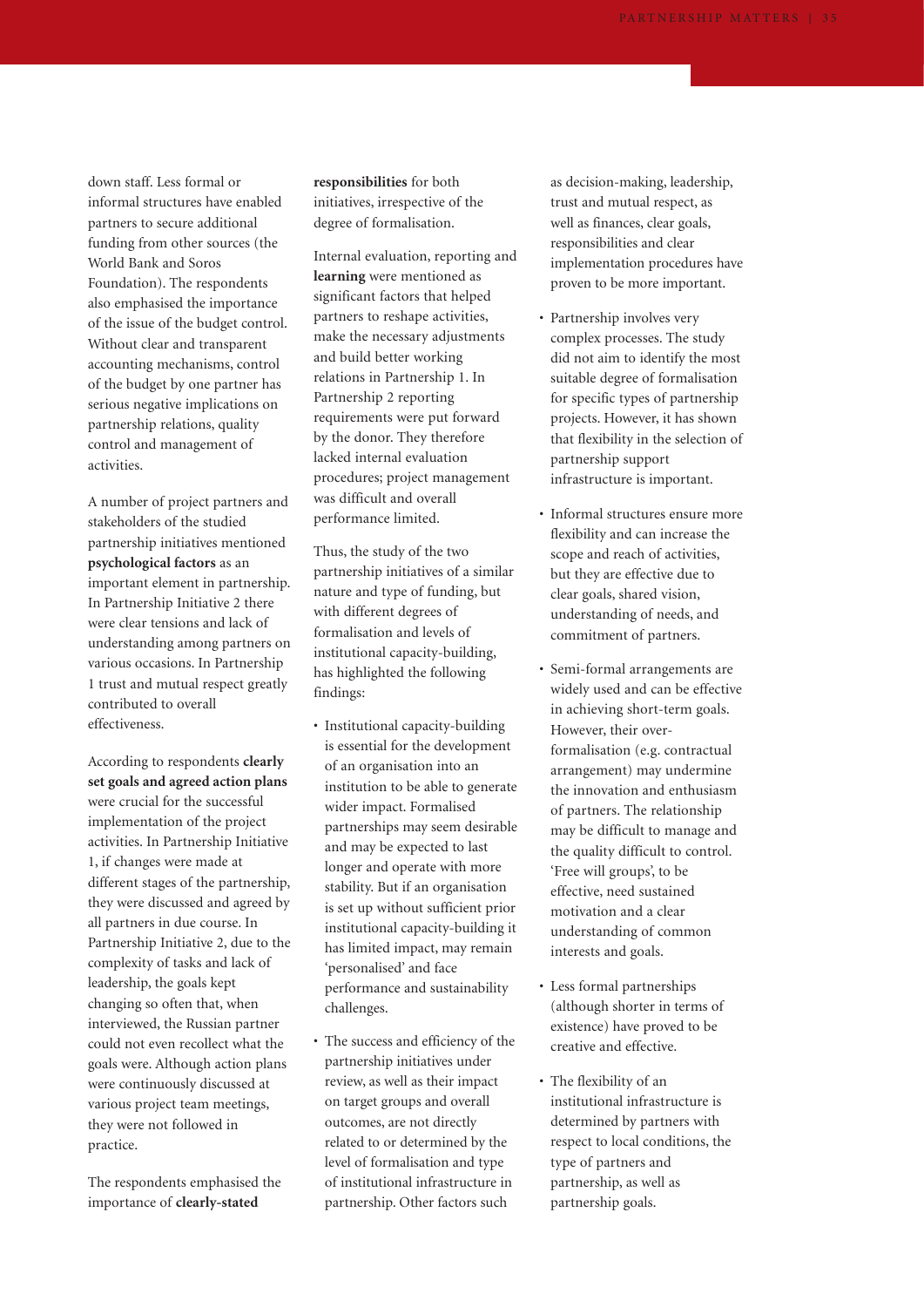down staff. Less formal or informal structures have enabled partners to secure additional funding from other sources (the World Bank and Soros Foundation). The respondents also emphasised the importance of the issue of the budget control. Without clear and transparent accounting mechanisms, control of the budget by one partner has serious negative implications on partnership relations, quality control and management of activities.

A number of project partners and stakeholders of the studied partnership initiatives mentioned **psychological factors** as an important element in partnership. In Partnership Initiative 2 there were clear tensions and lack of understanding among partners on various occasions. In Partnership 1 trust and mutual respect greatly contributed to overall effectiveness.

According to respondents **clearly set goals and agreed action plans** were crucial for the successful implementation of the project activities. In Partnership Initiative 1, if changes were made at different stages of the partnership, they were discussed and agreed by all partners in due course. In Partnership Initiative 2, due to the complexity of tasks and lack of leadership, the goals kept changing so often that, when interviewed, the Russian partner could not even recollect what the goals were. Although action plans were continuously discussed at various project team meetings, they were not followed in practice.

The respondents emphasised the importance of **clearly-stated responsibilities** for both initiatives, irrespective of the degree of formalisation.

Internal evaluation, reporting and **learning** were mentioned as significant factors that helped partners to reshape activities, make the necessary adjustments and build better working relations in Partnership 1. In Partnership 2 reporting requirements were put forward by the donor. They therefore lacked internal evaluation procedures; project management was difficult and overall performance limited.

Thus, the study of the two partnership initiatives of a similar nature and type of funding, but with different degrees of formalisation and levels of institutional capacity-building, has highlighted the following findings:

- Institutional capacity-building is essential for the development of an organisation into an institution to be able to generate wider impact. Formalised partnerships may seem desirable and may be expected to last longer and operate with more stability. But if an organisation is set up without sufficient prior institutional capacity-building it has limited impact, may remain 'personalised' and face performance and sustainability challenges.
- The success and efficiency of the partnership initiatives under review, as well as their impact on target groups and overall outcomes, are not directly related to or determined by the level of formalisation and type of institutional infrastructure in partnership. Other factors such as decision-making, leadership, trust and mutual respect, as well as finances, clear goals, responsibilities and clear implementation procedures have proven to be more important.
- Partnership involves very complex processes. The study did not aim to identify the most suitable degree of formalisation for specific types of partnership projects. However, it has shown that flexibility in the selection of partnership support infrastructure is important.
- Informal structures ensure more flexibility and can increase the scope and reach of activities, but they are effective due to clear goals, shared vision, understanding of needs, and commitment of partners.
- Semi-formal arrangements are widely used and can be effective in achieving short-term goals. However, their over-formalisation (e.g. contractual arrangement) may undermine the innovation and enthusiasm of partners. The relationship may be difficult to manage and the quality difficult to control. 'Free will groups', to be effective, need sustained motivation and a clear understanding of common interests and goals.
- Less formal partnerships (although shorter in terms of existence) have proved to be creative and effective.
- The flexibility of an institutional infrastructure is determined by partners with respect to local conditions, the type of partners and partnership, as well as partnership goals.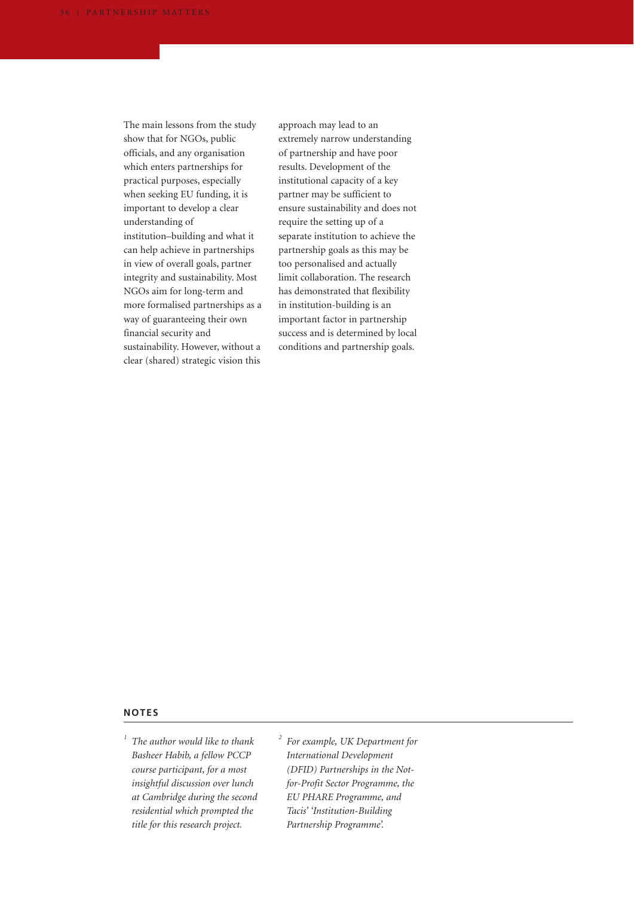The main lessons from the study show that for NGOs, public officials, and any organisation which enters partnerships for practical purposes, especially when seeking EU funding, it is important to develop a clear understanding of institution–building and what it can help achieve in partnerships in view of overall goals, partner integrity and sustainability. Most NGOs aim for long-term and more formalised partnerships as a way of guaranteeing their own financial security and sustainability. However, without a clear (shared) strategic vision this approach may lead to an extremely narrow understanding of partnership and have poor results. Development of the institutional capacity of a key partner may be sufficient to ensure sustainability and does not require the setting up of a separate institution to achieve the partnership goals as this may be too personalised and actually limit collaboration. The research has demonstrated that flexibility in institution-building is an important factor in partnership success and is determined by local conditions and partnership goals.

## NOTES

[1] *The author would like to thank Basheer Habib, a fellow PCCP course participant, for a most insightful discussion over lunch at Cambridge during the second residential which prompted the title for this research project.*

[2] *For example, UK Department for International Development (DFID) Partnerships in the Not-for-Profit Sector Programme, the EU PHARE Programme, and Tacis' 'Institution-Building Partnership Programme'.*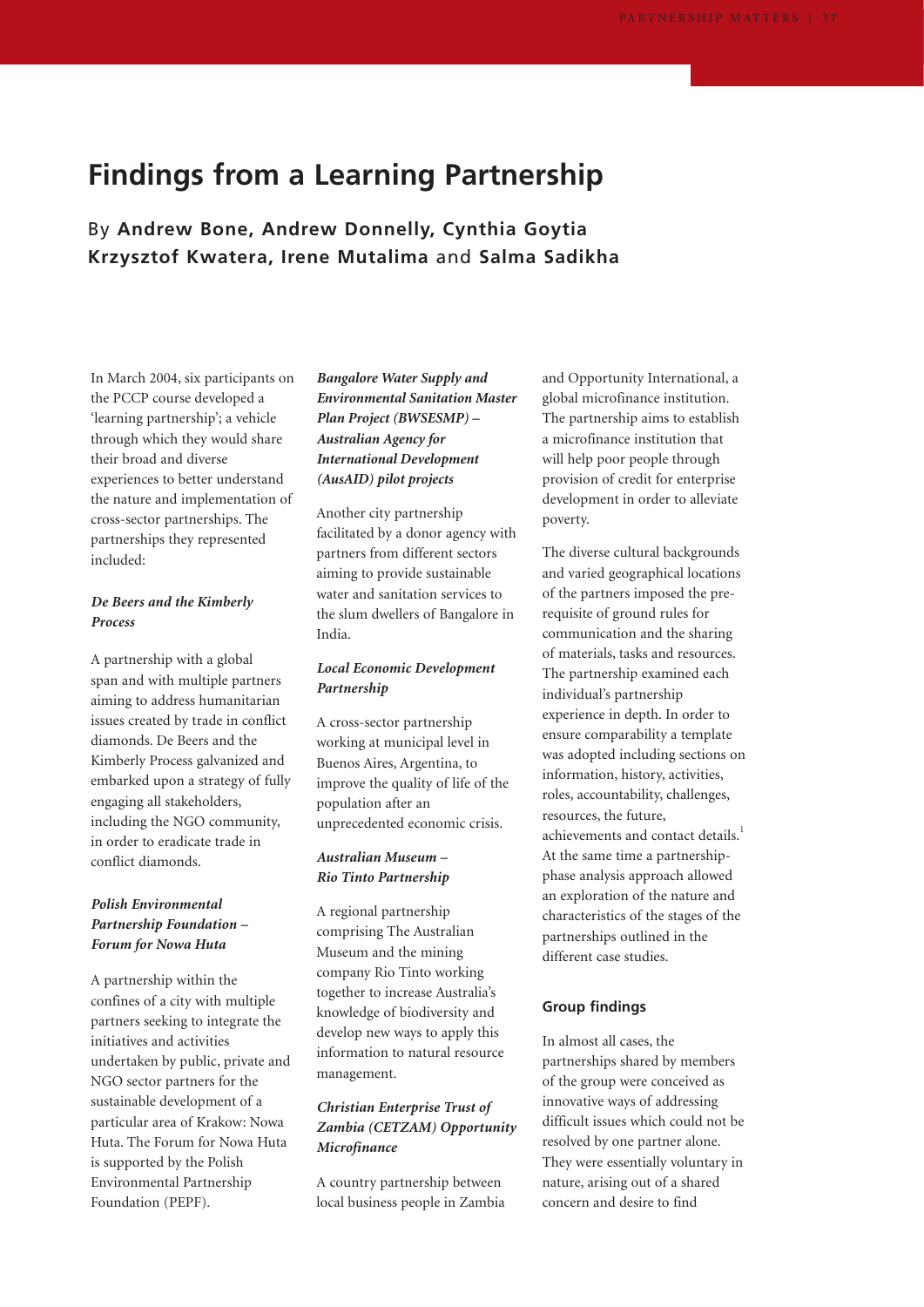# Findings from a Learning Partnership

## By **Andrew Bone, Andrew Donnelly, Cynthia Goytia Krzysztof Kwatera, Irene Mutalima** and **Salma Sadikha**

In March 2004, six participants on the PCCP course developed a 'learning partnership'; a vehicle through which they would share their broad and diverse experiences to better understand the nature and implementation of cross-sector partnerships. The partnerships they represented included:

***De Beers and the Kimberly Process***

A partnership with a global span and with multiple partners aiming to address humanitarian issues created by trade in conflict diamonds. De Beers and the Kimberly Process galvanized and embarked upon a strategy of fully engaging all stakeholders, including the NGO community, in order to eradicate trade in conflict diamonds.

***Polish Environmental Partnership Foundation – Forum for Nowa Huta***

A partnership within the confines of a city with multiple partners seeking to integrate the initiatives and activities undertaken by public, private and NGO sector partners for the sustainable development of a particular area of Krakow: Nowa Huta. The Forum for Nowa Huta is supported by the Polish Environmental Partnership Foundation (PEPF).

***Bangalore Water Supply and Environmental Sanitation Master Plan Project (BWSESMP) – Australian Agency for International Development (AusAID) pilot projects***

Another city partnership facilitated by a donor agency with partners from different sectors aiming to provide sustainable water and sanitation services to the slum dwellers of Bangalore in India.

***Local Economic Development Partnership***

A cross-sector partnership working at municipal level in Buenos Aires, Argentina, to improve the quality of life of the population after an unprecedented economic crisis.

***Australian Museum – Rio Tinto Partnership***

A regional partnership comprising The Australian Museum and the mining company Rio Tinto working together to increase Australia's knowledge of biodiversity and develop new ways to apply this information to natural resource management.

***Christian Enterprise Trust of Zambia (CETZAM) Opportunity Microfinance***

A country partnership between local business people in Zambia and Opportunity International, a global microfinance institution. The partnership aims to establish a microfinance institution that will help poor people through provision of credit for enterprise development in order to alleviate poverty.

The diverse cultural backgrounds and varied geographical locations of the partners imposed the pre-requisite of ground rules for communication and the sharing of materials, tasks and resources. The partnership examined each individual's partnership experience in depth. In order to ensure comparability a template was adopted including sections on information, history, activities, roles, accountability, challenges, resources, the future, achievements and contact details.[1] At the same time a partnership-phase analysis approach allowed an exploration of the nature and characteristics of the stages of the partnerships outlined in the different case studies.

### Group findings

In almost all cases, the partnerships shared by members of the group were conceived as innovative ways of addressing difficult issues which could not be resolved by one partner alone. They were essentially voluntary in nature, arising out of a shared concern and desire to find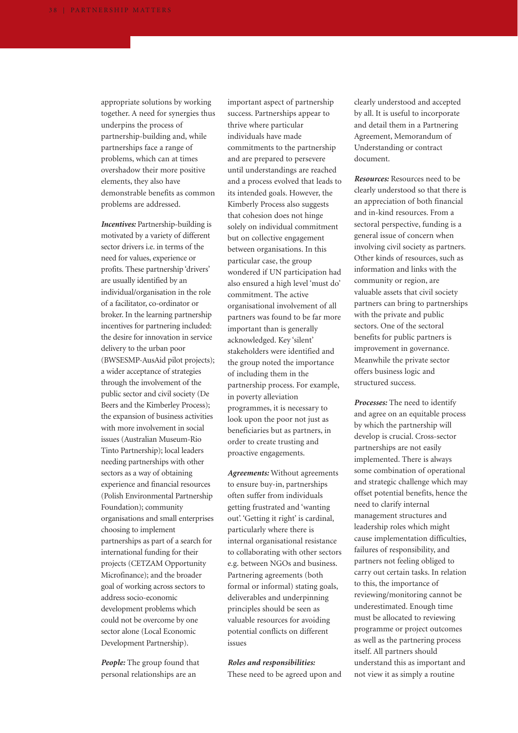appropriate solutions by working together. A need for synergies thus underpins the process of partnership-building and, while partnerships face a range of problems, which can at times overshadow their more positive elements, they also have demonstrable benefits as common problems are addressed.

***Incentives:*** Partnership-building is motivated by a variety of different sector drivers i.e. in terms of the need for values, experience or profits. These partnership 'drivers' are usually identified by an individual/organisation in the role of a facilitator, co-ordinator or broker. In the learning partnership incentives for partnering included: the desire for innovation in service delivery to the urban poor (BWSESMP-AusAid pilot projects); a wider acceptance of strategies through the involvement of the public sector and civil society (De Beers and the Kimberley Process); the expansion of business activities with more involvement in social issues (Australian Museum-Rio Tinto Partnership); local leaders needing partnerships with other sectors as a way of obtaining experience and financial resources (Polish Environmental Partnership Foundation); community organisations and small enterprises choosing to implement partnerships as part of a search for international funding for their projects (CETZAM Opportunity Microfinance); and the broader goal of working across sectors to address socio-economic development problems which could not be overcome by one sector alone (Local Economic Development Partnership).

***People:*** The group found that personal relationships are an important aspect of partnership success. Partnerships appear to thrive where particular individuals have made commitments to the partnership and are prepared to persevere until understandings are reached and a process evolved that leads to its intended goals. However, the Kimberly Process also suggests that cohesion does not hinge solely on individual commitment but on collective engagement between organisations. In this particular case, the group wondered if UN participation had also ensured a high level 'must do' commitment. The active organisational involvement of all partners was found to be far more important than is generally acknowledged. Key 'silent' stakeholders were identified and the group noted the importance of including them in the partnership process. For example, in poverty alleviation programmes, it is necessary to look upon the poor not just as beneficiaries but as partners, in order to create trusting and proactive engagements.

***Agreements:*** Without agreements to ensure buy-in, partnerships often suffer from individuals getting frustrated and 'wanting out'. 'Getting it right' is cardinal, particularly where there is internal organisational resistance to collaborating with other sectors e.g. between NGOs and business. Partnering agreements (both formal or informal) stating goals, deliverables and underpinning principles should be seen as valuable resources for avoiding potential conflicts on different issues

***Roles and responsibilities:*** These need to be agreed upon and clearly understood and accepted by all. It is useful to incorporate and detail them in a Partnering Agreement, Memorandum of Understanding or contract document.

***Resources:*** Resources need to be clearly understood so that there is an appreciation of both financial and in-kind resources. From a sectoral perspective, funding is a general issue of concern when involving civil society as partners. Other kinds of resources, such as information and links with the community or region, are valuable assets that civil society partners can bring to partnerships with the private and public sectors. One of the sectoral benefits for public partners is improvement in governance. Meanwhile the private sector offers business logic and structured success.

***Processes:*** The need to identify and agree on an equitable process by which the partnership will develop is crucial. Cross-sector partnerships are not easily implemented. There is always some combination of operational and strategic challenge which may offset potential benefits, hence the need to clarify internal management structures and leadership roles which might cause implementation difficulties, failures of responsibility, and partners not feeling obliged to carry out certain tasks. In relation to this, the importance of reviewing/monitoring cannot be underestimated. Enough time must be allocated to reviewing programme or project outcomes as well as the partnering process itself. All partners should understand this as important and not view it as simply a routine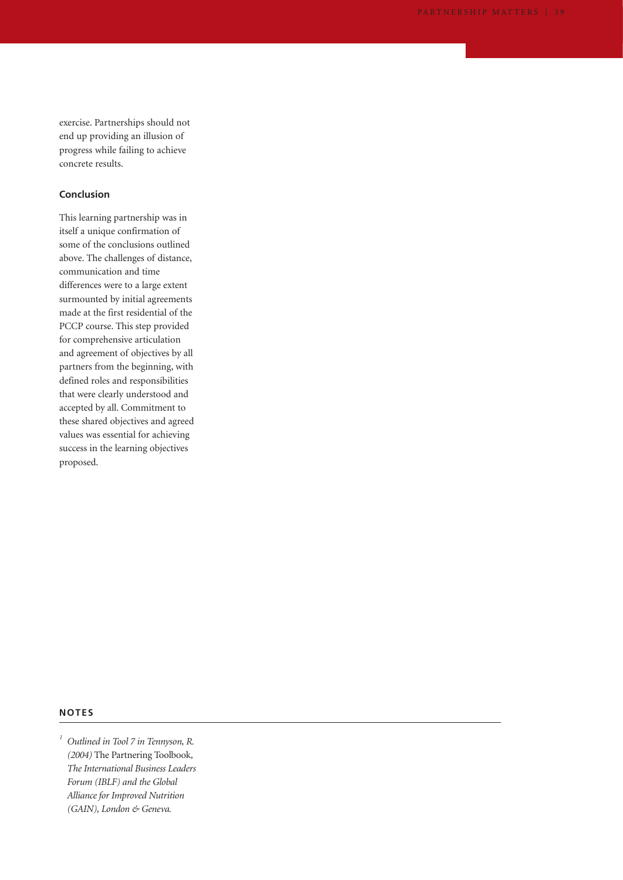exercise. Partnerships should not end up providing an illusion of progress while failing to achieve concrete results.

### Conclusion

This learning partnership was in itself a unique confirmation of some of the conclusions outlined above. The challenges of distance, communication and time differences were to a large extent surmounted by initial agreements made at the first residential of the PCCP course. This step provided for comprehensive articulation and agreement of objectives by all partners from the beginning, with defined roles and responsibilities that were clearly understood and accepted by all. Commitment to these shared objectives and agreed values was essential for achieving success in the learning objectives proposed.

## NOTES

[1] *Outlined in Tool 7 in Tennyson, R. (2004)* The Partnering Toolbook, *The International Business Leaders Forum (IBLF) and the Global Alliance for Improved Nutrition (GAIN), London & Geneva.*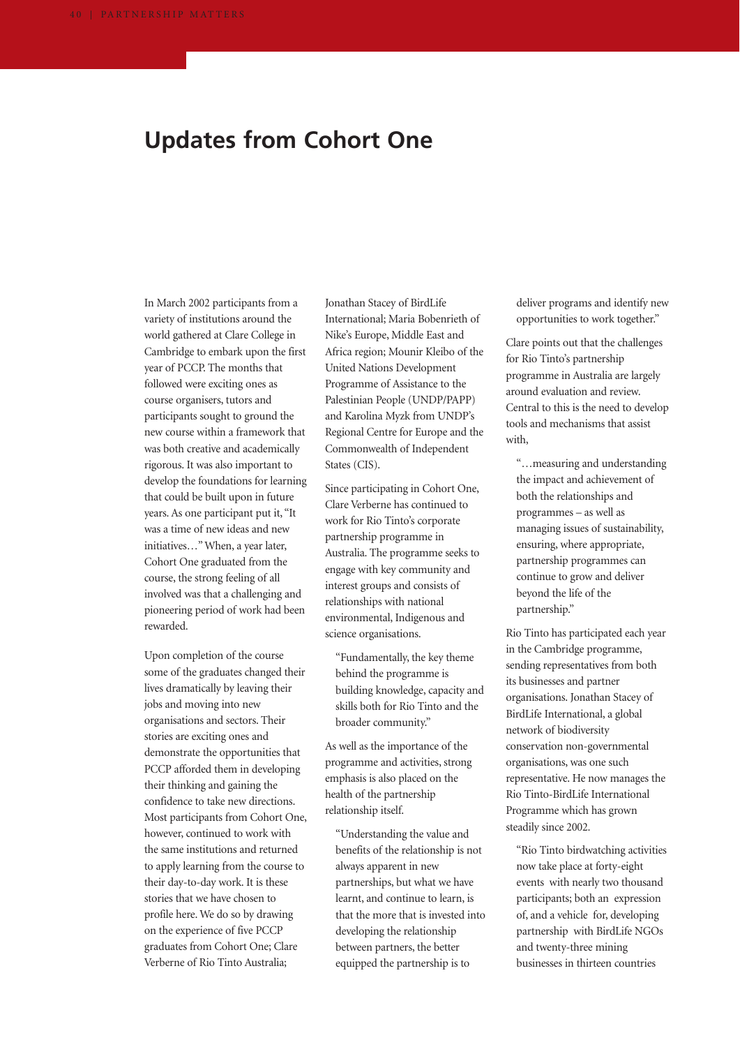# Updates from Cohort One

In March 2002 participants from a variety of institutions around the world gathered at Clare College in Cambridge to embark upon the first year of PCCP. The months that followed were exciting ones as course organisers, tutors and participants sought to ground the new course within a framework that was both creative and academically rigorous. It was also important to develop the foundations for learning that could be built upon in future years. As one participant put it, "It was a time of new ideas and new initiatives…" When, a year later, Cohort One graduated from the course, the strong feeling of all involved was that a challenging and pioneering period of work had been rewarded.

Upon completion of the course some of the graduates changed their lives dramatically by leaving their jobs and moving into new organisations and sectors. Their stories are exciting ones and demonstrate the opportunities that PCCP afforded them in developing their thinking and gaining the confidence to take new directions. Most participants from Cohort One, however, continued to work with the same institutions and returned to apply learning from the course to their day-to-day work. It is these stories that we have chosen to profile here. We do so by drawing on the experience of five PCCP graduates from Cohort One; Clare Verberne of Rio Tinto Australia; Jonathan Stacey of BirdLife International; Maria Bobenrieth of Nike's Europe, Middle East and Africa region; Mounir Kleibo of the United Nations Development Programme of Assistance to the Palestinian People (UNDP/PAPP) and Karolina Myzk from UNDP's Regional Centre for Europe and the Commonwealth of Independent States (CIS).

Since participating in Cohort One, Clare Verberne has continued to work for Rio Tinto's corporate partnership programme in Australia. The programme seeks to engage with key community and interest groups and consists of relationships with national environmental, Indigenous and science organisations.

> "Fundamentally, the key theme behind the programme is building knowledge, capacity and skills both for Rio Tinto and the broader community."

As well as the importance of the programme and activities, strong emphasis is also placed on the health of the partnership relationship itself.

> "Understanding the value and benefits of the relationship is not always apparent in new partnerships, but what we have learnt, and continue to learn, is that the more that is invested into developing the relationship between partners, the better equipped the partnership is to deliver programs and identify new opportunities to work together."

Clare points out that the challenges for Rio Tinto's partnership programme in Australia are largely around evaluation and review. Central to this is the need to develop tools and mechanisms that assist with,

> "…measuring and understanding the impact and achievement of both the relationships and programmes – as well as managing issues of sustainability, ensuring, where appropriate, partnership programmes can continue to grow and deliver beyond the life of the partnership."

Rio Tinto has participated each year in the Cambridge programme, sending representatives from both its businesses and partner organisations. Jonathan Stacey of BirdLife International, a global network of biodiversity conservation non-governmental organisations, was one such representative. He now manages the Rio Tinto-BirdLife International Programme which has grown steadily since 2002.

> "Rio Tinto birdwatching activities now take place at forty-eight events with nearly two thousand participants; both an expression of, and a vehicle for, developing partnership with BirdLife NGOs and twenty-three mining businesses in thirteen countries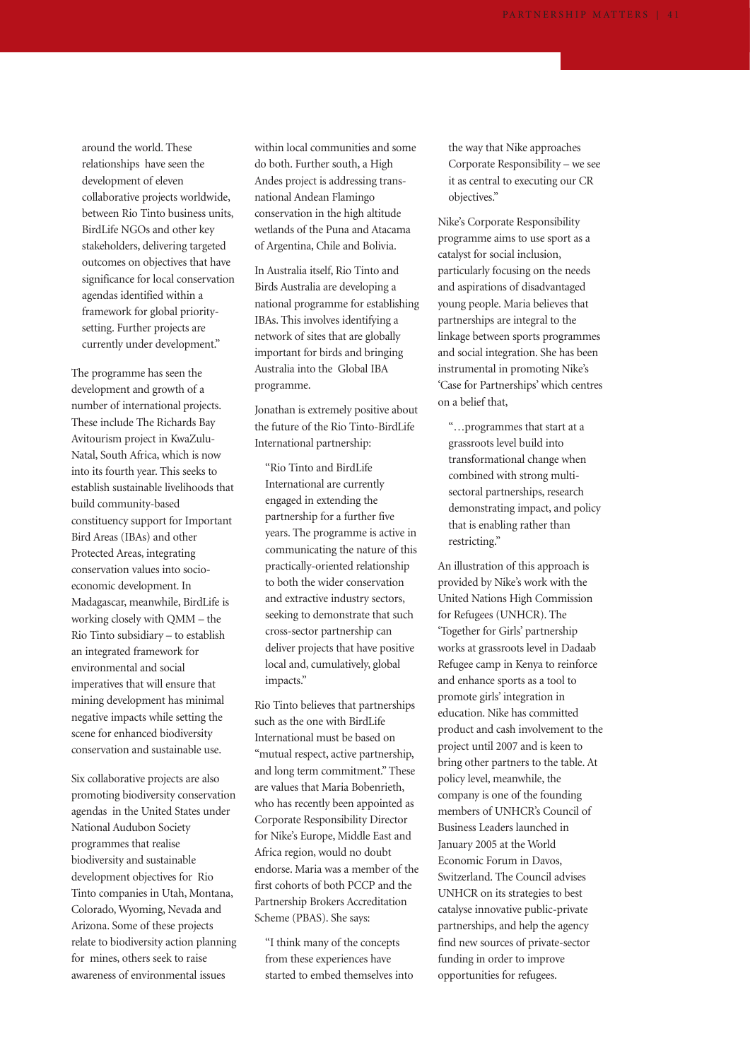around the world. These relationships have seen the development of eleven collaborative projects worldwide, between Rio Tinto business units, BirdLife NGOs and other key stakeholders, delivering targeted outcomes on objectives that have significance for local conservation agendas identified within a framework for global priority-setting. Further projects are currently under development."

The programme has seen the development and growth of a number of international projects. These include The Richards Bay Avitourism project in KwaZulu-Natal, South Africa, which is now into its fourth year. This seeks to establish sustainable livelihoods that build community-based constituency support for Important Bird Areas (IBAs) and other Protected Areas, integrating conservation values into socio-economic development. In Madagascar, meanwhile, BirdLife is working closely with QMM – the Rio Tinto subsidiary – to establish an integrated framework for environmental and social imperatives that will ensure that mining development has minimal negative impacts while setting the scene for enhanced biodiversity conservation and sustainable use.

Six collaborative projects are also promoting biodiversity conservation agendas in the United States under National Audubon Society programmes that realise biodiversity and sustainable development objectives for Rio Tinto companies in Utah, Montana, Colorado, Wyoming, Nevada and Arizona. Some of these projects relate to biodiversity action planning for mines, others seek to raise awareness of environmental issues within local communities and some do both. Further south, a High Andes project is addressing trans-national Andean Flamingo conservation in the high altitude wetlands of the Puna and Atacama of Argentina, Chile and Bolivia.

In Australia itself, Rio Tinto and Birds Australia are developing a national programme for establishing IBAs. This involves identifying a network of sites that are globally important for birds and bringing Australia into the Global IBA programme.

Jonathan is extremely positive about the future of the Rio Tinto-BirdLife International partnership:

> "Rio Tinto and BirdLife International are currently engaged in extending the partnership for a further five years. The programme is active in communicating the nature of this practically-oriented relationship to both the wider conservation and extractive industry sectors, seeking to demonstrate that such cross-sector partnership can deliver projects that have positive local and, cumulatively, global impacts."

Rio Tinto believes that partnerships such as the one with BirdLife International must be based on "mutual respect, active partnership, and long term commitment." These are values that Maria Bobenrieth, who has recently been appointed as Corporate Responsibility Director for Nike's Europe, Middle East and Africa region, would no doubt endorse. Maria was a member of the first cohorts of both PCCP and the Partnership Brokers Accreditation Scheme (PBAS). She says:

> "I think many of the concepts from these experiences have started to embed themselves into the way that Nike approaches Corporate Responsibility – we see it as central to executing our CR objectives."

Nike's Corporate Responsibility programme aims to use sport as a catalyst for social inclusion, particularly focusing on the needs and aspirations of disadvantaged young people. Maria believes that partnerships are integral to the linkage between sports programmes and social integration. She has been instrumental in promoting Nike's 'Case for Partnerships' which centres on a belief that,

> "…programmes that start at a grassroots level build into transformational change when combined with strong multi-sectoral partnerships, research demonstrating impact, and policy that is enabling rather than restricting."

An illustration of this approach is provided by Nike's work with the United Nations High Commission for Refugees (UNHCR). The 'Together for Girls' partnership works at grassroots level in Dadaab Refugee camp in Kenya to reinforce and enhance sports as a tool to promote girls' integration in education. Nike has committed product and cash involvement to the project until 2007 and is keen to bring other partners to the table. At policy level, meanwhile, the company is one of the founding members of UNHCR's Council of Business Leaders launched in January 2005 at the World Economic Forum in Davos, Switzerland. The Council advises UNHCR on its strategies to best catalyse innovative public-private partnerships, and help the agency find new sources of private-sector funding in order to improve opportunities for refugees.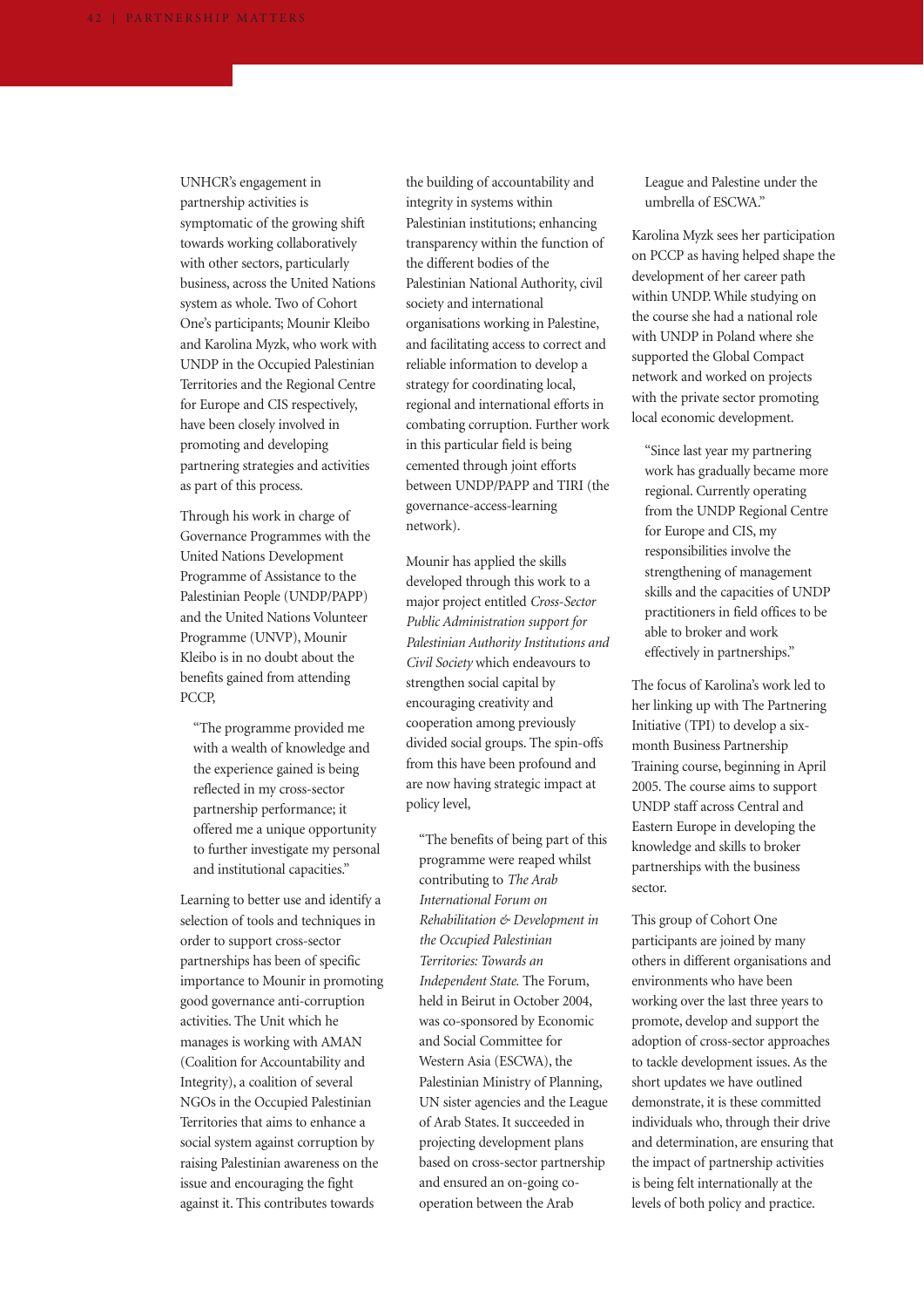UNHCR's engagement in partnership activities is symptomatic of the growing shift towards working collaboratively with other sectors, particularly business, across the United Nations system as whole. Two of Cohort One's participants; Mounir Kleibo and Karolina Myzk, who work with UNDP in the Occupied Palestinian Territories and the Regional Centre for Europe and CIS respectively, have been closely involved in promoting and developing partnering strategies and activities as part of this process.

Through his work in charge of Governance Programmes with the United Nations Development Programme of Assistance to the Palestinian People (UNDP/PAPP) and the United Nations Volunteer Programme (UNVP), Mounir Kleibo is in no doubt about the benefits gained from attending PCCP,

> "The programme provided me with a wealth of knowledge and the experience gained is being reflected in my cross-sector partnership performance; it offered me a unique opportunity to further investigate my personal and institutional capacities."

Learning to better use and identify a selection of tools and techniques in order to support cross-sector partnerships has been of specific importance to Mounir in promoting good governance anti-corruption activities. The Unit which he manages is working with AMAN (Coalition for Accountability and Integrity), a coalition of several NGOs in the Occupied Palestinian Territories that aims to enhance a social system against corruption by raising Palestinian awareness on the issue and encouraging the fight against it. This contributes towards the building of accountability and integrity in systems within Palestinian institutions; enhancing transparency within the function of the different bodies of the Palestinian National Authority, civil society and international organisations working in Palestine, and facilitating access to correct and reliable information to develop a strategy for coordinating local, regional and international efforts in combating corruption. Further work in this particular field is being cemented through joint efforts between UNDP/PAPP and TIRI (the governance-access-learning network).

Mounir has applied the skills developed through this work to a major project entitled *Cross-Sector Public Administration support for Palestinian Authority Institutions and Civil Society* which endeavours to strengthen social capital by encouraging creativity and cooperation among previously divided social groups. The spin-offs from this have been profound and are now having strategic impact at policy level,

> "The benefits of being part of this programme were reaped whilst contributing to *The Arab International Forum on Rehabilitation & Development in the Occupied Palestinian Territories: Towards an Independent State.* The Forum, held in Beirut in October 2004, was co-sponsored by Economic and Social Committee for Western Asia (ESCWA), the Palestinian Ministry of Planning, UN sister agencies and the League of Arab States. It succeeded in projecting development plans based on cross-sector partnership and ensured an on-going co-operation between the Arab League and Palestine under the umbrella of ESCWA."

Karolina Myzk sees her participation on PCCP as having helped shape the development of her career path within UNDP. While studying on the course she had a national role with UNDP in Poland where she supported the Global Compact network and worked on projects with the private sector promoting local economic development.

> "Since last year my partnering work has gradually became more regional. Currently operating from the UNDP Regional Centre for Europe and CIS, my responsibilities involve the strengthening of management skills and the capacities of UNDP practitioners in field offices to be able to broker and work effectively in partnerships."

The focus of Karolina's work led to her linking up with The Partnering Initiative (TPI) to develop a six-month Business Partnership Training course, beginning in April 2005. The course aims to support UNDP staff across Central and Eastern Europe in developing the knowledge and skills to broker partnerships with the business sector.

This group of Cohort One participants are joined by many others in different organisations and environments who have been working over the last three years to promote, develop and support the adoption of cross-sector approaches to tackle development issues. As the short updates we have outlined demonstrate, it is these committed individuals who, through their drive and determination, are ensuring that the impact of partnership activities is being felt internationally at the levels of both policy and practice.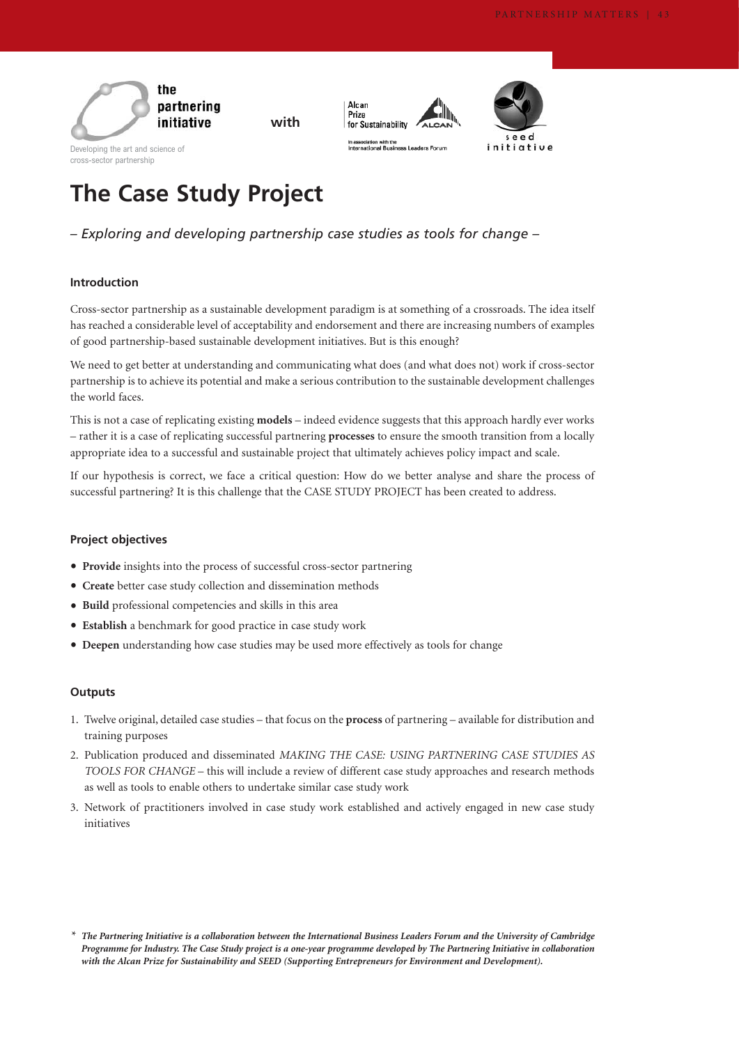the partnering initiative

Developing the art and science of cross-sector partnership

with

Alcan Prize for Sustainability

In association with the International Business Leaders Forum

seed initiative

# The Case Study Project

*– Exploring and developing partnership case studies as tools for change –*

### Introduction

Cross-sector partnership as a sustainable development paradigm is at something of a crossroads. The idea itself has reached a considerable level of acceptability and endorsement and there are increasing numbers of examples of good partnership-based sustainable development initiatives. But is this enough?

We need to get better at understanding and communicating what does (and what does not) work if cross-sector partnership is to achieve its potential and make a serious contribution to the sustainable development challenges the world faces.

This is not a case of replicating existing **models** – indeed evidence suggests that this approach hardly ever works – rather it is a case of replicating successful partnering **processes** to ensure the smooth transition from a locally appropriate idea to a successful and sustainable project that ultimately achieves policy impact and scale.

If our hypothesis is correct, we face a critical question: How do we better analyse and share the process of successful partnering? It is this challenge that the CASE STUDY PROJECT has been created to address.

### Project objectives

- **Provide** insights into the process of successful cross-sector partnering
- **Create** better case study collection and dissemination methods
- **Build** professional competencies and skills in this area
- **Establish** a benchmark for good practice in case study work
- **Deepen** understanding how case studies may be used more effectively as tools for change

### Outputs

1. Twelve original, detailed case studies – that focus on the **process** of partnering – available for distribution and training purposes
2. Publication produced and disseminated *MAKING THE CASE: USING PARTNERING CASE STUDIES AS TOOLS FOR CHANGE* – this will include a review of different case study approaches and research methods as well as tools to enable others to undertake similar case study work
3. Network of practitioners involved in case study work established and actively engaged in new case study initiatives

\* ***The Partnering Initiative is a collaboration between the International Business Leaders Forum and the University of Cambridge Programme for Industry. The Case Study project is a one-year programme developed by The Partnering Initiative in collaboration with the Alcan Prize for Sustainability and SEED (Supporting Entrepreneurs for Environment and Development).***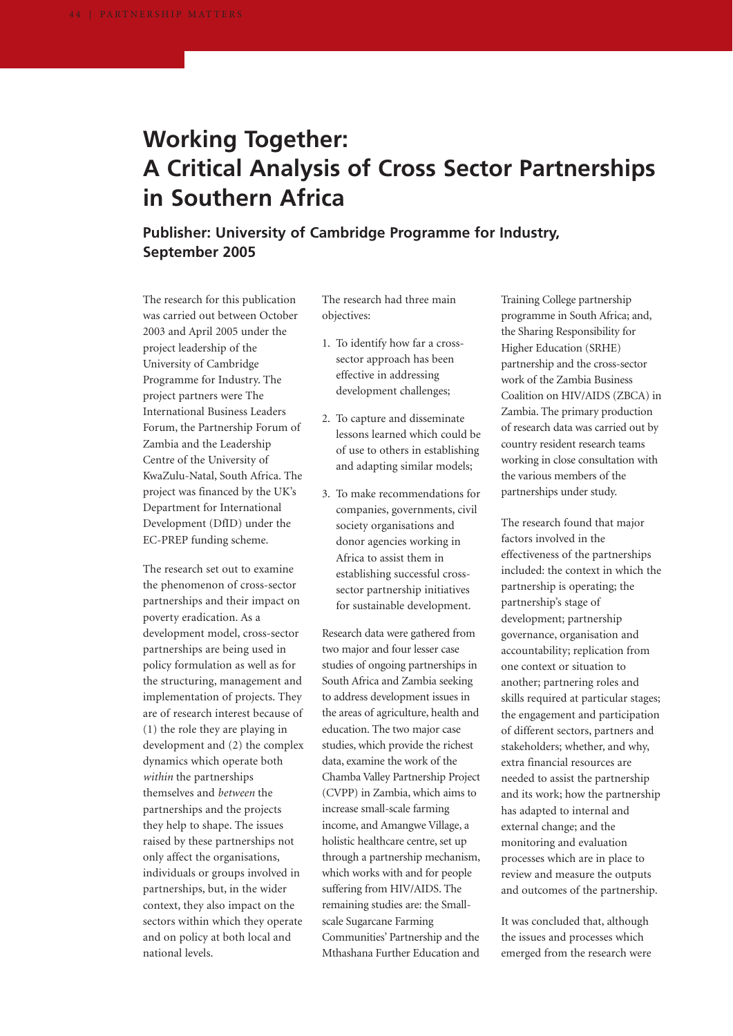# Working Together: A Critical Analysis of Cross Sector Partnerships in Southern Africa

## Publisher: University of Cambridge Programme for Industry, September 2005

The research for this publication was carried out between October 2003 and April 2005 under the project leadership of the University of Cambridge Programme for Industry. The project partners were The International Business Leaders Forum, the Partnership Forum of Zambia and the Leadership Centre of the University of KwaZulu-Natal, South Africa. The project was financed by the UK's Department for International Development (DfID) under the EC-PREP funding scheme.

The research set out to examine the phenomenon of cross-sector partnerships and their impact on poverty eradication. As a development model, cross-sector partnerships are being used in policy formulation as well as for the structuring, management and implementation of projects. They are of research interest because of (1) the role they are playing in development and (2) the complex dynamics which operate both *within* the partnerships themselves and *between* the partnerships and the projects they help to shape. The issues raised by these partnerships not only affect the organisations, individuals or groups involved in partnerships, but, in the wider context, they also impact on the sectors within which they operate and on policy at both local and national levels.

The research had three main objectives:

1. To identify how far a cross-sector approach has been effective in addressing development challenges;
2. To capture and disseminate lessons learned which could be of use to others in establishing and adapting similar models;
3. To make recommendations for companies, governments, civil society organisations and donor agencies working in Africa to assist them in establishing successful cross-sector partnership initiatives for sustainable development.

Research data were gathered from two major and four lesser case studies of ongoing partnerships in South Africa and Zambia seeking to address development issues in the areas of agriculture, health and education. The two major case studies, which provide the richest data, examine the work of the Chamba Valley Partnership Project (CVPP) in Zambia, which aims to increase small-scale farming income, and Amangwe Village, a holistic healthcare centre, set up through a partnership mechanism, which works with and for people suffering from HIV/AIDS. The remaining studies are: the Small-scale Sugarcane Farming Communities' Partnership and the Mthashana Further Education and Training College partnership programme in South Africa; and, the Sharing Responsibility for Higher Education (SRHE) partnership and the cross-sector work of the Zambia Business Coalition on HIV/AIDS (ZBCA) in Zambia. The primary production of research data was carried out by country resident research teams working in close consultation with the various members of the partnerships under study.

The research found that major factors involved in the effectiveness of the partnerships included: the context in which the partnership is operating; the partnership's stage of development; partnership governance, organisation and accountability; replication from one context or situation to another; partnering roles and skills required at particular stages; the engagement and participation of different sectors, partners and stakeholders; whether, and why, extra financial resources are needed to assist the partnership and its work; how the partnership has adapted to internal and external change; and the monitoring and evaluation processes which are in place to review and measure the outputs and outcomes of the partnership.

It was concluded that, although the issues and processes which emerged from the research were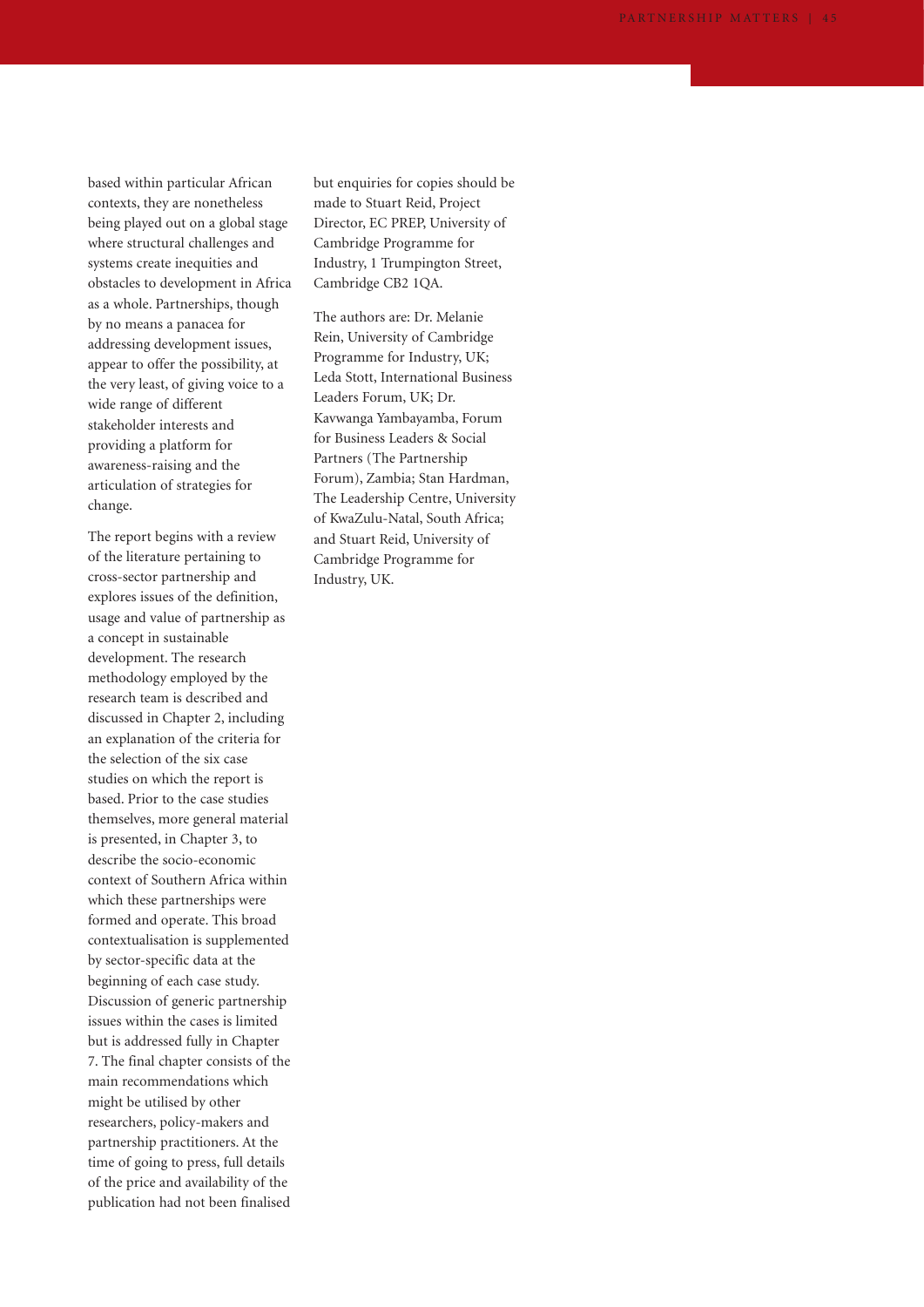based within particular African contexts, they are nonetheless being played out on a global stage where structural challenges and systems create inequities and obstacles to development in Africa as a whole. Partnerships, though by no means a panacea for addressing development issues, appear to offer the possibility, at the very least, of giving voice to a wide range of different stakeholder interests and providing a platform for awareness-raising and the articulation of strategies for change.

The report begins with a review of the literature pertaining to cross-sector partnership and explores issues of the definition, usage and value of partnership as a concept in sustainable development. The research methodology employed by the research team is described and discussed in Chapter 2, including an explanation of the criteria for the selection of the six case studies on which the report is based. Prior to the case studies themselves, more general material is presented, in Chapter 3, to describe the socio-economic context of Southern Africa within which these partnerships were formed and operate. This broad contextualisation is supplemented by sector-specific data at the beginning of each case study. Discussion of generic partnership issues within the cases is limited but is addressed fully in Chapter 7. The final chapter consists of the main recommendations which might be utilised by other researchers, policy-makers and partnership practitioners. At the time of going to press, full details of the price and availability of the publication had not been finalised but enquiries for copies should be made to Stuart Reid, Project Director, EC PREP, University of Cambridge Programme for Industry, 1 Trumpington Street, Cambridge CB2 1QA.

The authors are: Dr. Melanie Rein, University of Cambridge Programme for Industry, UK; Leda Stott, International Business Leaders Forum, UK; Dr. Kavwanga Yambayamba, Forum for Business Leaders & Social Partners (The Partnership Forum), Zambia; Stan Hardman, The Leadership Centre, University of KwaZulu-Natal, South Africa; and Stuart Reid, University of Cambridge Programme for Industry, UK.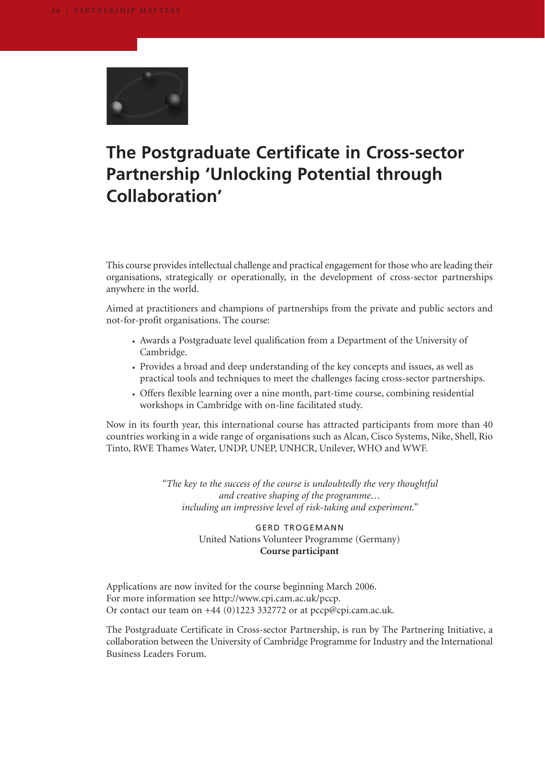# The Postgraduate Certificate in Cross-sector Partnership 'Unlocking Potential through Collaboration'

This course provides intellectual challenge and practical engagement for those who are leading their organisations, strategically or operationally, in the development of cross-sector partnerships anywhere in the world.

Aimed at practitioners and champions of partnerships from the private and public sectors and not-for-profit organisations. The course:

- Awards a Postgraduate level qualification from a Department of the University of Cambridge.
- Provides a broad and deep understanding of the key concepts and issues, as well as practical tools and techniques to meet the challenges facing cross-sector partnerships.
- Offers flexible learning over a nine month, part-time course, combining residential workshops in Cambridge with on-line facilitated study.

Now in its fourth year, this international course has attracted participants from more than 40 countries working in a wide range of organisations such as Alcan, Cisco Systems, Nike, Shell, Rio Tinto, RWE Thames Water, UNDP, UNEP, UNHCR, Unilever, WHO and WWF.

> *"The key to the success of the course is undoubtedly the very thoughtful and creative shaping of the programme… including an impressive level of risk-taking and experiment."*
>
> GERD TROGEMANN
> United Nations Volunteer Programme (Germany)
> **Course participant**

Applications are now invited for the course beginning March 2006.
For more information see http://www.cpi.cam.ac.uk/pccp.
Or contact our team on +44 (0)1223 332772 or at pccp@cpi.cam.ac.uk.

The Postgraduate Certificate in Cross-sector Partnership, is run by The Partnering Initiative, a collaboration between the University of Cambridge Programme for Industry and the International Business Leaders Forum.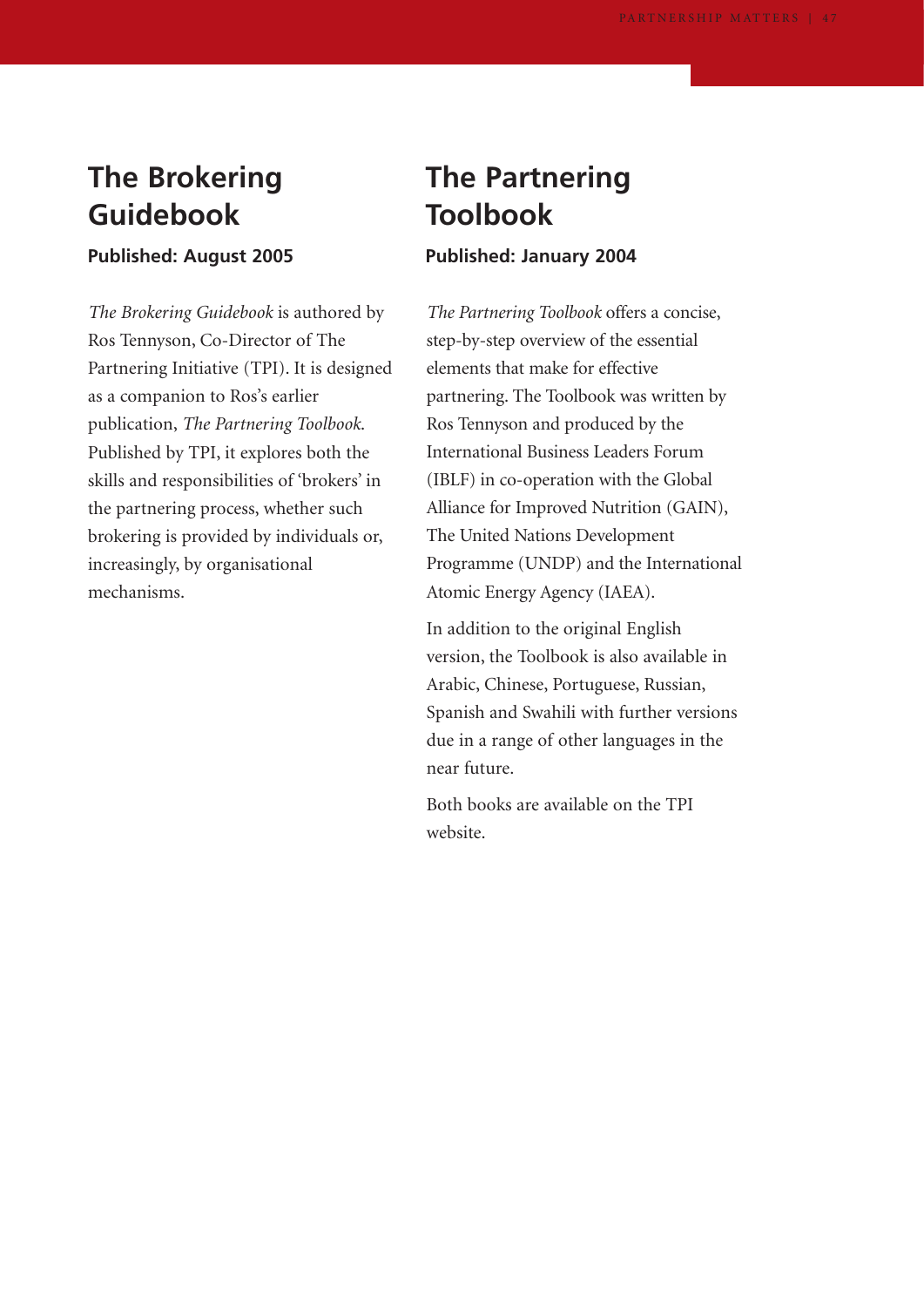## The Brokering Guidebook

**Published: August 2005**

*The Brokering Guidebook* is authored by Ros Tennyson, Co-Director of The Partnering Initiative (TPI). It is designed as a companion to Ros's earlier publication, *The Partnering Toolbook.* Published by TPI, it explores both the skills and responsibilities of 'brokers' in the partnering process, whether such brokering is provided by individuals or, increasingly, by organisational mechanisms.

## The Partnering Toolbook

**Published: January 2004**

*The Partnering Toolbook* offers a concise, step-by-step overview of the essential elements that make for effective partnering. The Toolbook was written by Ros Tennyson and produced by the International Business Leaders Forum (IBLF) in co-operation with the Global Alliance for Improved Nutrition (GAIN), The United Nations Development Programme (UNDP) and the International Atomic Energy Agency (IAEA).

In addition to the original English version, the Toolbook is also available in Arabic, Chinese, Portuguese, Russian, Spanish and Swahili with further versions due in a range of other languages in the near future.

Both books are available on the TPI website.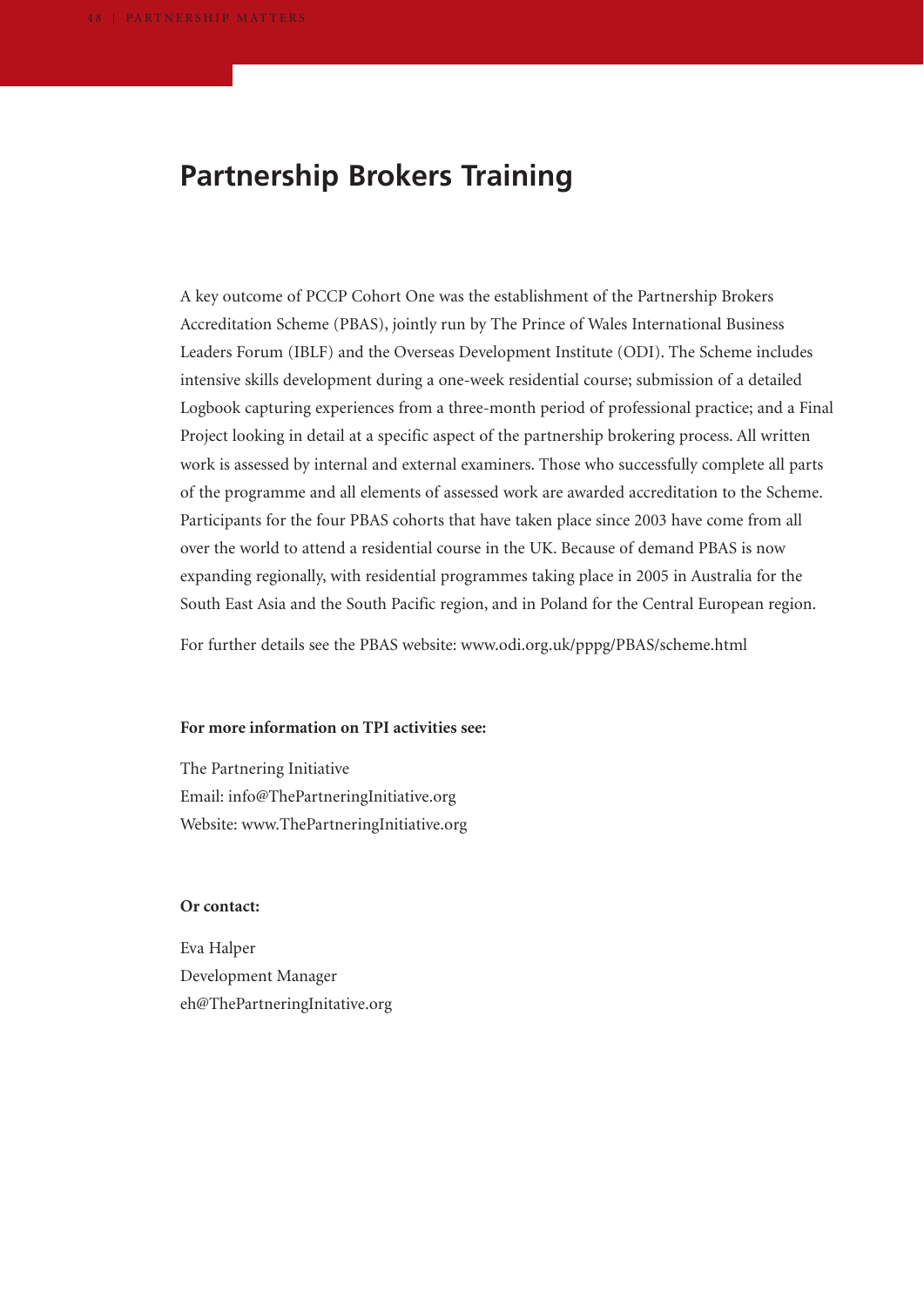# Partnership Brokers Training

A key outcome of PCCP Cohort One was the establishment of the Partnership Brokers Accreditation Scheme (PBAS), jointly run by The Prince of Wales International Business Leaders Forum (IBLF) and the Overseas Development Institute (ODI). The Scheme includes intensive skills development during a one-week residential course; submission of a detailed Logbook capturing experiences from a three-month period of professional practice; and a Final Project looking in detail at a specific aspect of the partnership brokering process. All written work is assessed by internal and external examiners. Those who successfully complete all parts of the programme and all elements of assessed work are awarded accreditation to the Scheme. Participants for the four PBAS cohorts that have taken place since 2003 have come from all over the world to attend a residential course in the UK. Because of demand PBAS is now expanding regionally, with residential programmes taking place in 2005 in Australia for the South East Asia and the South Pacific region, and in Poland for the Central European region.

For further details see the PBAS website: www.odi.org.uk/pppg/PBAS/scheme.html

**For more information on TPI activities see:**

The Partnering Initiative
Email: info@ThePartneringInitiative.org
Website: www.ThePartneringInitiative.org

**Or contact:**

Eva Halper
Development Manager
eh@ThePartneringInitative.org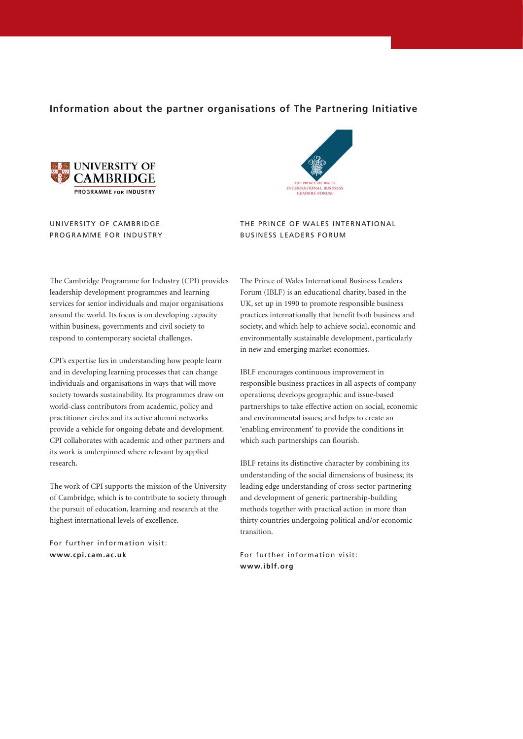## Information about the partner organisations of The Partnering Initiative

### UNIVERSITY OF CAMBRIDGE PROGRAMME FOR INDUSTRY

The Cambridge Programme for Industry (CPI) provides leadership development programmes and learning services for senior individuals and major organisations around the world. Its focus is on developing capacity within business, governments and civil society to respond to contemporary societal challenges.

CPI's expertise lies in understanding how people learn and in developing learning processes that can change individuals and organisations in ways that will move society towards sustainability. Its programmes draw on world-class contributors from academic, policy and practitioner circles and its active alumni networks provide a vehicle for ongoing debate and development. CPI collaborates with academic and other partners and its work is underpinned where relevant by applied research.

The work of CPI supports the mission of the University of Cambridge, which is to contribute to society through the pursuit of education, learning and research at the highest international levels of excellence.

For further information visit:
**www.cpi.cam.ac.uk**

### THE PRINCE OF WALES INTERNATIONAL BUSINESS LEADERS FORUM

The Prince of Wales International Business Leaders Forum (IBLF) is an educational charity, based in the UK, set up in 1990 to promote responsible business practices internationally that benefit both business and society, and which help to achieve social, economic and environmentally sustainable development, particularly in new and emerging market economies.

IBLF encourages continuous improvement in responsible business practices in all aspects of company operations; develops geographic and issue-based partnerships to take effective action on social, economic and environmental issues; and helps to create an 'enabling environment' to provide the conditions in which such partnerships can flourish.

IBLF retains its distinctive character by combining its understanding of the social dimensions of business; its leading edge understanding of cross-sector partnering and development of generic partnership-building methods together with practical action in more than thirty countries undergoing political and/or economic transition.

For further information visit:
**www.iblf.org**